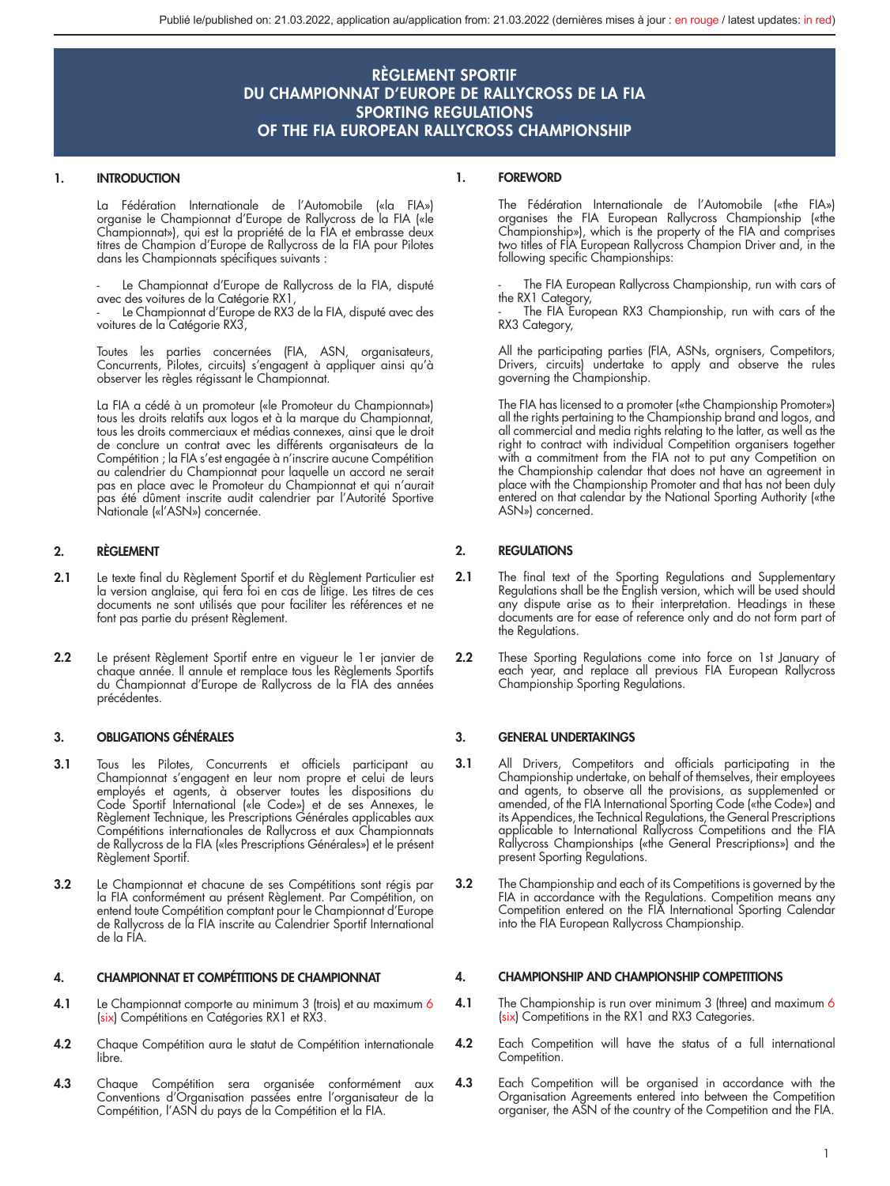# RÈGLEMENT SPORTIF DU CHAMPIONNAT D'EUROPE DE RALLYCROSS DE LA FIA
# SPORTING REGULATIONS OF THE FIA EUROPEAN RALLYCROSS CHAMPIONSHIP

Publié le/published on: 21.03.2022, application au/application from: 21.03.2022 (dernières mises à jour : en rouge / latest updates: in red)

## 1. INTRODUCTION

La Fédération Internationale de l'Automobile («la FIA») organise le Championnat d'Europe de Rallycross de la FIA («le Championnat»), qui est la propriété de la FIA et embrasse deux titres de Champion d'Europe de Rallycross de la FIA pour Pilotes dans les Championnats spécifiques suivants :

- Le Championnat d'Europe de Rallycross de la FIA, disputé avec des voitures de la Catégorie RX1,
- Le Championnat d'Europe de RX3 de la FIA, disputé avec des voitures de la Catégorie RX3,

Toutes les parties concernées (FIA, ASN, organisateurs, Concurrents, Pilotes, circuits) s'engagent à appliquer ainsi qu'à observer les règles régissant le Championnat.

La FIA a cédé à un promoteur («le Promoteur du Championnat») tous les droits relatifs aux logos et à la marque du Championnat, tous les droits commerciaux et médias connexes, ainsi que le droit de conclure un contrat avec les différents organisateurs de la Compétition ; la FIA s'est engagée à n'inscrire aucune Compétition au calendrier du Championnat pour laquelle un accord ne serait pas en place avec le Promoteur du Championnat et qui n'aurait pas été dûment inscrite audit calendrier par l'Autorité Sportive Nationale («l'ASN») concernée.

## 2. RÈGLEMENT

**2.1** Le texte final du Règlement Sportif et du Règlement Particulier est la version anglaise, qui fera foi en cas de litige. Les titres de ces documents ne sont utilisés que pour faciliter les références et ne font pas partie du présent Règlement.

**2.2** Le présent Règlement Sportif entre en vigueur le 1er janvier de chaque année. Il annule et remplace tous les Règlements Sportifs du Championnat d'Europe de Rallycross de la FIA des années précédentes.

## 3. OBLIGATIONS GÉNÉRALES

**3.1** Tous les Pilotes, Concurrents et officiels participant au Championnat s'engagent en leur nom propre et celui de leurs employés et agents, à observer toutes les dispositions du Code Sportif International («le Code») et de ses Annexes, le Règlement Technique, les Prescriptions Générales applicables aux Compétitions internationales de Rallycross et aux Championnats de Rallycross de la FIA («les Prescriptions Générales») et le présent Règlement Sportif.

**3.2** Le Championnat et chacune de ses Compétitions sont régis par la FIA conformément au présent Règlement. Par Compétition, on entend toute Compétition comptant pour le Championnat d'Europe de Rallycross de la FIA inscrite au Calendrier Sportif International de la FIA.

## 4. CHAMPIONNAT ET COMPÉTITIONS DE CHAMPIONNAT

**4.1** Le Championnat comporte au minimum 3 (trois) et au maximum 6 (six) Compétitions en Catégories RX1 et RX3.

**4.2** Chaque Compétition aura le statut de Compétition internationale libre.

**4.3** Chaque Compétition sera organisée conformément aux Conventions d'Organisation passées entre l'organisateur de la Compétition, l'ASN du pays de la Compétition et la FIA.

## 1. FOREWORD

The Fédération Internationale de l'Automobile («the FIA») organises the FIA European Rallycross Championship («the Championship»), which is the property of the FIA and comprises two titles of FIA European Rallycross Champion Driver and, in the following specific Championships:

- The FIA European Rallycross Championship, run with cars of the RX1 Category,
- The FIA European RX3 Championship, run with cars of the RX3 Category,

All the participating parties (FIA, ASNs, orgnisers, Competitors, Drivers, circuits) undertake to apply and observe the rules governing the Championship.

The FIA has licensed to a promoter («the Championship Promoter») all the rights pertaining to the Championship brand and logos, and all commercial and media rights relating to the latter, as well as the right to contract with individual Competition organisers together with a commitment from the FIA not to put any Competition on the Championship calendar that does not have an agreement in place with the Championship Promoter and that has not been duly entered on that calendar by the National Sporting Authority («the ASN») concerned.

## 2. REGULATIONS

**2.1** The final text of the Sporting Regulations and Supplementary Regulations shall be the English version, which will be used should any dispute arise as to their interpretation. Headings in these documents are for ease of reference only and do not form part of the Regulations.

**2.2** These Sporting Regulations come into force on 1st January of each year, and replace all previous FIA European Rallycross Championship Sporting Regulations.

## 3. GENERAL UNDERTAKINGS

**3.1** All Drivers, Competitors and officials participating in the Championship undertake, on behalf of themselves, their employees and agents, to observe all the provisions, as supplemented or amended, of the FIA International Sporting Code («the Code») and its Appendices, the Technical Regulations, the General Prescriptions applicable to International Rallycross Competitions and the FIA Rallycross Championships («the General Prescriptions») and the present Sporting Regulations.

**3.2** The Championship and each of its Competitions is governed by the FIA in accordance with the Regulations. Competition means any Competition entered on the FIA International Sporting Calendar into the FIA European Rallycross Championship.

## 4. CHAMPIONSHIP AND CHAMPIONSHIP COMPETITIONS

**4.1** The Championship is run over minimum 3 (three) and maximum 6 (six) Competitions in the RX1 and RX3 Categories.

**4.2** Each Competition will have the status of a full international Competition.

**4.3** Each Competition will be organised in accordance with the Organisation Agreements entered into between the Competition organiser, the ASN of the country of the Competition and the FIA.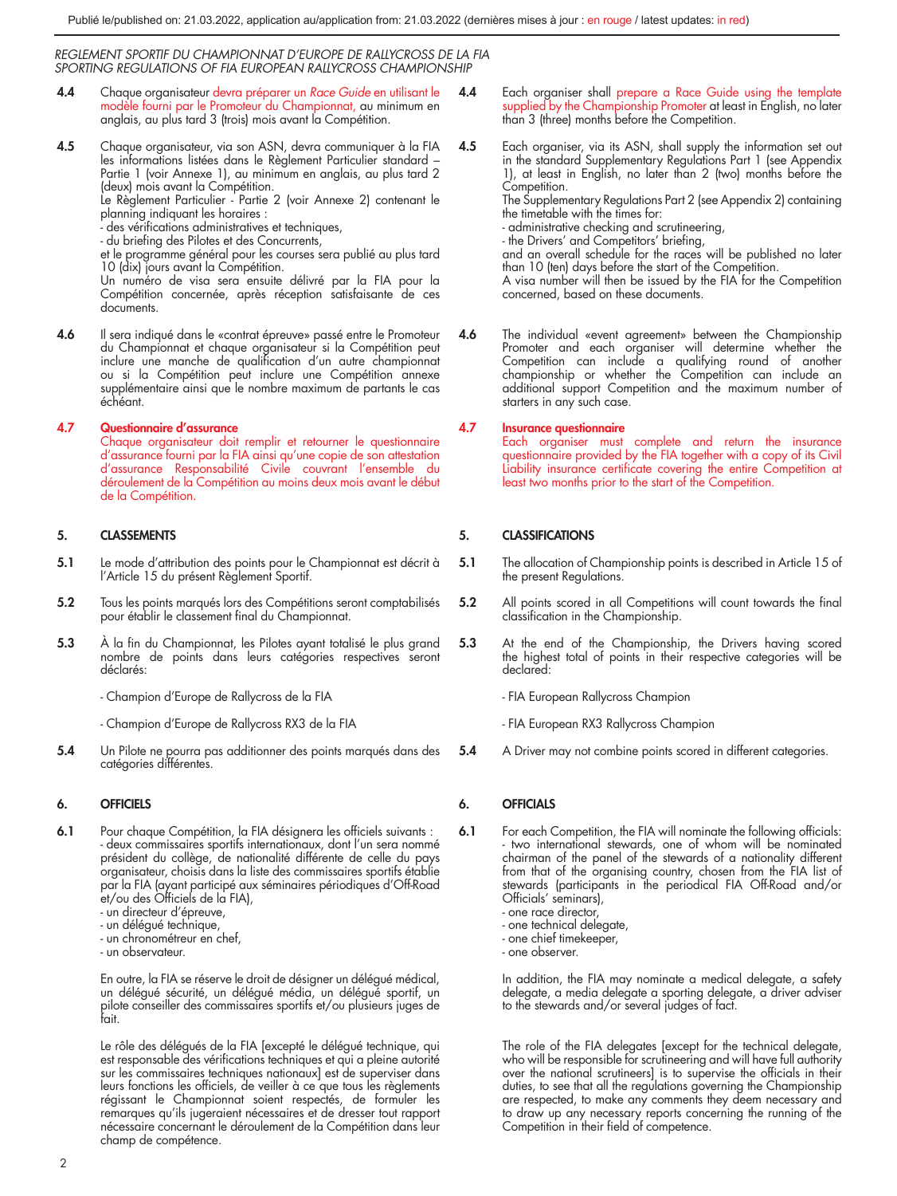**4.4** Chaque organisateur devra préparer un *Race Guide* en utilisant le modèle fourni par le Promoteur du Championnat, au minimum en anglais, au plus tard 3 (trois) mois avant la Compétition.

**4.5** Chaque organisateur, via son ASN, devra communiquer à la FIA les informations listées dans le Règlement Particulier standard – Partie 1 (voir Annexe 1), au minimum en anglais, au plus tard 2 (deux) mois avant la Compétition.
Le Règlement Particulier - Partie 2 (voir Annexe 2) contenant le planning indiquant les horaires :
- des vérifications administratives et techniques,
- du briefing des Pilotes et des Concurrents,

et le programme général pour les courses sera publié au plus tard 10 (dix) jours avant la Compétition.
Un numéro de visa sera ensuite délivré par la FIA pour la Compétition concernée, après réception satisfaisante de ces documents.

**4.6** Il sera indiqué dans le «contrat épreuve» passé entre le Promoteur du Championnat et chaque organisateur si la Compétition peut inclure une manche de qualification d'un autre championnat ou si la Compétition peut inclure une Compétition annexe supplémentaire ainsi que le nombre maximum de partants le cas échéant.

**4.7** **Questionnaire d'assurance**
Chaque organisateur doit remplir et retourner le questionnaire d'assurance fourni par la FIA ainsi qu'une copie de son attestation d'assurance Responsabilité Civile couvrant l'ensemble du déroulement de la Compétition au moins deux mois avant le début de la Compétition.

## 5. CLASSEMENTS

**5.1** Le mode d'attribution des points pour le Championnat est décrit à l'Article 15 du présent Règlement Sportif.

**5.2** Tous les points marqués lors des Compétitions seront comptabilisés pour établir le classement final du Championnat.

**5.3** À la fin du Championnat, les Pilotes ayant totalisé le plus grand nombre de points dans leurs catégories respectives seront déclarés:

- Champion d'Europe de Rallycross de la FIA
- Champion d'Europe de Rallycross RX3 de la FIA

**5.4** Un Pilote ne pourra pas additionner des points marqués dans des catégories différentes.

## 6. OFFICIELS

**6.1** Pour chaque Compétition, la FIA désignera les officiels suivants :
- deux commissaires sportifs internationaux, dont l'un sera nommé président du collège, de nationalité différente de celle du pays organisateur, choisis dans la liste des commissaires sportifs établie par la FIA (ayant participé aux séminaires périodiques d'Off-Road et/ou des Officiels de la FIA),
- un directeur d'épreuve,
- un délégué technique,
- un chronométreur en chef,
- un observateur.

En outre, la FIA se réserve le droit de désigner un délégué médical, un délégué sécurité, un délégué média, un délégué sportif, un pilote conseiller des commissaires sportifs et/ou plusieurs juges de fait.

Le rôle des délégués de la FIA [excepté le délégué technique, qui est responsable des vérifications techniques et qui a pleine autorité sur les commissaires techniques nationaux] est de superviser dans leurs fonctions les officiels, de veiller à ce que tous les règlements régissant le Championnat soient respectés, de formuler les remarques qu'ils jugeraient nécessaires et de dresser tout rapport nécessaire concernant le déroulement de la Compétition dans leur champ de compétence.

---

**4.4** Each organiser shall prepare a Race Guide using the template supplied by the Championship Promoter at least in English, no later than 3 (three) months before the Competition.

**4.5** Each organiser, via its ASN, shall supply the information set out in the standard Supplementary Regulations Part 1 (see Appendix 1), at least in English, no later than 2 (two) months before the Competition.
The Supplementary Regulations Part 2 (see Appendix 2) containing the timetable with the times for:
- administrative checking and scrutineering,
- the Drivers' and Competitors' briefing,

and an overall schedule for the races will be published no later than 10 (ten) days before the start of the Competition.
A visa number will then be issued by the FIA for the Competition concerned, based on these documents.

**4.6** The individual «event agreement» between the Championship Promoter and each organiser will determine whether the Competition can include a qualifying round of another championship or whether the Competition can include an additional support Competition and the maximum number of starters in any such case.

**4.7** **Insurance questionnaire**
Each organiser must complete and return the insurance questionnaire provided by the FIA together with a copy of its Civil Liability insurance certificate covering the entire Competition at least two months prior to the start of the Competition.

## 5. CLASSIFICATIONS

**5.1** The allocation of Championship points is described in Article 15 of the present Regulations.

**5.2** All points scored in all Competitions will count towards the final classification in the Championship.

**5.3** At the end of the Championship, the Drivers having scored the highest total of points in their respective categories will be declared:

- FIA European Rallycross Champion
- FIA European RX3 Rallycross Champion

**5.4** A Driver may not combine points scored in different categories.

## 6. OFFICIALS

**6.1** For each Competition, the FIA will nominate the following officials:
- two international stewards, one of whom will be nominated chairman of the panel of the stewards of a nationality different from that of the organising country, chosen from the FIA list of stewards (participants in the periodical FIA Off-Road and/or Officials' seminars),
- one race director,
- one technical delegate,
- one chief timekeeper,
- one observer.

In addition, the FIA may nominate a medical delegate, a safety delegate, a media delegate a sporting delegate, a driver adviser to the stewards and/or several judges of fact.

The role of the FIA delegates [except for the technical delegate, who will be responsible for scrutineering and will have full authority over the national scrutineers] is to supervise the officials in their duties, to see that all the regulations governing the Championship are respected, to make any comments they deem necessary and to draw up any necessary reports concerning the running of the Competition in their field of competence.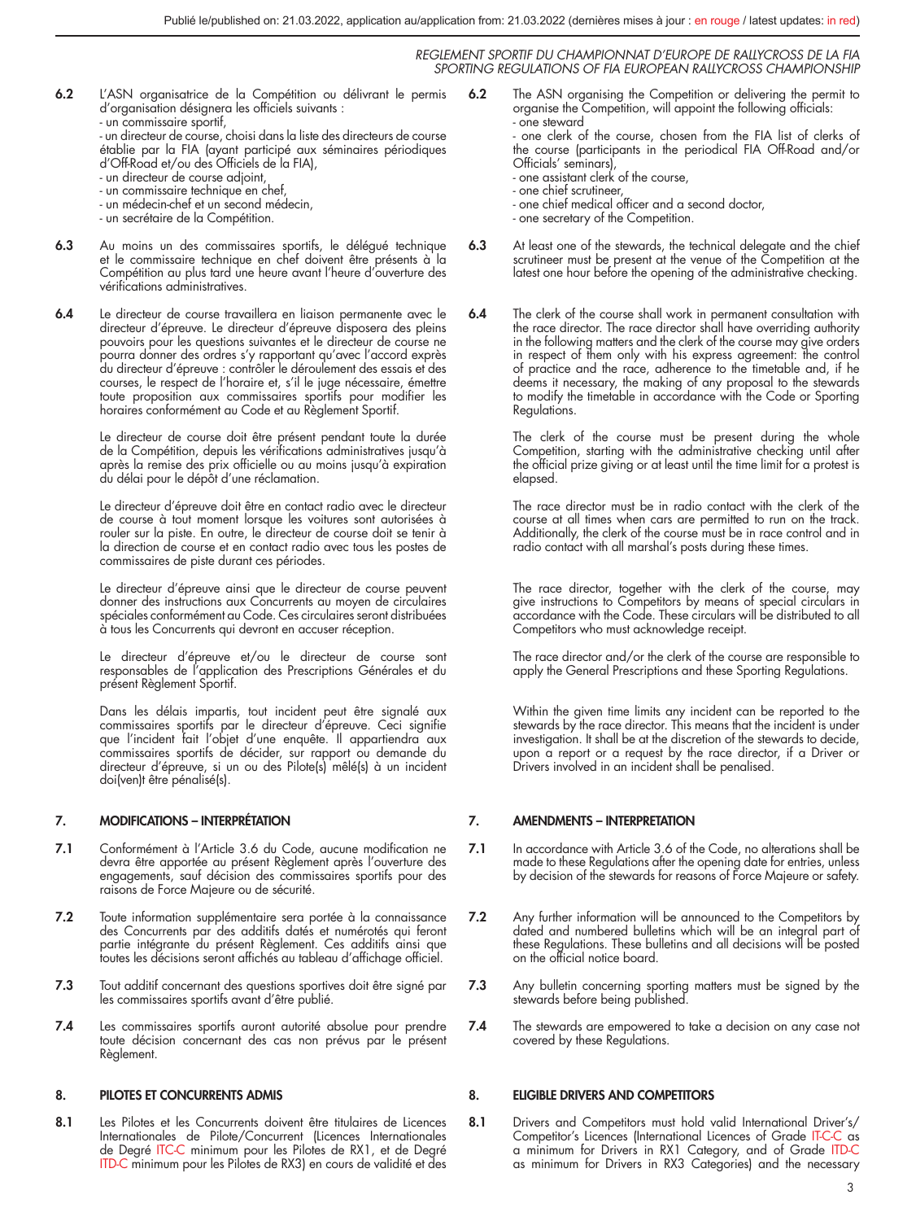6.2 L'ASN organisatrice de la Compétition ou délivrant le permis d'organisation désignera les officiels suivants :
- un commissaire sportif,
- un directeur de course, choisi dans la liste des directeurs de course établie par la FIA (ayant participé aux séminaires périodiques d'Off-Road et/ou des Officiels de la FIA),
- un directeur de course adjoint,
- un commissaire technique en chef,
- un médecin-chef et un second médecin,
- un secrétaire de la Compétition.

6.3 Au moins un des commissaires sportifs, le délégué technique et le commissaire technique en chef doivent être présents à la Compétition au plus tard une heure avant l'heure d'ouverture des vérifications administratives.

6.4 Le directeur de course travaillera en liaison permanente avec le directeur d'épreuve. Le directeur d'épreuve disposera des pleins pouvoirs pour les questions suivantes et le directeur de course ne pourra donner des ordres s'y rapportant qu'avec l'accord exprès du directeur d'épreuve : contrôler le déroulement des essais et des courses, le respect de l'horaire et, s'il le juge nécessaire, émettre toute proposition aux commissaires sportifs pour modifier les horaires conformément au Code et au Règlement Sportif.

Le directeur de course doit être présent pendant toute la durée de la Compétition, depuis les vérifications administratives jusqu'à après la remise des prix officielle ou au moins jusqu'à expiration du délai pour le dépôt d'une réclamation.

Le directeur d'épreuve doit être en contact radio avec le directeur de course à tout moment lorsque les voitures sont autorisées à rouler sur la piste. En outre, le directeur de course doit se tenir à la direction de course et en contact radio avec tous les postes de commissaires de piste durant ces périodes.

Le directeur d'épreuve ainsi que le directeur de course peuvent donner des instructions aux Concurrents au moyen de circulaires spéciales conformément au Code. Ces circulaires seront distribuées à tous les Concurrents qui devront en accuser réception.

Le directeur d'épreuve et/ou le directeur de course sont responsables de l'application des Prescriptions Générales et du présent Règlement Sportif.

Dans les délais impartis, tout incident peut être signalé aux commissaires sportifs par le directeur d'épreuve. Ceci signifie que l'incident fait l'objet d'une enquête. Il appartiendra aux commissaires sportifs de décider, sur rapport ou demande du directeur d'épreuve, si un ou des Pilote(s) mêlé(s) à un incident doi(ven)t être pénalisé(s).

## 7. MODIFICATIONS – INTERPRÉTATION

7.1 Conformément à l'Article 3.6 du Code, aucune modification ne devra être apportée au présent Règlement après l'ouverture des engagements, sauf décision des commissaires sportifs pour des raisons de Force Majeure ou de sécurité.

7.2 Toute information supplémentaire sera portée à la connaissance des Concurrents par des additifs datés et numérotés qui feront partie intégrante du présent Règlement. Ces additifs ainsi que toutes les décisions seront affichés au tableau d'affichage officiel.

7.3 Tout additif concernant des questions sportives doit être signé par les commissaires sportifs avant d'être publié.

7.4 Les commissaires sportifs auront autorité absolue pour prendre toute décision concernant des cas non prévus par le présent Règlement.

## 8. PILOTES ET CONCURRENTS ADMIS

8.1 Les Pilotes et les Concurrents doivent être titulaires de Licences Internationales de Pilote/Concurrent (Licences Internationales de Degré ITC-C minimum pour les Pilotes de RX1, et de Degré ITD-C minimum pour les Pilotes de RX3) en cours de validité et des

---

6.2 The ASN organising the Competition or delivering the permit to organise the Competition, will appoint the following officials:
- one steward
- one clerk of the course, chosen from the FIA list of clerks of the course (participants in the periodical FIA Off-Road and/or Officials' seminars),
- one assistant clerk of the course,
- one chief scrutineer,
- one chief medical officer and a second doctor,
- one secretary of the Competition.

6.3 At least one of the stewards, the technical delegate and the chief scrutineer must be present at the venue of the Competition at the latest one hour before the opening of the administrative checking.

6.4 The clerk of the course shall work in permanent consultation with the race director. The race director shall have overriding authority in the following matters and the clerk of the course may give orders in respect of them only with his express agreement: the control of practice and the race, adherence to the timetable and, if he deems it necessary, the making of any proposal to the stewards to modify the timetable in accordance with the Code or Sporting Regulations.

The clerk of the course must be present during the whole Competition, starting with the administrative checking until after the official prize giving or at least until the time limit for a protest is elapsed.

The race director must be in radio contact with the clerk of the course at all times when cars are permitted to run on the track. Additionally, the clerk of the course must be in race control and in radio contact with all marshal's posts during these times.

The race director, together with the clerk of the course, may give instructions to Competitors by means of special circulars in accordance with the Code. These circulars will be distributed to all Competitors who must acknowledge receipt.

The race director and/or the clerk of the course are responsible to apply the General Prescriptions and these Sporting Regulations.

Within the given time limits any incident can be reported to the stewards by the race director. This means that the incident is under investigation. It shall be at the discretion of the stewards to decide, upon a report or a request by the race director, if a Driver or Drivers involved in an incident shall be penalised.

## 7. AMENDMENTS – INTERPRETATION

7.1 In accordance with Article 3.6 of the Code, no alterations shall be made to these Regulations after the opening date for entries, unless by decision of the stewards for reasons of Force Majeure or safety.

7.2 Any further information will be announced to the Competitors by dated and numbered bulletins which will be an integral part of these Regulations. These bulletins and all decisions will be posted on the official notice board.

7.3 Any bulletin concerning sporting matters must be signed by the stewards before being published.

7.4 The stewards are empowered to take a decision on any case not covered by these Regulations.

## 8. ELIGIBLE DRIVERS AND COMPETITORS

8.1 Drivers and Competitors must hold valid International Driver's/Competitor's Licences (International Licences of Grade IT-C-C as a minimum for Drivers in RX1 Category, and of Grade ITD-C as minimum for Drivers in RX3 Categories) and the necessary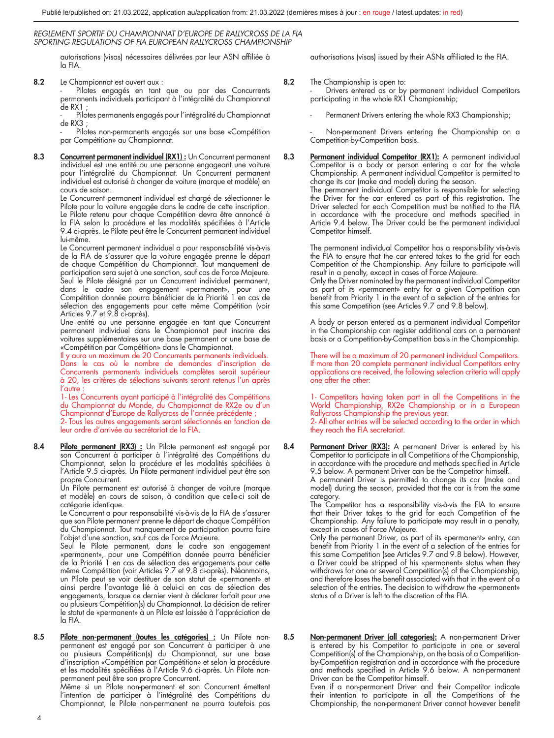autorisations (visas) nécessaires délivrées par leur ASN affiliée à la FIA.

**8.2** Le Championnat est ouvert aux :
- Pilotes engagés en tant que ou par des Concurrents permanents individuels participant à l'intégralité du Championnat de RX1 ;
- Pilotes permanents engagés pour l'intégralité du Championnat de RX3 ;
- Pilotes non-permanents engagés sur une base «Compétition par Compétition» au Championnat.

**8.3** **Concurrent permanent individuel (RX1) :** Un Concurrent permanent individuel est une entité ou une personne engageant une voiture pour l'intégralité du Championnat. Un Concurrent permanent individuel est autorisé à changer de voiture (marque et modèle) en cours de saison.
Le Concurrent permanent individuel est chargé de sélectionner le Pilote pour la voiture engagée dans le cadre de cette inscription. Le Pilote retenu pour chaque Compétition devra être annoncé à la FIA selon la procédure et les modalités spécifiées à l'Article 9.4 ci-après. Le Pilote peut être le Concurrent permanent individuel lui-même.
Le Concurrent permanent individuel a pour responsabilité vis-à-vis de la FIA de s'assurer que la voiture engagée prenne le départ de chaque Compétition du Championnat. Tout manquement de participation sera sujet à une sanction, sauf cas de Force Majeure. Seul le Pilote désigné par un Concurrent individuel permanent, dans le cadre son engagement «permanent», pour une Compétition donnée pourra bénéficier de la Priorité 1 en cas de sélection des engagements pour cette même Compétition (voir Articles 9.7 et 9.8 ci-après).
Une entité ou une personne engagée en tant que Concurrent permanent individuel dans le Championnat peut inscrire des voitures supplémentaires sur une base permanent or une base de «Compétition par Compétition» dans le Championnat.
Il y aura un maximum de 20 Concurrents permanents individuels. Dans le cas où le nombre de demandes d'inscription de Concurrents permanents individuels complètes serait supérieur à 20, les critères de sélections suivants seront retenus l'un après l'autre :
1- Les Concurrents ayant participé à l'intégralité des Compétitions du Championnat du Monde, du Championnat de RX2e ou d'un Championnat d'Europe de Rallycross de l'année précédente ;
2- Tous les autres engagements seront sélectionnés en fonction de leur ordre d'arrivée au secrétariat de la FIA.

**8.4** **Pilote permanent (RX3) :** Un Pilote permanent est engagé par son Concurrent à participer à l'intégralité des Compétitions du Championnat, selon la procédure et les modalités spécifiées à l'Article 9.5 ci-après. Un Pilote permanent individuel peut être son propre Concurrent.
Un Pilote permanent est autorisé à changer de voiture (marque et modèle) en cours de saison, à condition que celle-ci soit de catégorie identique.
Le Concurrent a pour responsabilité vis-à-vis de la FIA de s'assurer que son Pilote permanent prenne le départ de chaque Compétition du Championnat. Tout manquement de participation pourra faire l'objet d'une sanction, sauf cas de Force Majeure.
Seul le Pilote permanent, dans le cadre son engagement «permanent», pour une Compétition donnée pourra bénéficier de la Priorité 1 en cas de sélection des engagements pour cette même Compétition (voir Articles 9.7 et 9.8 ci-après). Néanmoins, un Pilote peut se voir destituer de son statut de «permanent» et ainsi perdre l'avantage lié à celui-ci en cas de sélection des engagements, lorsque ce dernier vient à déclarer forfait pour une ou plusieurs Compétition(s) du Championnat. La décision de retirer le statut de «permanent» à un Pilote est laissée à l'appréciation de la FIA.

**8.5** **Pilote non-permanent (toutes les catégories) :** Un Pilote non-permanent est engagé par son Concurrent à participer à une ou plusieurs Compétition(s) du Championnat, sur une base d'inscription «Compétition par Compétition» et selon la procédure et les modalités spécifiées à l'Article 9.6 ci-après. Un Pilote non-permanent peut être son propre Concurrent.
Même si un Pilote non-permanent et son Concurrent émettent l'intention de participer à l'intégralité des Compétitions du Championnat, le Pilote non-permanent ne pourra toutefois pas

---

authorisations (visas) issued by their ASNs affiliated to the FIA.

**8.2** The Championship is open to:
- Drivers entered as or by permanent individual Competitors participating in the whole RX1 Championship;
- Permanent Drivers entering the whole RX3 Championship;
- Non-permanent Drivers entering the Championship on a Competition-by-Competition basis.

**8.3** **Permanent individual Competitor (RX1):** A permanent individual Competitor is a body or person entering a car for the whole Championship. A permanent individual Competitor is permitted to change its car (make and model) during the season.
The permanent individual Competitor is responsible for selecting the Driver for the car entered as part of this registration. The Driver selected for each Competition must be notified to the FIA in accordance with the procedure and methods specified in Article 9.4 below. The Driver could be the permanent individual Competitor himself.
The permanent individual Competitor has a responsibility vis-à-vis the FIA to ensure that the car entered takes to the grid for each Competition of the Championship. Any failure to participate will result in a penalty, except in cases of Force Majeure.
Only the Driver nominated by the permanent individual Competitor as part of its «permanent» entry for a given Competition can benefit from Priority 1 in the event of a selection of the entries for this same Competition (see Articles 9.7 and 9.8 below).
A body or person entered as a permanent individual Competitor in the Championship can register additional cars on a permanent basis or a Competition-by-Competition basis in the Championship.
There will be a maximum of 20 permanent individual Competitors. If more than 20 complete permanent individual Competitors entry applications are received, the following selection criteria will apply one after the other:
1- Competitors having taken part in all the Competitions in the World Championship, RX2e Championship or in a European Rallycross Championship the previous year.
2- All other entries will be selected according to the order in which they reach the FIA secretariat.

**8.4** **Permanent Driver (RX3):** A permanent Driver is entered by his Competitor to participate in all Competitions of the Championship, in accordance with the procedure and methods specified in Article 9.5 below. A permanent Driver can be the Competitor himself.
A permanent Driver is permitted to change its car (make and model) during the season, provided that the car is from the same category.
The Competitor has a responsibility vis-à-vis the FIA to ensure that their Driver takes to the grid for each Competition of the Championship. Any failure to participate may result in a penalty, except in cases of Force Majeure.
Only the permanent Driver, as part of its «permanent» entry, can benefit from Priority 1 in the event of a selection of the entries for this same Competition (see Articles 9.7 and 9.8 below). However, a Driver could be stripped of his «permanent» status when they withdraws for one or several Competition(s) of the Championship, and therefore loses the benefit associated with that in the event of a selection of the entries. The decision to withdraw the «permanent» status of a Driver is left to the discretion of the FIA.

**8.5** **Non-permanent Driver (all categories):** A non-permanent Driver is entered by his Competitor to participate in one or several Competition(s) of the Championship, on the basis of a Competition-by-Competition registration and in accordance with the procedure and methods specified in Article 9.6 below. A non-permanent Driver can be the Competitor himself.
Even if a non-permanent Driver and their Competitor indicate their intention to participate in all the Competitions of the Championship, the non-permanent Driver cannot however benefit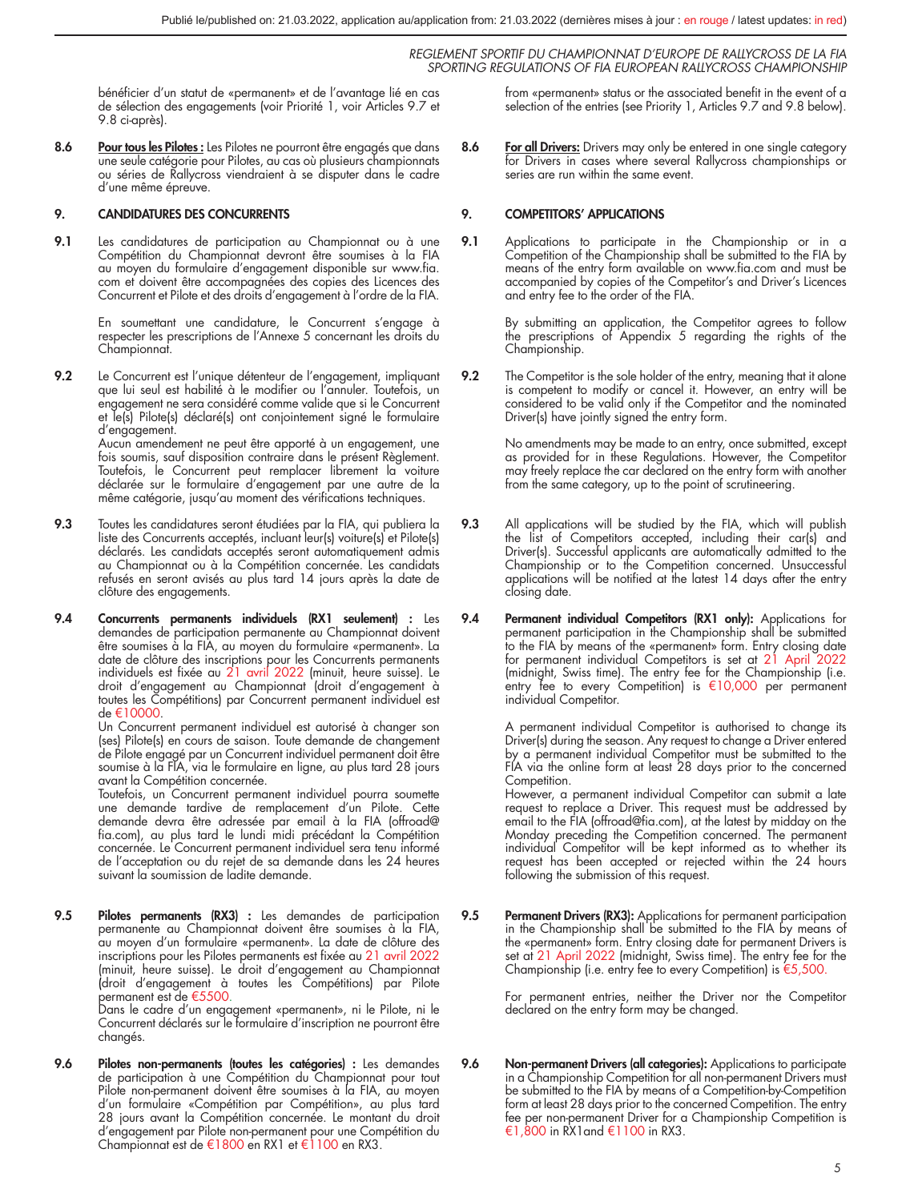bénéficier d'un statut de «permanent» et de l'avantage lié en cas de sélection des engagements (voir Priorité 1, voir Articles 9.7 et 9.8 ci-après).

from «permanent» status or the associated benefit in the event of a selection of the entries (see Priority 1, Articles 9.7 and 9.8 below).

**8.6** **Pour tous les Pilotes :** Les Pilotes ne pourront être engagés que dans une seule catégorie pour Pilotes, au cas où plusieurs championnats ou séries de Rallycross viendraient à se disputer dans le cadre d'une même épreuve.

**8.6** **For all Drivers:** Drivers may only be entered in one single category for Drivers in cases where several Rallycross championships or series are run within the same event.

## 9. CANDIDATURES DES CONCURRENTS

## 9. COMPETITORS' APPLICATIONS

**9.1** Les candidatures de participation au Championnat ou à une Compétition du Championnat devront être soumises à la FIA au moyen du formulaire d'engagement disponible sur www.fia.com et doivent être accompagnées des copies des Licences des Concurrent et Pilote et des droits d'engagement à l'ordre de la FIA.

En soumettant une candidature, le Concurrent s'engage à respecter les prescriptions de l'Annexe 5 concernant les droits du Championnat.

**9.1** Applications to participate in the Championship or in a Competition of the Championship shall be submitted to the FIA by means of the entry form available on www.fia.com and must be accompanied by copies of the Competitor's and Driver's Licences and entry fee to the order of the FIA.

By submitting an application, the Competitor agrees to follow the prescriptions of Appendix 5 regarding the rights of the Championship.

**9.2** Le Concurrent est l'unique détenteur de l'engagement, impliquant que lui seul est habilité à le modifier ou l'annuler. Toutefois, un engagement ne sera considéré comme valide que si le Concurrent et le(s) Pilote(s) déclaré(s) ont conjointement signé le formulaire d'engagement.
Aucun amendement ne peut être apporté à un engagement, une fois soumis, sauf disposition contraire dans le présent Règlement. Toutefois, le Concurrent peut remplacer librement la voiture déclarée sur le formulaire d'engagement par une autre de la même catégorie, jusqu'au moment des vérifications techniques.

**9.2** The Competitor is the sole holder of the entry, meaning that it alone is competent to modify or cancel it. However, an entry will be considered to be valid only if the Competitor and the nominated Driver(s) have jointly signed the entry form.

No amendments may be made to an entry, once submitted, except as provided for in these Regulations. However, the Competitor may freely replace the car declared on the entry form with another from the same category, up to the point of scrutineering.

**9.3** Toutes les candidatures seront étudiées par la FIA, qui publiera la liste des Concurrents acceptés, incluant leur(s) voiture(s) et Pilote(s) déclarés. Les candidats acceptés seront automatiquement admis au Championnat ou à la Compétition concernée. Les candidats refusés en seront avisés au plus tard 14 jours après la date de clôture des engagements.

**9.3** All applications will be studied by the FIA, which will publish the list of Competitors accepted, including their car(s) and Driver(s). Successful applicants are automatically admitted to the Championship or to the Competition concerned. Unsuccessful applications will be notified at the latest 14 days after the entry closing date.

**9.4** **Concurrents permanents individuels (RX1 seulement) :** Les demandes de participation permanente au Championnat doivent être soumises à la FIA, au moyen du formulaire «permanent». La date de clôture des inscriptions pour les Concurrents permanents individuels est fixée au 21 avril 2022 (minuit, heure suisse). Le droit d'engagement au Championnat (droit d'engagement à toutes les Compétitions) par Concurrent permanent individuel est de €10000.
Un Concurrent permanent individuel est autorisé à changer son (ses) Pilote(s) en cours de saison. Toute demande de changement de Pilote engagé par un Concurrent individuel permanent doit être soumise à la FIA, via le formulaire en ligne, au plus tard 28 jours avant la Compétition concernée.
Toutefois, un Concurrent permanent individuel pourra soumettre une demande tardive de remplacement d'un Pilote. Cette demande devra être adressée par email à la FIA (offroad@fia.com), au plus tard le lundi midi précédant la Compétition concernée. Le Concurrent permanent individuel sera tenu informé de l'acceptation ou du rejet de sa demande dans les 24 heures suivant la soumission de ladite demande.

**9.4** **Permanent individual Competitors (RX1 only):** Applications for permanent participation in the Championship shall be submitted to the FIA by means of the «permanent» form. Entry closing date for permanent individual Competitors is set at 21 April 2022 (midnight, Swiss time). The entry fee for the Championship (i.e. entry fee to every Competition) is €10,000 per permanent individual Competitor.

A permanent individual Competitor is authorised to change its Driver(s) during the season. Any request to change a Driver entered by a permanent individual Competitor must be submitted to the FIA via the online form at least 28 days prior to the concerned Competition.
However, a permanent individual Competitor can submit a late request to replace a Driver. This request must be addressed by email to the FIA (offroad@fia.com), at the latest by midday on the Monday preceding the Competition concerned. The permanent individual Competitor will be kept informed as to whether its request has been accepted or rejected within the 24 hours following the submission of this request.

**9.5** **Pilotes permanents (RX3) :** Les demandes de participation permanente au Championnat doivent être soumises à la FIA, au moyen d'un formulaire «permanent». La date de clôture des inscriptions pour les Pilotes permanents est fixée au 21 avril 2022 (minuit, heure suisse). Le droit d'engagement au Championnat (droit d'engagement à toutes les Compétitions) par Pilote permanent est de €5500.
Dans le cadre d'un engagement «permanent», ni le Pilote, ni le Concurrent déclarés sur le formulaire d'inscription ne pourront être changés.

**9.5** **Permanent Drivers (RX3):** Applications for permanent participation in the Championship shall be submitted to the FIA by means of the «permanent» form. Entry closing date for permanent Drivers is set at 21 April 2022 (midnight, Swiss time). The entry fee for the Championship (i.e. entry fee to every Competition) is €5,500.

For permanent entries, neither the Driver nor the Competitor declared on the entry form may be changed.

**9.6** **Pilotes non-permanents (toutes les catégories) :** Les demandes de participation à une Compétition du Championnat pour tout Pilote non-permanent doivent être soumises à la FIA, au moyen d'un formulaire «Compétition par Compétition», au plus tard 28 jours avant la Compétition concernée. Le montant du droit d'engagement par Pilote non-permanent pour une Compétition du Championnat est de €1800 en RX1 et €1100 en RX3.

**9.6** **Non-permanent Drivers (all categories):** Applications to participate in a Championship Competition for all non-permanent Drivers must be submitted to the FIA by means of a Competition-by-Competition form at least 28 days prior to the concerned Competition. The entry fee per non-permanent Driver for a Championship Competition is €1,800 in RX1and €1100 in RX3.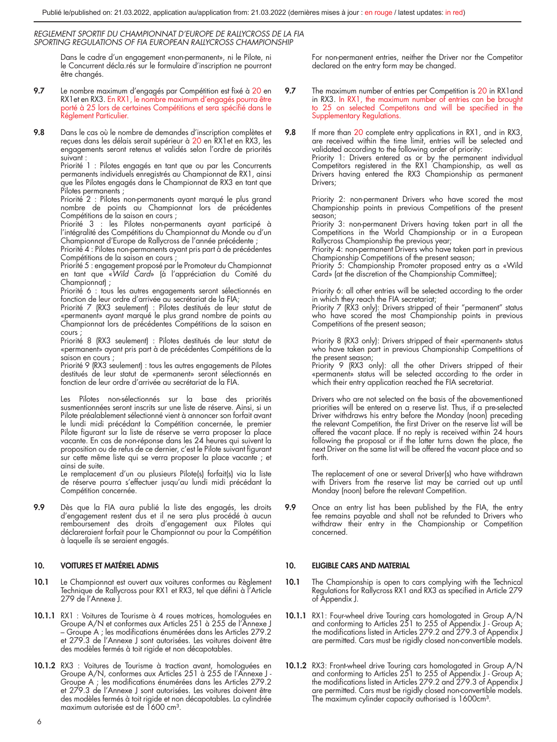Dans le cadre d'un engagement «non-permanent», ni le Pilote, ni le Concurrent décla.rés sur le formulaire d'inscription ne pourront être changés.

**9.7** Le nombre maximum d'engagés par Compétition est fixé à 20 en RX1et en RX3. En RX1, le nombre maximum d'engagés pourra être porté à 25 lors de certaines Compétitions et sera spécifié dans le Règlement Particulier.

**9.8** Dans le cas où le nombre de demandes d'inscription complètes et reçues dans les délais serait supérieur à 20 en RX1et en RX3, les engagements seront retenus et validés selon l'ordre de priorités suivant :
Priorité 1 : Pilotes engagés en tant que ou par les Concurrents permanents individuels enregistrés au Championnat de RX1, ainsi que les Pilotes engagés dans le Championnat de RX3 en tant que Pilotes permanents ;
Priorité 2 : Pilotes non-permanents ayant marqué le plus grand nombre de points au Championnat lors de précédentes Compétitions de la saison en cours ;
Priorité 3 : les Pilotes non-permanents ayant participé à l'intégralité des Compétitions du Championnat du Monde ou d'un Championnat d'Europe de Rallycross de l'année précédente ;
Priorité 4 : Pilotes non-permanents ayant pris part à de précédentes Compétitions de la saison en cours ;
Priorité 5 : engagement proposé par le Promoteur du Championnat en tant que «*Wild Card*» (à l'appréciation du Comité du Championnat) ;
Priorité 6 : tous les autres engagements seront sélectionnés en fonction de leur ordre d'arrivée au secrétariat de la FIA;
Priorité 7 (RX3 seulement) : Pilotes destitués de leur statut de «permanent» ayant marqué le plus grand nombre de points au Championnat lors de précédentes Compétitions de la saison en cours ;
Priorité 8 (RX3 seulement) : Pilotes destitués de leur statut de «permanent» ayant pris part à de précédentes Compétitions de la saison en cours ;
Priorité 9 (RX3 seulement) : tous les autres engagements de Pilotes destitués de leur statut de «permanent» seront sélectionnés en fonction de leur ordre d'arrivée au secrétariat de la FIA.

Les Pilotes non-sélectionnés sur la base des priorités susmentionnées seront inscrits sur une liste de réserve. Ainsi, si un Pilote préalablement sélectionné vient à annoncer son forfait avant le lundi midi précédant la Compétition concernée, le premier Pilote figurant sur la liste de réserve se verra proposer la place vacante. En cas de non-réponse dans les 24 heures qui suivent la proposition ou de refus de ce dernier, c'est le Pilote suivant figurant sur cette même liste qui se verra proposer la place vacante ; et ainsi de suite.
Le remplacement d'un ou plusieurs Pilote(s) forfait(s) via la liste de réserve pourra s'effectuer jusqu'au lundi midi précédant la Compétition concernée.

**9.9** Dès que la FIA aura publié la liste des engagés, les droits d'engagement restent dus et il ne sera plus procédé à aucun remboursement des droits d'engagement aux Pilotes qui déclareraient forfait pour le Championnat ou pour la Compétition à laquelle ils se seraient engagés.

## 10. VOITURES ET MATÉRIEL ADMIS

**10.1** Le Championnat est ouvert aux voitures conformes au Règlement Technique de Rallycross pour RX1 et RX3, tel que défini à l'Article 279 de l'Annexe J.

**10.1.1** RX1 : Voitures de Tourisme à 4 roues motrices, homologuées en Groupe A/N et conformes aux Articles 251 à 255 de l'Annexe J – Groupe A ; les modifications énumérées dans les Articles 279.2 et 279.3 de l'Annexe J sont autorisées. Les voitures doivent être des modèles fermés à toit rigide et non décapotables.

**10.1.2** RX3 : Voitures de Tourisme à traction avant, homologuées en Groupe A/N, conformes aux Articles 251 à 255 de l'Annexe J - Groupe A ; les modifications énumérées dans les Articles 279.2 et 279.3 de l'Annexe J sont autorisées. Les voitures doivent être des modèles fermés à toit rigide et non décapotables. La cylindrée maximum autorisée est de 1600 cm³.

---

For non-permanent entries, neither the Driver nor the Competitor declared on the entry form may be changed.

**9.7** The maximum number of entries per Competition is 20 in RX1and in RX3. In RX1, the maximum number of entries can be brought to 25 on selected Competitons and will be specified in the Supplementary Regulations.

**9.8** If more than 20 complete entry applications in RX1, and in RX3, are received within the time limit, entries will be selected and validated according to the following order of priority:
Priority 1: Drivers entered as or by the permanent individual Competitors registered in the RX1 Championship, as well as Drivers having entered the RX3 Championship as permanent Drivers;

Priority 2: non-permanent Drivers who have scored the most Championship points in previous Competitions of the present season;
Priority 3: non-permanent Drivers having taken part in all the Competitions in the World Championship or in a European Rallycross Championship the previous year;
Priority 4: non-permanent Drivers who have taken part in previous Championship Competitions of the present season;
Priority 5: Championship Promoter proposed entry as a «Wild Card» (at the discretion of the Championship Committee);

Priority 6: all other entries will be selected according to the order in which they reach the FIA secretariat;
Priority 7 (RX3 only): Drivers stripped of their "permanent" status who have scored the most Championship points in previous Competitions of the present season;

Priority 8 (RX3 only): Drivers stripped of their «permanent» status who have taken part in previous Championship Competitions of the present season;
Priority 9 (RX3 only): all the other Drivers stripped of their «permanent» status will be selected according to the order in which their entry application reached the FIA secretariat.

Drivers who are not selected on the basis of the abovementioned priorities will be entered on a reserve list. Thus, if a pre-selected Driver withdraws his entry before the Monday (noon) preceding the relevant Competition, the first Driver on the reserve list will be offered the vacant place. If no reply is received within 24 hours following the proposal or if the latter turns down the place, the next Driver on the same list will be offered the vacant place and so forth.

The replacement of one or several Driver(s) who have withdrawn with Drivers from the reserve list may be carried out up until Monday (noon) before the relevant Competition.

**9.9** Once an entry list has been published by the FIA, the entry fee remains payable and shall not be refunded to Drivers who withdraw their entry in the Championship or Competition concerned.

## 10. ELIGIBLE CARS AND MATERIAL

**10.1** The Championship is open to cars complying with the Technical Regulations for Rallycross RX1 and RX3 as specified in Article 279 of Appendix J.

**10.1.1** RX1: Four-wheel drive Touring cars homologated in Group A/N and conforming to Articles 251 to 255 of Appendix J - Group A; the modifications listed in Articles 279.2 and 279.3 of Appendix J are permitted. Cars must be rigidly closed non-convertible models.

**10.1.2** RX3: Front-wheel drive Touring cars homologated in Group A/N and conforming to Articles 251 to 255 of Appendix J - Group A; the modifications listed in Articles 279.2 and 279.3 of Appendix J are permitted. Cars must be rigidly closed non-convertible models. The maximum cylinder capacity authorised is 1600cm³.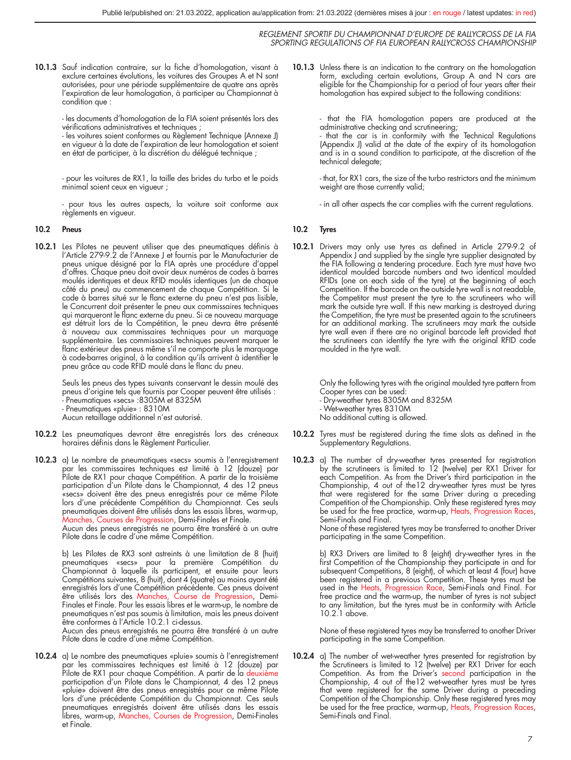**10.1.3** Sauf indication contraire, sur la fiche d'homologation, visant à exclure certaines évolutions, les voitures des Groupes A et N sont autorisées, pour une période supplémentaire de quatre ans après l'expiration de leur homologation, à participer au Championnat à condition que :

- les documents d'homologation de la FIA soient présentés lors des vérifications administratives et techniques ;
- les voitures soient conformes au Règlement Technique (Annexe J) en vigueur à la date de l'expiration de leur homologation et soient en état de participer, à la discrétion du délégué technique ;

- pour les voitures de RX1, la taille des brides du turbo et le poids minimal soient ceux en vigueur ;

- pour tous les autres aspects, la voiture soit conforme aux règlements en vigueur.

## 10.2 Pneus

**10.2.1** Les Pilotes ne peuvent utiliser que des pneumatiques définis à l'Article 279-9.2 de l'Annexe J et fournis par le Manufacturier de pneus unique désigné par la FIA après une procédure d'appel d'offres. Chaque pneu doit avoir deux numéros de codes à barres moulés identiques et deux RFID moulés identiques (un de chaque côté du pneu) au commencement de chaque Compétition. Si le code à barres situé sur le flanc externe du pneu n'est pas lisible, le Concurrent doit présenter le pneu aux commissaires techniques qui marqueront le flanc externe du pneu. Si ce nouveau marquage est détruit lors de la Compétition, le pneu devra être présenté à nouveau aux commissaires techniques pour un marquage supplémentaire. Les commissaires techniques peuvent marquer le flanc extérieur des pneus même s'il ne comporte plus le marquage à code-barres original, à la condition qu'ils arrivent à identifier le pneu grâce au code RFID moulé dans le flanc du pneu.

Seuls les pneus des types suivants conservant le dessin moulé des pneus d'origine tels que fournis par Cooper peuvent être utilisés :
- Pneumatiques «secs» :8305M et 8325M
- Pneumatiques «pluie» : 8310M
Aucun retaillage additionnel n'est autorisé.

**10.2.2** Les pneumatiques devront être enregistrés lors des créneaux horaires définis dans le Règlement Particulier.

**10.2.3** a) Le nombre de pneumatiques «secs» soumis à l'enregistrement par les commissaires techniques est limité à 12 (douze) par Pilote de RX1 pour chaque Compétition. A partir de la troisième participation d'un Pilote dans le Championnat, 4 des 12 pneus «secs» doivent être des pneus enregistrés pour ce même Pilote lors d'une précédente Compétition du Championnat. Ces seuls pneumatiques doivent être utilisés dans les essais libres, warm-up, Manches, Courses de Progression, Demi-Finales et Finale.
Aucun des pneus enregistrés ne pourra être transféré à un autre Pilote dans le cadre d'une même Compétition.

b) Les Pilotes de RX3 sont astreints à une limitation de 8 (huit) pneumatiques «secs» pour la première Compétition du Championnat à laquelle ils participent, et ensuite pour leurs Compétitions suivantes, 8 (huit), dont 4 (quatre) au moins ayant été enregistrés lors d'une Compétition précédente. Ces pneus doivent être utilisés lors des Manches, Course de Progression, Demi-Finales et Finale. Pour les essais libres et le warm-up, le nombre de pneumatiques n'est pas soumis à limitation, mais les pneus doivent être conformes à l'Article 10.2.1 ci-dessus.
Aucun des pneus enregistrés ne pourra être transféré à un autre Pilote dans le cadre d'une même Compétition.

**10.2.4** a) Le nombre des pneumatiques «pluie» soumis à l'enregistrement par les commissaires techniques est limité à 12 (douze) par Pilote de RX1 pour chaque Compétition. A partir de la deuxième participation d'un Pilote dans le Championnat, 4 des 12 pneus «pluie» doivent être des pneus enregistrés pour ce même Pilote lors d'une précédente Compétition du Championnat. Ces seuls pneumatiques enregistrés doivent être utilisés dans les essais libres, warm-up, Manches, Courses de Progression, Demi-Finales et Finale.

---

**10.1.3** Unless there is an indication to the contrary on the homologation form, excluding certain evolutions, Group A and N cars are eligible for the Championship for a period of four years after their homologation has expired subject to the following conditions:

- that the FIA homologation papers are produced at the administrative checking and scrutineering;
- that the car is in conformity with the Technical Regulations (Appendix J) valid at the date of the expiry of its homologation and is in a sound condition to participate, at the discretion of the technical delegate;

- that, for RX1 cars, the size of the turbo restrictors and the minimum weight are those currently valid;

- in all other aspects the car complies with the current regulations.

## 10.2 Tyres

**10.2.1** Drivers may only use tyres as defined in Article 279-9.2 of Appendix J and supplied by the single tyre supplier designated by the FIA following a tendering procedure. Each tyre must have two identical moulded barcode numbers and two identical moulded RFIDs (one on each side of the tyre) at the beginning of each Competition. If the barcode on the outside tyre wall is not readable, the Competitor must present the tyre to the scrutineers who will mark the outside tyre wall. If this new marking is destroyed during the Competition, the tyre must be presented again to the scrutineers for an additional marking. The scrutineers may mark the outside tyre wall even if there are no original barcode left provided that the scrutineers can identify the tyre with the original RFID code moulded in the tyre wall.

Only the following tyres with the original moulded tyre pattern from Cooper tyres can be used:
- Dry-weather tyres 8305M and 8325M
- Wet-weather tyres 8310M
No additional cutting is allowed.

**10.2.2** Tyres must be registered during the time slots as defined in the Supplementary Regulations.

**10.2.3** a) The number of dry-weather tyres presented for registration by the scrutineers is limited to 12 (twelve) per RX1 Driver for each Competition. As from the Driver's third participation in the Championship, 4 out of the12 dry-weather tyres must be tyres that were registered for the same Driver during a preceding Competition of the Championship. Only these registered tyres may be used for the free practice, warm-up, Heats, Progression Races, Semi-Finals and Final.
None of these registered tyres may be transferred to another Driver participating in the same Competition.

b) RX3 Drivers are limited to 8 (eight) dry-weather tyres in the first Competition of the Championship they participate in and for subsequent Competitions, 8 (eight), of which at least 4 (four) have been registered in a previous Competition. These tyres must be used in the Heats, Progression Race, Semi-Finals and Final. For free practice and the warm-up, the number of tyres is not subject to any limitation, but the tyres must be in conformity with Article 10.2.1 above.

None of these registered tyres may be transferred to another Driver participating in the same Competition.

**10.2.4** a) The number of wet-weather tyres presented for registration by the Scrutineers is limited to 12 (twelve) per RX1 Driver for each Competition. As from the Driver's second participation in the Championship, 4 out of the12 wet-weather tyres must be tyres that were registered for the same Driver during a preceding Competition of the Championship. Only these registered tyres may be used for the free practice, warm-up, Heats, Progression Races, Semi-Finals and Final.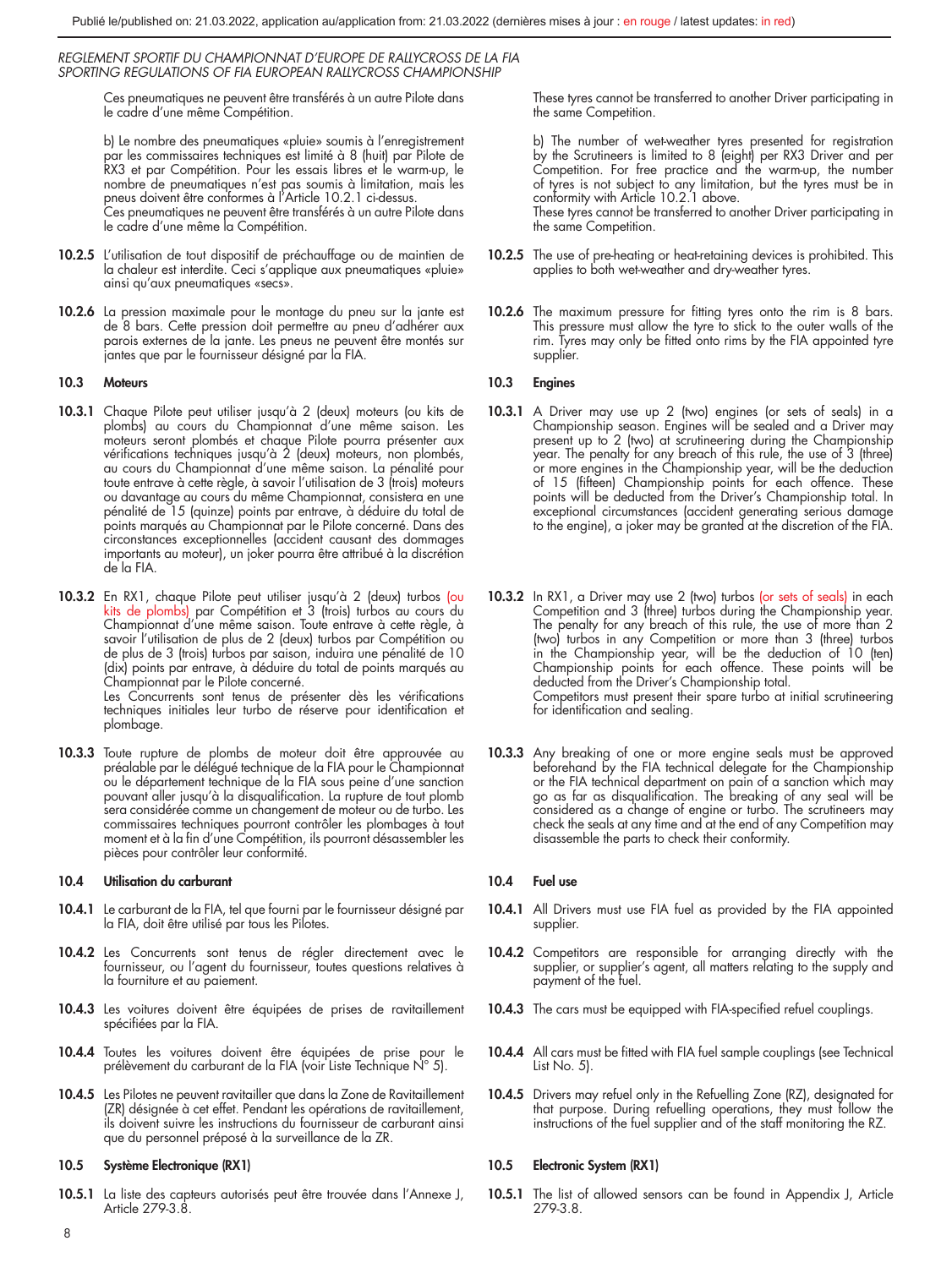Ces pneumatiques ne peuvent être transférés à un autre Pilote dans le cadre d'une même Compétition.

b) Le nombre des pneumatiques «pluie» soumis à l'enregistrement par les commissaires techniques est limité à 8 (huit) par Pilote de RX3 et par Compétition. Pour les essais libres et le warm-up, le nombre de pneumatiques n'est pas soumis à limitation, mais les pneus doivent être conformes à l'Article 10.2.1 ci-dessus.
Ces pneumatiques ne peuvent être transférés à un autre Pilote dans le cadre d'une même la Compétition.

**10.2.5** L'utilisation de tout dispositif de préchauffage ou de maintien de la chaleur est interdite. Ceci s'applique aux pneumatiques «pluie» ainsi qu'aux pneumatiques «secs».

**10.2.6** La pression maximale pour le montage du pneu sur la jante est de 8 bars. Cette pression doit permettre au pneu d'adhérer aux parois externes de la jante. Les pneus ne peuvent être montés sur jantes que par le fournisseur désigné par la FIA.

### 10.3 Moteurs

**10.3.1** Chaque Pilote peut utiliser jusqu'à 2 (deux) moteurs (ou kits de plombs) au cours du Championnat d'une même saison. Les moteurs seront plombés et chaque Pilote pourra présenter aux vérifications techniques jusqu'à 2 (deux) moteurs, non plombés, au cours du Championnat d'une même saison. La pénalité pour toute entrave à cette règle, à savoir l'utilisation de 3 (trois) moteurs ou davantage au cours du même Championnat, consistera en une pénalité de 15 (quinze) points par entrave, à déduire du total de points marqués au Championnat par le Pilote concerné. Dans des circonstances exceptionnelles (accident causant des dommages importants au moteur), un joker pourra être attribué à la discrétion de la FIA.

**10.3.2** En RX1, chaque Pilote peut utiliser jusqu'à 2 (deux) turbos (ou kits de plombs) par Compétition et 3 (trois) turbos au cours du Championnat d'une même saison. Toute entrave à cette règle, à savoir l'utilisation de plus de 2 (deux) turbos par Compétition ou de plus de 3 (trois) turbos par saison, induira une pénalité de 10 (dix) points par entrave, à déduire du total de points marqués au Championnat par le Pilote concerné.
Les Concurrents sont tenus de présenter dès les vérifications techniques initiales leur turbo de réserve pour identification et plombage.

**10.3.3** Toute rupture de plombs de moteur doit être approuvée au préalable par le délégué technique de la FIA pour le Championnat ou le département technique de la FIA sous peine d'une sanction pouvant aller jusqu'à la disqualification. La rupture de tout plomb sera considérée comme un changement de moteur ou de turbo. Les commissaires techniques pourront contrôler les plombages à tout moment et à la fin d'une Compétition, ils pourront désassembler les pièces pour contrôler leur conformité.

### 10.4 Utilisation du carburant

**10.4.1** Le carburant de la FIA, tel que fourni par le fournisseur désigné par la FIA, doit être utilisé par tous les Pilotes.

**10.4.2** Les Concurrents sont tenus de régler directement avec le fournisseur, ou l'agent du fournisseur, toutes questions relatives à la fourniture et au paiement.

**10.4.3** Les voitures doivent être équipées de prises de ravitaillement spécifiées par la FIA.

**10.4.4** Toutes les voitures doivent être équipées de prise pour le prélèvement du carburant de la FIA (voir Liste Technique N° 5).

**10.4.5** Les Pilotes ne peuvent ravitailler que dans la Zone de Ravitaillement (ZR) désignée à cet effet. Pendant les opérations de ravitaillement, ils doivent suivre les instructions du fournisseur de carburant ainsi que du personnel préposé à la surveillance de la ZR.

### 10.5 Système Electronique (RX1)

**10.5.1** La liste des capteurs autorisés peut être trouvée dans l'Annexe J, Article 279-3.8.

---

These tyres cannot be transferred to another Driver participating in the same Competition.

b) The number of wet-weather tyres presented for registration by the Scrutineers is limited to 8 (eight) per RX3 Driver and per Competition. For free practice and the warm-up, the number of tyres is not subject to any limitation, but the tyres must be in conformity with Article 10.2.1 above.
These tyres cannot be transferred to another Driver participating in the same Competition.

**10.2.5** The use of pre-heating or heat-retaining devices is prohibited. This applies to both wet-weather and dry-weather tyres.

**10.2.6** The maximum pressure for fitting tyres onto the rim is 8 bars. This pressure must allow the tyre to stick to the outer walls of the rim. Tyres may only be fitted onto rims by the FIA appointed tyre supplier.

### 10.3 Engines

**10.3.1** A Driver may use up 2 (two) engines (or sets of seals) in a Championship season. Engines will be sealed and a Driver may present up to 2 (two) at scrutineering during the Championship year. The penalty for any breach of this rule, the use of 3 (three) or more engines in the Championship year, will be the deduction of 15 (fifteen) Championship points for each offence. These points will be deducted from the Driver's Championship total. In exceptional circumstances (accident generating serious damage to the engine), a joker may be granted at the discretion of the FIA.

**10.3.2** In RX1, a Driver may use 2 (two) turbos (or sets of seals) in each Competition and 3 (three) turbos during the Championship year. The penalty for any breach of this rule, the use of more than 2 (two) turbos in any Competition or more than 3 (three) turbos in the Championship year, will be the deduction of 10 (ten) Championship points for each offence. These points will be deducted from the Driver's Championship total.
Competitors must present their spare turbo at initial scrutineering for identification and sealing.

**10.3.3** Any breaking of one or more engine seals must be approved beforehand by the FIA technical delegate for the Championship or the FIA technical department on pain of a sanction which may go as far as disqualification. The breaking of any seal will be considered as a change of engine or turbo. The scrutineers may check the seals at any time and at the end of any Competition may disassemble the parts to check their conformity.

### 10.4 Fuel use

**10.4.1** All Drivers must use FIA fuel as provided by the FIA appointed supplier.

**10.4.2** Competitors are responsible for arranging directly with the supplier, or supplier's agent, all matters relating to the supply and payment of the fuel.

**10.4.3** The cars must be equipped with FIA-specified refuel couplings.

**10.4.4** All cars must be fitted with FIA fuel sample couplings (see Technical List No. 5).

**10.4.5** Drivers may refuel only in the Refuelling Zone (RZ), designated for that purpose. During refuelling operations, they must follow the instructions of the fuel supplier and of the staff monitoring the RZ.

### 10.5 Electronic System (RX1)

**10.5.1** The list of allowed sensors can be found in Appendix J, Article 279-3.8.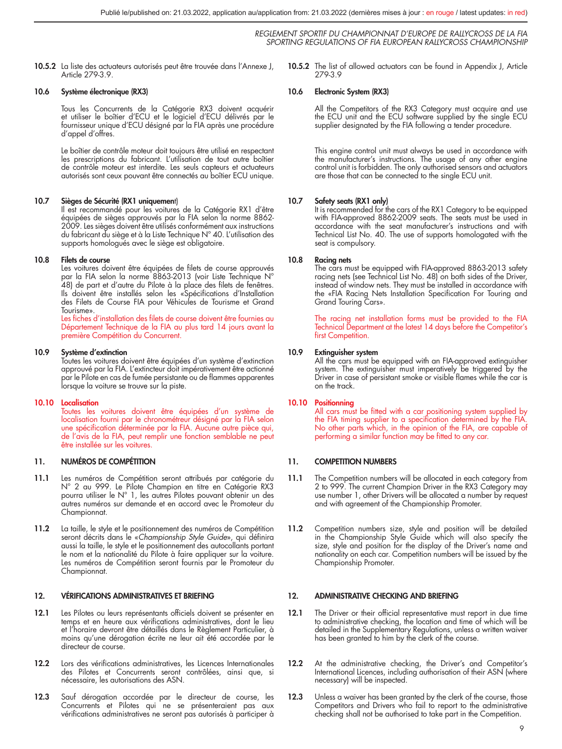**10.5.2** La liste des actuateurs autorisés peut être trouvée dans l'Annexe J, Article 279-3.9.

**10.6 Système électronique (RX3)**

Tous les Concurrents de la Catégorie RX3 doivent acquérir et utiliser le boîtier d'ECU et le logiciel d'ECU délivrés par le fournisseur unique d'ECU désigné par la FIA après une procédure d'appel d'offres.

Le boîtier de contrôle moteur doit toujours être utilisé en respectant les prescriptions du fabricant. L'utilisation de tout autre boîtier de contrôle moteur est interdite. Les seuls capteurs et actuateurs autorisés sont ceux pouvant être connectés au boîtier ECU unique.

**10.7 Sièges de Sécurité (RX1 uniquement)**

Il est recommandé pour les voitures de la Catégorie RX1 d'être équipées de sièges approuvés par la FIA selon la norme 8862-2009. Les sièges doivent être utilisés conformément aux instructions du fabricant du siège et à la Liste Technique N° 40. L'utilisation des supports homologués avec le siège est obligatoire.

**10.8 Filets de course**

Les voitures doivent être équipées de filets de course approuvés par la FIA selon la norme 8863-2013 (voir Liste Technique N° 48) de part et d'autre du Pilote à la place des filets de fenêtres. Ils doivent être installés selon les «Spécifications d'Installation des Filets de Course FIA pour Véhicules de Tourisme et Grand Tourisme».

Les fiches d'installation des filets de course doivent être fournies au Département Technique de la FIA au plus tard 14 jours avant la première Compétition du Concurrent.

**10.9 Système d'extinction**

Toutes les voitures doivent être équipées d'un système d'extinction approuvé par la FIA. L'extincteur doit impérativement être actionné par le Pilote en cas de fumée persistante ou de flammes apparentes lorsque la voiture se trouve sur la piste.

**10.10 Localisation**

Toutes les voitures doivent être équipées d'un système de localisation fourni par le chronométreur désigné par la FIA selon une spécification déterminée par la FIA. Aucune autre pièce qui, de l'avis de la FIA, peut remplir une fonction semblable ne peut être installée sur les voitures.

## 11. NUMÉROS DE COMPÉTITION

**11.1** Les numéros de Compétition seront attribués par catégorie du N° 2 au 999. Le Pilote Champion en titre en Catégorie RX3 pourra utiliser le N° 1, les autres Pilotes pouvant obtenir un des autres numéros sur demande et en accord avec le Promoteur du Championnat.

**11.2** La taille, le style et le positionnement des numéros de Compétition seront décrits dans le «*Championship Style Guide*», qui définira aussi la taille, le style et le positionnement des autocollants portant le nom et la nationalité du Pilote à faire appliquer sur la voiture. Les numéros de Compétition seront fournis par le Promoteur du Championnat.

## 12. VÉRIFICATIONS ADMINISTRATIVES ET BRIEFING

**12.1** Les Pilotes ou leurs représentants officiels doivent se présenter en temps et en heure aux vérifications administratives, dont le lieu et l'horaire devront être détaillés dans le Règlement Particulier, à moins qu'une dérogation écrite ne leur ait été accordée par le directeur de course.

**12.2** Lors des vérifications administratives, les Licences Internationales des Pilotes et Concurrents seront contrôlées, ainsi que, si nécessaire, les autorisations des ASN.

**12.3** Sauf dérogation accordée par le directeur de course, les Concurrents et Pilotes qui ne se présenteraient pas aux vérifications administratives ne seront pas autorisés à participer à

---

**10.5.2** The list of allowed actuators can be found in Appendix J, Article 279-3.9

**10.6 Electronic System (RX3)**

All the Competitors of the RX3 Category must acquire and use the ECU unit and the ECU software supplied by the single ECU supplier designated by the FIA following a tender procedure.

This engine control unit must always be used in accordance with the manufacturer's instructions. The usage of any other engine control unit is forbidden. The only authorised sensors and actuators are those that can be connected to the single ECU unit.

**10.7 Safety seats (RX1 only)**

It is recommended for the cars of the RX1 Category to be equipped with FIA-approved 8862-2009 seats. The seats must be used in accordance with the seat manufacturer's instructions and with Technical List No. 40. The use of supports homologated with the seat is compulsory.

**10.8 Racing nets**

The cars must be equipped with FIA-approved 8863-2013 safety racing nets (see Technical List No. 48) on both sides of the Driver, instead of window nets. They must be installed in accordance with the «FIA Racing Nets Installation Specification For Touring and Grand Touring Cars».

The racing net installation forms must be provided to the FIA Technical Department at the latest 14 days before the Competitor's first Competition.

**10.9 Extinguisher system**

All the cars must be equipped with an FIA-approved extinguisher system. The extinguisher must imperatively be triggered by the Driver in case of persistant smoke or visible flames while the car is on the track.

**10.10 Positionning**

All cars must be fitted with a car positioning system supplied by the FIA timing supplier to a specification determined by the FIA. No other parts which, in the opinion of the FIA, are capable of performing a similar function may be fitted to any car.

## 11. COMPETITION NUMBERS

**11.1** The Competition numbers will be allocated in each category from 2 to 999. The current Champion Driver in the RX3 Category may use number 1, other Drivers will be allocated a number by request and with agreement of the Championship Promoter.

**11.2** Competition numbers size, style and position will be detailed in the Championship Style Guide which will also specify the size, style and position for the display of the Driver's name and nationality on each car. Competition numbers will be issued by the Championship Promoter.

## 12. ADMINISTRATIVE CHECKING AND BRIEFING

**12.1** The Driver or their official representative must report in due time to administrative checking, the location and time of which will be detailed in the Supplementary Regulations, unless a written waiver has been granted to him by the clerk of the course.

**12.2** At the administrative checking, the Driver's and Competitor's International Licences, including authorisation of their ASN (where necessary) will be inspected.

**12.3** Unless a waiver has been granted by the clerk of the course, those Competitors and Drivers who fail to report to the administrative checking shall not be authorised to take part in the Competition.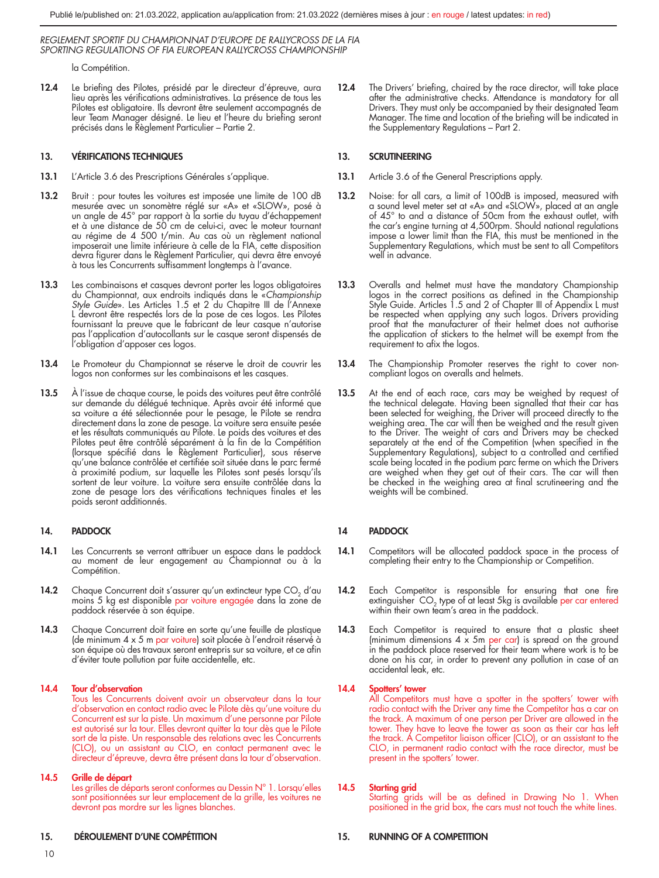la Compétition.

**12.4** Le briefing des Pilotes, présidé par le directeur d'épreuve, aura lieu après les vérifications administratives. La présence de tous les Pilotes est obligatoire. Ils devront être seulement accompagnés de leur Team Manager désigné. Le lieu et l'heure du briefing seront précisés dans le Règlement Particulier – Partie 2.

**12.4** The Drivers' briefing, chaired by the race director, will take place after the administrative checks. Attendance is mandatory for all Drivers. They must only be accompanied by their designated Team Manager. The time and location of the briefing will be indicated in the Supplementary Regulations – Part 2.

## 13. VÉRIFICATIONS TECHNIQUES

**13.1** L'Article 3.6 des Prescriptions Générales s'applique.

**13.2** Bruit : pour toutes les voitures est imposée une limite de 100 dB mesurée avec un sonomètre réglé sur «A» et «SLOW», posé à un angle de 45° par rapport à la sortie du tuyau d'échappement et à une distance de 50 cm de celui-ci, avec le moteur tournant au régime de 4 500 t/min. Au cas où un règlement national imposerait une limite inférieure à celle de la FIA, cette disposition devra figurer dans le Règlement Particulier, qui devra être envoyé à tous les Concurrents suffisamment longtemps à l'avance.

**13.3** Les combinaisons et casques devront porter les logos obligatoires du Championnat, aux endroits indiqués dans le «*Championship Style Guide*». Les Articles 1.5 et 2 du Chapitre III de l'Annexe L devront être respectés lors de la pose de ces logos. Les Pilotes fournissant la preuve que le fabricant de leur casque n'autorise pas l'application d'autocollants sur le casque seront dispensés de l'obligation d'apposer ces logos.

**13.4** Le Promoteur du Championnat se réserve le droit de couvrir les logos non conformes sur les combinaisons et les casques.

**13.5** À l'issue de chaque course, le poids des voitures peut être contrôlé sur demande du délégué technique. Après avoir été informé que sa voiture a été sélectionnée pour le pesage, le Pilote se rendra directement dans la zone de pesage. La voiture sera ensuite pesée et les résultats communiqués au Pilote. Le poids des voitures et des Pilotes peut être contrôlé séparément à la fin de la Compétition (lorsque spécifié dans le Règlement Particulier), sous réserve qu'une balance contrôlée et certifiée soit située dans le parc fermé à proximité podium, sur laquelle les Pilotes sont pesés lorsqu'ils sortent de leur voiture. La voiture sera ensuite contrôlée dans la zone de pesage lors des vérifications techniques finales et les poids seront additionnés.

## 13. SCRUTINEERING

**13.1** Article 3.6 of the General Prescriptions apply.

**13.2** Noise: for all cars, a limit of 100dB is imposed, measured with a sound level meter set at «A» and «SLOW», placed at an angle of 45° to and a distance of 50cm from the exhaust outlet, with the car's engine turning at 4,500rpm. Should national regulations impose a lower limit than the FIA, this must be mentioned in the Supplementary Regulations, which must be sent to all Competitors well in advance.

**13.3** Overalls and helmet must have the mandatory Championship logos in the correct positions as defined in the Championship Style Guide. Articles 1.5 and 2 of Chapter III of Appendix L must be respected when applying any such logos. Drivers providing proof that the manufacturer of their helmet does not authorise the application of stickers to the helmet will be exempt from the requirement to afix the logos.

**13.4** The Championship Promoter reserves the right to cover non-compliant logos on overalls and helmets.

**13.5** At the end of each race, cars may be weighed by request of the technical delegate. Having been signalled that their car has been selected for weighing, the Driver will proceed directly to the weighing area. The car will then be weighed and the result given to the Driver. The weight of cars and Drivers may be checked separately at the end of the Competition (when specified in the Supplementary Regulations), subject to a controlled and certified scale being located in the podium parc ferme on which the Drivers are weighed when they get out of their cars. The car will then be checked in the weighing area at final scrutineering and the weights will be combined.

## 14. PADDOCK

**14.1** Les Concurrents se verront attribuer un espace dans le paddock au moment de leur engagement au Championnat ou à la Compétition.

**14.2** Chaque Concurrent doit s'assurer qu'un extincteur type $CO_2$ d'au moins 5 kg est disponible par voiture engagée dans la zone de paddock réservée à son équipe.

**14.3** Chaque Concurrent doit faire en sorte qu'une feuille de plastique (de minimum 4 x 5 m par voiture) soit placée à l'endroit réservé à son équipe où des travaux seront entrepris sur sa voiture, et ce afin d'éviter toute pollution par fuite accidentelle, etc.

**14.4 Tour d'observation**
Tous les Concurrents doivent avoir un observateur dans la tour d'observation en contact radio avec le Pilote dès qu'une voiture du Concurrent est sur la piste. Un maximum d'une personne par Pilote est autorisé sur la tour. Elles devront quitter la tour dès que le Pilote sort de la piste. Un responsable des relations avec les Concurrents (CLO), ou un assistant au CLO, en contact permanent avec le directeur d'épreuve, devra être présent dans la tour d'observation.

**14.5 Grille de départ**
Les grilles de départs seront conformes au Dessin N° 1. Lorsqu'elles sont positionnées sur leur emplacement de la grille, les voitures ne devront pas mordre sur les lignes blanches.

## 14 PADDOCK

**14.1** Competitors will be allocated paddock space in the process of completing their entry to the Championship or Competition.

**14.2** Each Competitor is responsible for ensuring that one fire extinguisher $CO_2$ type of at least 5kg is available per car entered within their own team's area in the paddock.

**14.3** Each Competitor is required to ensure that a plastic sheet (minimum dimensions 4 x 5m per car) is spread on the ground in the paddock place reserved for their team where work is to be done on his car, in order to prevent any pollution in case of an accidental leak, etc.

**14.4 Spotters' tower**
All Competitors must have a spotter in the spotters' tower with radio contact with the Driver any time the Competitor has a car on the track. A maximum of one person per Driver are allowed in the tower. They have to leave the tower as soon as their car has left the track. A Competitor liaison officer (CLO), or an assistant to the CLO, in permanent radio contact with the race director, must be present in the spotters' tower.

**14.5 Starting grid**
Starting grids will be as defined in Drawing No 1. When positioned in the grid box, the cars must not touch the white lines.

## 15. DÉROULEMENT D'UNE COMPÉTITION

## 15. RUNNING OF A COMPETITION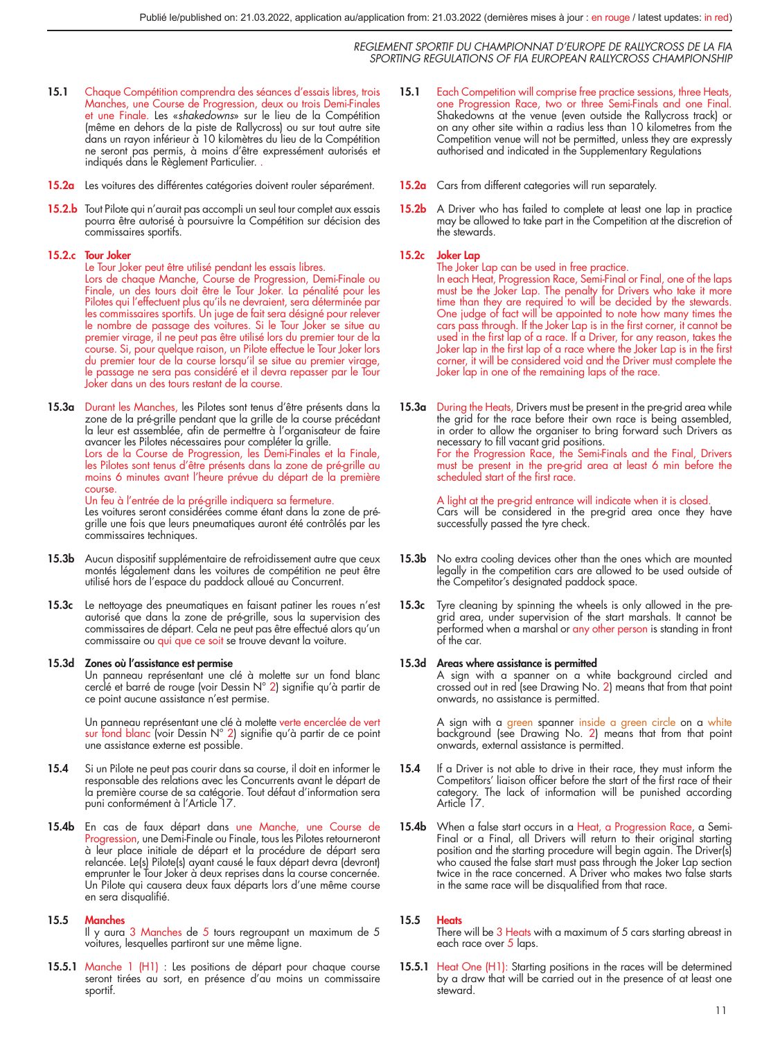15.1 Chaque Compétition comprendra des séances d'essais libres, trois Manches, une Course de Progression, deux ou trois Demi-Finales et une Finale. Les «*shakedowns*» sur le lieu de la Compétition (même en dehors de la piste de Rallycross) ou sur tout autre site dans un rayon inférieur à 10 kilomètres du lieu de la Compétition ne seront pas permis, à moins d'être expressément autorisés et indiqués dans le Règlement Particulier. .

15.2a Les voitures des différentes catégories doivent rouler séparément.

15.2.b Tout Pilote qui n'aurait pas accompli un seul tour complet aux essais pourra être autorisé à poursuivre la Compétition sur décision des commissaires sportifs.

**15.2.c Tour Joker**
Le Tour Joker peut être utilisé pendant les essais libres.
Lors de chaque Manche, Course de Progression, Demi-Finale ou Finale, un des tours doit être le Tour Joker. La pénalité pour les Pilotes qui l'effectuent plus qu'ils ne devraient, sera déterminée par les commissaires sportifs. Un juge de fait sera désigné pour relever le nombre de passage des voitures. Si le Tour Joker se situe au premier virage, il ne peut pas être utilisé lors du premier tour de la course. Si, pour quelque raison, un Pilote effectue le Tour Joker lors du premier tour de la course lorsqu'il se situe au premier virage, le passage ne sera pas considéré et il devra repasser par le Tour Joker dans un des tours restant de la course.

15.3a Durant les Manches, les Pilotes sont tenus d'être présents dans la zone de la pré-grille pendant que la grille de la course précédant la leur est assemblée, afin de permettre à l'organisateur de faire avancer les Pilotes nécessaires pour compléter la grille.
Lors de la Course de Progression, les Demi-Finales et la Finale, les Pilotes sont tenus d'être présents dans la zone de pré-grille au moins 6 minutes avant l'heure prévue du départ de la première course.
Un feu à l'entrée de la pré-grille indiquera sa fermeture.
Les voitures seront considérées comme étant dans la zone de pré-grille une fois que leurs pneumatiques auront été contrôlés par les commissaires techniques.

15.3b Aucun dispositif supplémentaire de refroidissement autre que ceux montés légalement dans les voitures de compétition ne peut être utilisé hors de l'espace du paddock alloué au Concurrent.

15.3c Le nettoyage des pneumatiques en faisant patiner les roues n'est autorisé que dans la zone de pré-grille, sous la supervision des commissaires de départ. Cela ne peut pas être effectué alors qu'un commissaire ou qui que ce soit se trouve devant la voiture.

**15.3d Zones où l'assistance est permise**
Un panneau représentant une clé à molette sur un fond blanc cerclé et barré de rouge (voir Dessin N° 2) signifie qu'à partir de ce point aucune assistance n'est permise.

Un panneau représentant une clé à molette verte encerclée de vert sur fond blanc (voir Dessin N° 2) signifie qu'à partir de ce point une assistance externe est possible.

15.4 Si un Pilote ne peut pas courir dans sa course, il doit en informer le responsable des relations avec les Concurrents avant le départ de la première course de sa catégorie. Tout défaut d'information sera puni conformément à l'Article 17.

15.4b En cas de faux départ dans une Manche, une Course de Progression, une Demi-Finale ou Finale, tous les Pilotes retourneront à leur place initiale de départ et la procédure de départ sera relancée. Le(s) Pilote(s) ayant causé le faux départ devra (devront) emprunter le Tour Joker à deux reprises dans la course concernée. Un Pilote qui causera deux faux départs lors d'une même course en sera disqualifié.

**15.5 Manches**
Il y aura 3 Manches de 5 tours regroupant un maximum de 5 voitures, lesquelles partiront sur une même ligne.

15.5.1 Manche 1 (H1) : Les positions de départ pour chaque course seront tirées au sort, en présence d'au moins un commissaire sportif.

15.1 Each Competition will comprise free practice sessions, three Heats, one Progression Race, two or three Semi-Finals and one Final. Shakedowns at the venue (even outside the Rallycross track) or on any other site within a radius less than 10 kilometres from the Competition venue will not be permitted, unless they are expressly authorised and indicated in the Supplementary Regulations

15.2a Cars from different categories will run separately.

15.2b A Driver who has failed to complete at least one lap in practice may be allowed to take part in the Competition at the discretion of the stewards.

**15.2c Joker Lap**
The Joker Lap can be used in free practice.
In each Heat, Progression Race, Semi-Final or Final, one of the laps must be the Joker Lap. The penalty for Drivers who take it more time than they are required to will be decided by the stewards. One judge of fact will be appointed to note how many times the cars pass through. If the Joker Lap is in the first corner, it cannot be used in the first lap of a race. If a Driver, for any reason, takes the Joker lap in the first lap of a race where the Joker Lap is in the first corner, it will be considered void and the Driver must complete the Joker lap in one of the remaining laps of the race.

15.3a During the Heats, Drivers must be present in the pre-grid area while the grid for the race before their own race is being assembled, in order to allow the organiser to bring forward such Drivers as necessary to fill vacant grid positions.
For the Progression Race, the Semi-Finals and the Final, Drivers must be present in the pre-grid area at least 6 min before the scheduled start of the first race.

A light at the pre-grid entrance will indicate when it is closed.
Cars will be considered in the pre-grid area once they have successfully passed the tyre check.

15.3b No extra cooling devices other than the ones which are mounted legally in the competition cars are allowed to be used outside of the Competitor's designated paddock space.

15.3c Tyre cleaning by spinning the wheels is only allowed in the pre-grid area, under supervision of the start marshals. It cannot be performed when a marshal or any other person is standing in front of the car.

**15.3d Areas where assistance is permitted**
A sign with a spanner on a white background circled and crossed out in red (see Drawing No. 2) means that from that point onwards, no assistance is permitted.

A sign with a green spanner inside a green circle on a white background (see Drawing No. 2) means that from that point onwards, external assistance is permitted.

15.4 If a Driver is not able to drive in their race, they must inform the Competitors' liaison officer before the start of the first race of their category. The lack of information will be punished according Article 17.

15.4b When a false start occurs in a Heat, a Progression Race, a Semi-Final or a Final, all Drivers will return to their original starting position and the starting procedure will begin again. The Driver(s) who caused the false start must pass through the Joker Lap section twice in the race concerned. A Driver who makes two false starts in the same race will be disqualified from that race.

**15.5 Heats**
There will be 3 Heats with a maximum of 5 cars starting abreast in each race over 5 laps.

15.5.1 Heat One (H1): Starting positions in the races will be determined by a draw that will be carried out in the presence of at least one steward.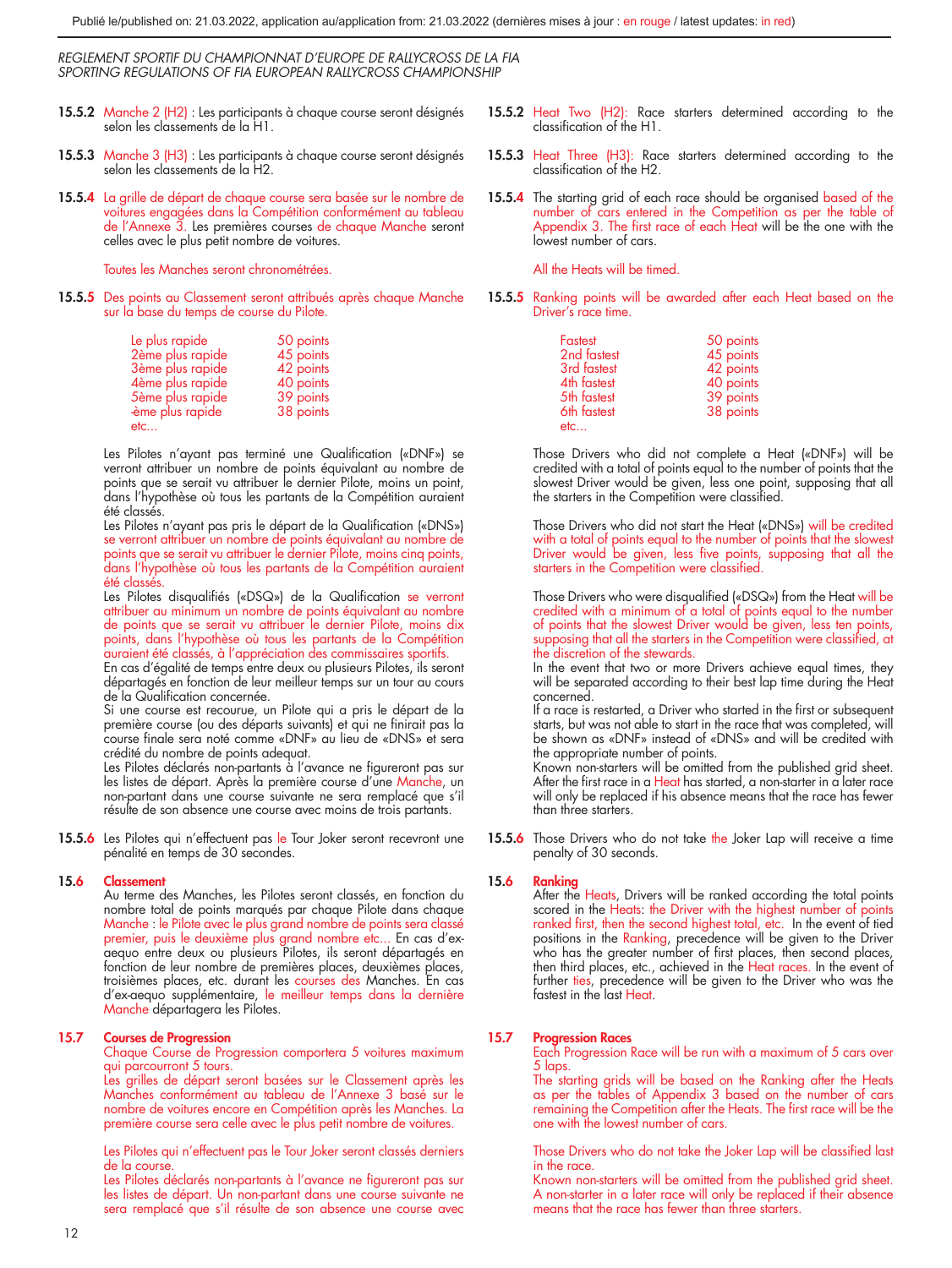Publié le/published on: 21.03.2022, application au/application from: 21.03.2022 (dernières mises à jour : en rouge / latest updates: in red)

*REGLEMENT SPORTIF DU CHAMPIONNAT D'EUROPE DE RALLYCROSS DE LA FIA*
*SPORTING REGULATIONS OF FIA EUROPEAN RALLYCROSS CHAMPIONSHIP*

**15.5.2** Manche 2 (H2) : Les participants à chaque course seront désignés selon les classements de la H1.

**15.5.3** Manche 3 (H3) : Les participants à chaque course seront désignés selon les classements de la H2.

**15.5.4** La grille de départ de chaque course sera basée sur le nombre de voitures engagées dans la Compétition conformément au tableau de l'Annexe 3. Les premières courses de chaque Manche seront celles avec le plus petit nombre de voitures.

Toutes les Manches seront chronométrées.

**15.5.5** Des points au Classement seront attribués après chaque Manche sur la base du temps de course du Pilote.

| | |
|---|---|
| Le plus rapide | 50 points |
| 2ème plus rapide | 45 points |
| 3ème plus rapide | 42 points |
| 4ème plus rapide | 40 points |
| 5ème plus rapide | 39 points |
| -ème plus rapide | 38 points |
| etc… | |

Les Pilotes n'ayant pas terminé une Qualification («DNF») se verront attribuer un nombre de points équivalant au nombre de points que se serait vu attribuer le dernier Pilote, moins un point, dans l'hypothèse où tous les partants de la Compétition auraient été classés.
Les Pilotes n'ayant pas pris le départ de la Qualification («DNS») se verront attribuer un nombre de points équivalant au nombre de points que se serait vu attribuer le dernier Pilote, moins cinq points, dans l'hypothèse où tous les partants de la Compétition auraient été classés.
Les Pilotes disqualifiés («DSQ») de la Qualification se verront attribuer au minimum un nombre de points équivalant au nombre de points que se serait vu attribuer le dernier Pilote, moins dix points, dans l'hypothèse où tous les partants de la Compétition auraient été classés, à l'appréciation des commissaires sportifs.
En cas d'égalité de temps entre deux ou plusieurs Pilotes, ils seront départagés en fonction de leur meilleur temps sur un tour au cours de la Qualification concernée.
Si une course est recourue, un Pilote qui a pris le départ de la première course (ou des départs suivants) et qui ne finirait pas la course finale sera noté comme «DNF» au lieu de «DNS» et sera crédité du nombre de points adequat.
Les Pilotes déclarés non-partants à l'avance ne figureront pas sur les listes de départ. Après la première course d'une Manche, un non-partant dans une course suivante ne sera remplacé que s'il résulte de son absence une course avec moins de trois partants.

**15.5.6** Les Pilotes qui n'effectuent pas le Tour Joker seront recevront une pénalité en temps de 30 secondes.

**15.6 Classement**
Au terme des Manches, les Pilotes seront classés, en fonction du nombre total de points marqués par chaque Pilote dans chaque Manche : le Pilote avec le plus grand nombre de points sera classé premier, puis le deuxième plus grand nombre etc… En cas d'ex-aequo entre deux ou plusieurs Pilotes, ils seront départagés en fonction de leur nombre de premières places, deuxièmes places, troisièmes places, etc. durant les courses des Manches. En cas d'ex-aequo supplémentaire, le meilleur temps dans la dernière Manche départagera les Pilotes.

**15.7 Courses de Progression**
Chaque Course de Progression comportera 5 voitures maximum qui parcourront 5 tours.
Les grilles de départ seront basées sur le Classement après les Manches conformément au tableau de l'Annexe 3 basé sur le nombre de voitures encore en Compétition après les Manches. La première course sera celle avec le plus petit nombre de voitures.

Les Pilotes qui n'effectuent pas le Tour Joker seront classés derniers de la course.
Les Pilotes déclarés non-partants à l'avance ne figureront pas sur les listes de départ. Un non-partant dans une course suivante ne sera remplacé que s'il résulte de son absence une course avec

**15.5.2** Heat Two (H2): Race starters determined according to the classification of the H1.

**15.5.3** Heat Three (H3): Race starters determined according to the classification of the H2.

**15.5.4** The starting grid of each race should be organised based of the number of cars entered in the Competition as per the table of Appendix 3. The first race of each Heat will be the one with the lowest number of cars.

All the Heats will be timed.

**15.5.5** Ranking points will be awarded after each Heat based on the Driver's race time.

| | |
|---|---|
| Fastest | 50 points |
| 2nd fastest | 45 points |
| 3rd fastest | 42 points |
| 4th fastest | 40 points |
| 5th fastest | 39 points |
| 6th fastest | 38 points |
| etc… | |

Those Drivers who did not complete a Heat («DNF») will be credited with a total of points equal to the number of points that the slowest Driver would be given, less one point, supposing that all the starters in the Competition were classified.

Those Drivers who did not start the Heat («DNS») will be credited with a total of points equal to the number of points that the slowest Driver would be given, less five points, supposing that all the starters in the Competition were classified.

Those Drivers who were disqualified («DSQ») from the Heat will be credited with a minimum of a total of points equal to the number of points that the slowest Driver would be given, less ten points, supposing that all the starters in the Competition were classified, at the discretion of the stewards.
In the event that two or more Drivers achieve equal times, they will be separated according to their best lap time during the Heat concerned.
If a race is restarted, a Driver who started in the first or subsequent starts, but was not able to start in the race that was completed, will be shown as «DNF» instead of «DNS» and will be credited with the appropriate number of points.
Known non-starters will be omitted from the published grid sheet. After the first race in a Heat has started, a non-starter in a later race will only be replaced if his absence means that the race has fewer than three starters.

**15.5.6** Those Drivers who do not take the Joker Lap will receive a time penalty of 30 seconds.

**15.6 Ranking**
After the Heats, Drivers will be ranked according the total points scored in the Heats: the Driver with the highest number of points ranked first, then the second highest total, etc. In the event of tied positions in the Ranking, precedence will be given to the Driver who has the greater number of first places, then second places, then third places, etc., achieved in the Heat races. In the event of further ties, precedence will be given to the Driver who was the fastest in the last Heat.

**15.7 Progression Races**
Each Progression Race will be run with a maximum of 5 cars over 5 laps.
The starting grids will be based on the Ranking after the Heats as per the tables of Appendix 3 based on the number of cars remaining the Competition after the Heats. The first race will be the one with the lowest number of cars.

Those Drivers who do not take the Joker Lap will be classified last in the race.
Known non-starters will be omitted from the published grid sheet. A non-starter in a later race will only be replaced if their absence means that the race has fewer than three starters.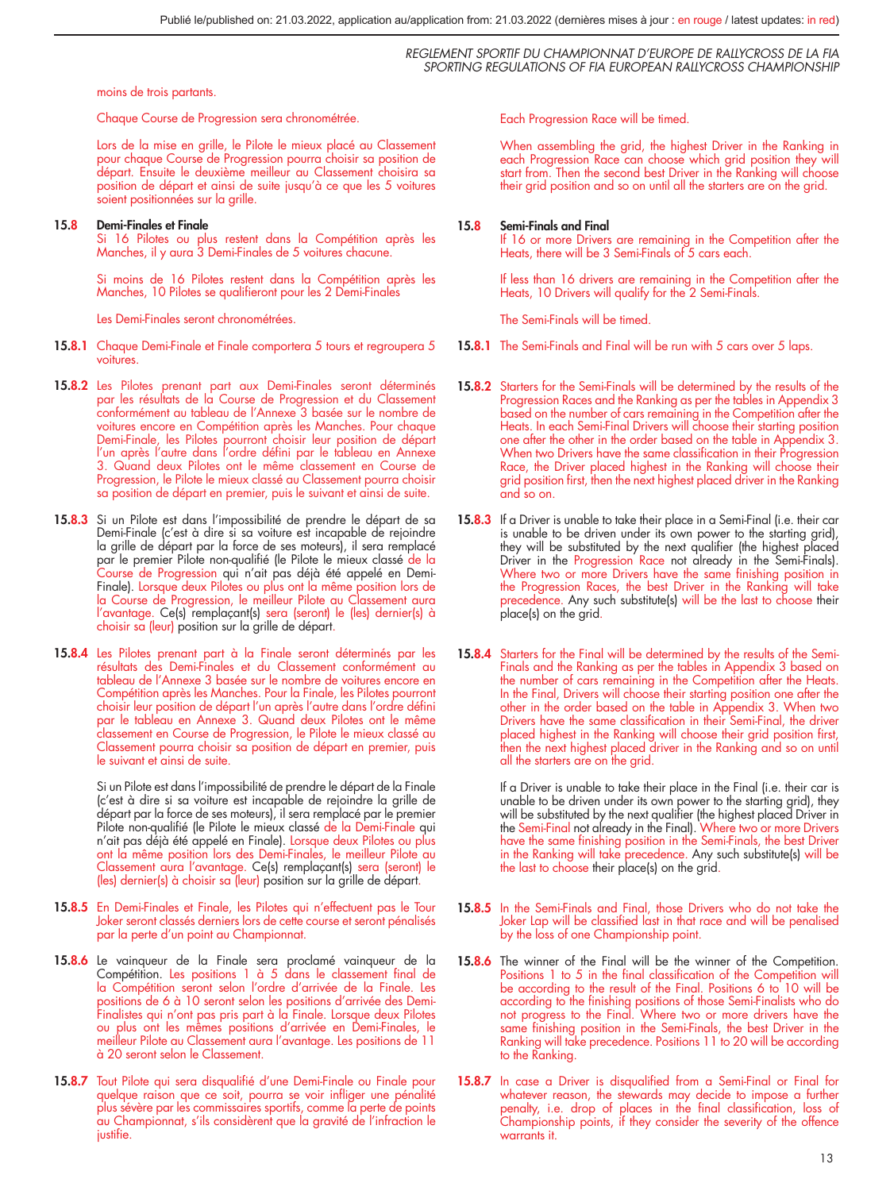moins de trois partants.

Chaque Course de Progression sera chronométrée.

Lors de la mise en grille, le Pilote le mieux placé au Classement pour chaque Course de Progression pourra choisir sa position de départ. Ensuite le deuxième meilleur au Classement choisira sa position de départ et ainsi de suite jusqu'à ce que les 5 voitures soient positionnées sur la grille.

**15.8 Demi-Finales et Finale**
Si 16 Pilotes ou plus restent dans la Compétition après les Manches, il y aura 3 Demi-Finales de 5 voitures chacune.

Si moins de 16 Pilotes restent dans la Compétition après les Manches, 10 Pilotes se qualifieront pour les 2 Demi-Finales

Les Demi-Finales seront chronométrées.

**15.8.1** Chaque Demi-Finale et Finale comportera 5 tours et regroupera 5 voitures.

**15.8.2** Les Pilotes prenant part aux Demi-Finales seront déterminés par les résultats de la Course de Progression et du Classement conformément au tableau de l'Annexe 3 basée sur le nombre de voitures encore en Compétition après les Manches. Pour chaque Demi-Finale, les Pilotes pourront choisir leur position de départ l'un après l'autre dans l'ordre défini par le tableau en Annexe 3. Quand deux Pilotes ont le même classement en Course de Progression, le Pilote le mieux classé au Classement pourra choisir sa position de départ en premier, puis le suivant et ainsi de suite.

**15.8.3** Si un Pilote est dans l'impossibilité de prendre le départ de sa Demi-Finale (c'est à dire si sa voiture est incapable de rejoindre la grille de départ par la force de ses moteurs), il sera remplacé par le premier Pilote non-qualifié (le Pilote le mieux classé de la Course de Progression qui n'ait pas déjà été appelé en Demi-Finale). Lorsque deux Pilotes ou plus ont la même position lors de la Course de Progression, le meilleur Pilote au Classement aura l'avantage. Ce(s) remplaçant(s) sera (seront) le (les) dernier(s) à choisir sa (leur) position sur la grille de départ.

**15.8.4** Les Pilotes prenant part à la Finale seront déterminés par les résultats des Demi-Finales et du Classement conformément au tableau de l'Annexe 3 basée sur le nombre de voitures encore en Compétition après les Manches. Pour la Finale, les Pilotes pourront choisir leur position de départ l'un après l'autre dans l'ordre défini par le tableau en Annexe 3. Quand deux Pilotes ont le même classement en Course de Progression, le Pilote le mieux classé au Classement pourra choisir sa position de départ en premier, puis le suivant et ainsi de suite.

Si un Pilote est dans l'impossibilité de prendre le départ de la Finale (c'est à dire si sa voiture est incapable de rejoindre la grille de départ par la force de ses moteurs), il sera remplacé par le premier Pilote non-qualifié (le Pilote le mieux classé de la Demi-Finale qui n'ait pas déjà été appelé en Finale). Lorsque deux Pilotes ou plus ont la même position lors des Demi-Finales, le meilleur Pilote au Classement aura l'avantage. Ce(s) remplaçant(s) sera (seront) le (les) dernier(s) à choisir sa (leur) position sur la grille de départ.

**15.8.5** En Demi-Finales et Finale, les Pilotes qui n'effectuent pas le Tour Joker seront classés derniers lors de cette course et seront pénalisés par la perte d'un point au Championnat.

**15.8.6** Le vainqueur de la Finale sera proclamé vainqueur de la Compétition. Les positions 1 à 5 dans le classement final de la Compétition seront selon l'ordre d'arrivée de la Finale. Les positions de 6 à 10 seront selon les positions d'arrivée des Demi-Finalistes qui n'ont pas pris part à la Finale. Lorsque deux Pilotes ou plus ont les mêmes positions d'arrivée en Demi-Finales, le meilleur Pilote au Classement aura l'avantage. Les positions de 11 à 20 seront selon le Classement.

**15.8.7** Tout Pilote qui sera disqualifié d'une Demi-Finale ou Finale pour quelque raison que ce soit, pourra se voir infliger une pénalité plus sévère par les commissaires sportifs, comme la perte de points au Championnat, s'ils considèrent que la gravité de l'infraction le justifie.

---

Each Progression Race will be timed.

When assembling the grid, the highest Driver in the Ranking in each Progression Race can choose which grid position they will start from. Then the second best Driver in the Ranking will choose their grid position and so on until all the starters are on the grid.

**15.8 Semi-Finals and Final**
If 16 or more Drivers are remaining in the Competition after the Heats, there will be 3 Semi-Finals of 5 cars each.

If less than 16 drivers are remaining in the Competition after the Heats, 10 Drivers will qualify for the 2 Semi-Finals.

The Semi-Finals will be timed.

**15.8.1** The Semi-Finals and Final will be run with 5 cars over 5 laps.

**15.8.2** Starters for the Semi-Finals will be determined by the results of the Progression Races and the Ranking as per the tables in Appendix 3 based on the number of cars remaining in the Competition after the Heats. In each Semi-Final Drivers will choose their starting position one after the other in the order based on the table in Appendix 3. When two Drivers have the same classification in their Progression Race, the Driver placed highest in the Ranking will choose their grid position first, then the next highest placed driver in the Ranking and so on.

**15.8.3** If a Driver is unable to take their place in a Semi-Final (i.e. their car is unable to be driven under its own power to the starting grid), they will be substituted by the next qualifier (the highest placed Driver in the Progression Race not already in the Semi-Finals). Where two or more Drivers have the same finishing position in the Progression Races, the best Driver in the Ranking will take precedence. Any such substitute(s) will be the last to choose their place(s) on the grid.

**15.8.4** Starters for the Final will be determined by the results of the Semi-Finals and the Ranking as per the tables in Appendix 3 based on the number of cars remaining in the Competition after the Heats. In the Final, Drivers will choose their starting position one after the other in the order based on the table in Appendix 3. When two Drivers have the same classification in their Semi-Final, the driver placed highest in the Ranking will choose their grid position first, then the next highest placed driver in the Ranking and so on until all the starters are on the grid.

If a Driver is unable to take their place in the Final (i.e. their car is unable to be driven under its own power to the starting grid), they will be substituted by the next qualifier (the highest placed Driver in the Semi-Final not already in the Final). Where two or more Drivers have the same finishing position in the Semi-Finals, the best Driver in the Ranking will take precedence. Any such substitute(s) will be the last to choose their place(s) on the grid.

**15.8.5** In the Semi-Finals and Final, those Drivers who do not take the Joker Lap will be classified last in that race and will be penalised by the loss of one Championship point.

**15.8.6** The winner of the Final will be the winner of the Competition. Positions 1 to 5 in the final classification of the Competition will be according to the result of the Final. Positions 6 to 10 will be according to the finishing positions of those Semi-Finalists who do not progress to the Final. Where two or more drivers have the same finishing position in the Semi-Finals, the best Driver in the Ranking will take precedence. Positions 11 to 20 will be according to the Ranking.

**15.8.7** In case a Driver is disqualified from a Semi-Final or Final for whatever reason, the stewards may decide to impose a further penalty, i.e. drop of places in the final classification, loss of Championship points, if they consider the severity of the offence warrants it.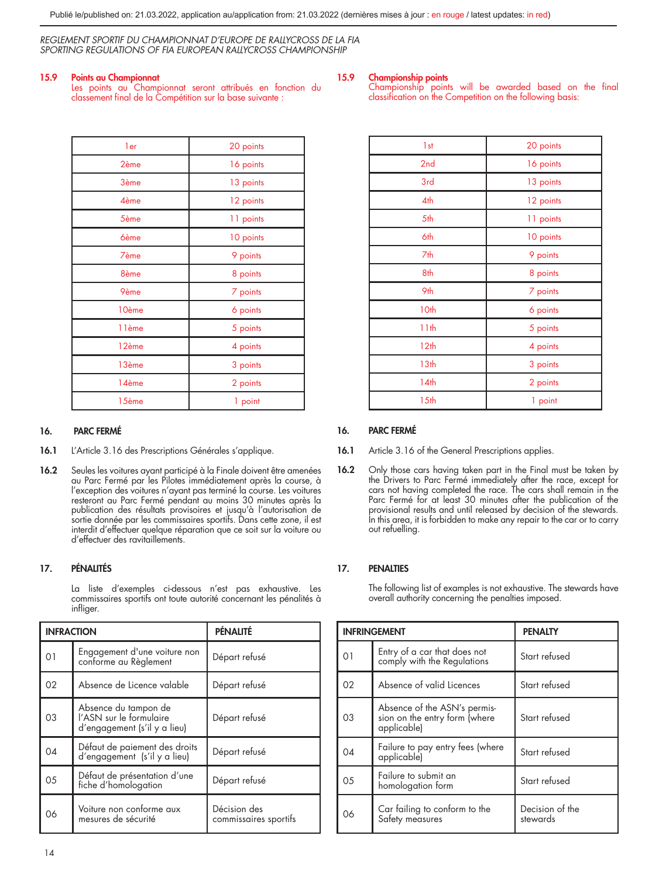### 15.9 Points au Championnat

Les points au Championnat seront attribués en fonction du classement final de la Compétition sur la base suivante :

| 1er | 20 points |
|---|---|
| 2ème | 16 points |
| 3ème | 13 points |
| 4ème | 12 points |
| 5ème | 11 points |
| 6ème | 10 points |
| 7ème | 9 points |
| 8ème | 8 points |
| 9ème | 7 points |
| 10ème | 6 points |
| 11ème | 5 points |
| 12ème | 4 points |
| 13ème | 3 points |
| 14ème | 2 points |
| 15ème | 1 point |

### 15.9 Championship points

Championship points will be awarded based on the final classification on the Competition on the following basis:

| 1st | 20 points |
|---|---|
| 2nd | 16 points |
| 3rd | 13 points |
| 4th | 12 points |
| 5th | 11 points |
| 6th | 10 points |
| 7th | 9 points |
| 8th | 8 points |
| 9th | 7 points |
| 10th | 6 points |
| 11th | 5 points |
| 12th | 4 points |
| 13th | 3 points |
| 14th | 2 points |
| 15th | 1 point |

## 16. PARC FERMÉ

**16.1** L'Article 3.16 des Prescriptions Générales s'applique.

**16.2** Seules les voitures ayant participé à la Finale doivent être amenées au Parc Fermé par les Pilotes immédiatement après la course, à l'exception des voitures n'ayant pas terminé la course. Les voitures resteront au Parc Fermé pendant au moins 30 minutes après la publication des résultats provisoires et jusqu'à l'autorisation de sortie donnée par les commissaires sportifs. Dans cette zone, il est interdit d'effectuer quelque réparation que ce soit sur la voiture ou d'effectuer des ravitaillements.

## 16. PARC FERMÉ

**16.1** Article 3.16 of the General Prescriptions applies.

**16.2** Only those cars having taken part in the Final must be taken by the Drivers to Parc Fermé immediately after the race, except for cars not having completed the race. The cars shall remain in the Parc Fermé for at least 30 minutes after the publication of the provisional results and until released by decision of the stewards. In this area, it is forbidden to make any repair to the car or to carry out refuelling.

## 17. PÉNALITÉS

La liste d'exemples ci-dessous n'est pas exhaustive. Les commissaires sportifs ont toute autorité concernant les pénalités à infliger.

| INFRACTION | | PÉNALITÉ |
|---|---|---|
| 01 | Engagement d'une voiture non conforme au Règlement | Départ refusé |
| 02 | Absence de Licence valable | Départ refusé |
| 03 | Absence du tampon de l'ASN sur le formulaire d'engagement (s'il y a lieu) | Départ refusé |
| 04 | Défaut de paiement des droits d'engagement (s'il y a lieu) | Départ refusé |
| 05 | Défaut de présentation d'une fiche d'homologation | Départ refusé |
| 06 | Voiture non conforme aux mesures de sécurité | Décision des commissaires sportifs |

## 17. PENALTIES

The following list of examples is not exhaustive. The stewards have overall authority concerning the penalties imposed.

| INFRINGEMENT | | PENALTY |
|---|---|---|
| 01 | Entry of a car that does not comply with the Regulations | Start refused |
| 02 | Absence of valid Licences | Start refused |
| 03 | Absence of the ASN's permission on the entry form (where applicable) | Start refused |
| 04 | Failure to pay entry fees (where applicable) | Start refused |
| 05 | Failure to submit an homologation form | Start refused |
| 06 | Car failing to conform to the Safety measures | Decision of the stewards |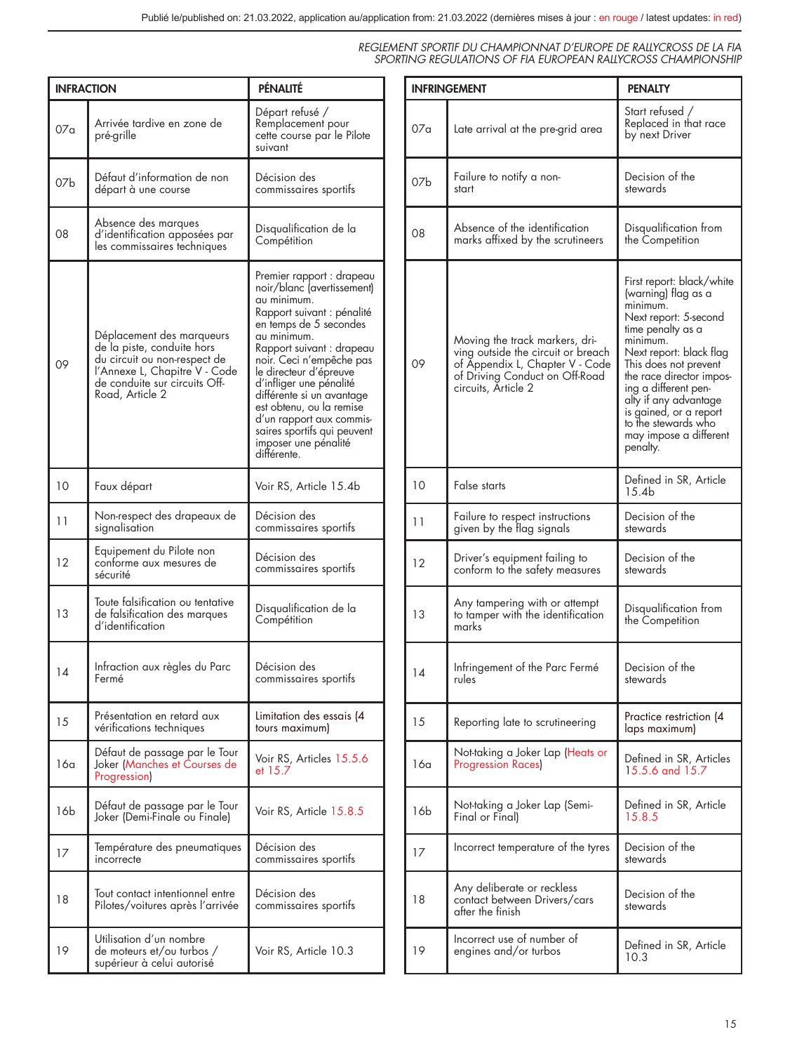| INFRACTION | | PÉNALITÉ |
|---|---|---|
| 07a | Arrivée tardive en zone de pré-grille | Départ refusé / Remplacement pour cette course par le Pilote suivant |
| 07b | Défaut d'information de non départ à une course | Décision des commissaires sportifs |
| 08 | Absence des marques d'identification apposées par les commissaires techniques | Disqualification de la Compétition |
| 09 | Déplacement des marqueurs de la piste, conduite hors du circuit ou non-respect de l'Annexe L, Chapitre V - Code de conduite sur circuits Off-Road, Article 2 | Premier rapport : drapeau noir/blanc (avertissement) au minimum. Rapport suivant : pénalité en temps de 5 secondes au minimum. Rapport suivant : drapeau noir. Ceci n'empêche pas le directeur d'épreuve d'infliger une pénalité différente si un avantage est obtenu, ou la remise d'un rapport aux commissaires sportifs qui peuvent imposer une pénalité différente. |
| 10 | Faux départ | Voir RS, Article 15.4b |
| 11 | Non-respect des drapeaux de signalisation | Décision des commissaires sportifs |
| 12 | Equipement du Pilote non conforme aux mesures de sécurité | Décision des commissaires sportifs |
| 13 | Toute falsification ou tentative de falsification des marques d'identification | Disqualification de la Compétition |
| 14 | Infraction aux règles du Parc Fermé | Décision des commissaires sportifs |
| 15 | Présentation en retard aux vérifications techniques | Limitation des essais (4 tours maximum) |
| 16a | Défaut de passage par le Tour Joker (Manches et Courses de Progression) | Voir RS, Articles 15.5.6 et 15.7 |
| 16b | Défaut de passage par le Tour Joker (Demi-Finale ou Finale) | Voir RS, Article 15.8.5 |
| 17 | Température des pneumatiques incorrecte | Décision des commissaires sportifs |
| 18 | Tout contact intentionnel entre Pilotes/voitures après l'arrivée | Décision des commissaires sportifs |
| 19 | Utilisation d'un nombre de moteurs et/ou turbos / supérieur à celui autorisé | Voir RS, Article 10.3 |

| INFRINGEMENT | | PENALTY |
|---|---|---|
| 07a | Late arrival at the pre-grid area | Start refused / Replaced in that race by next Driver |
| 07b | Failure to notify a non-start | Decision of the stewards |
| 08 | Absence of the identification marks affixed by the scrutineers | Disqualification from the Competition |
| 09 | Moving the track markers, driving outside the circuit or breach of Appendix L, Chapter V - Code of Driving Conduct on Off-Road circuits, Article 2 | First report: black/white (warning) flag as a minimum. Next report: 5-second time penalty as a minimum. Next report: black flag This does not prevent the race director imposing a different penalty if any advantage is gained, or a report to the stewards who may impose a different penalty. |
| 10 | False starts | Defined in SR, Article 15.4b |
| 11 | Failure to respect instructions given by the flag signals | Decision of the stewards |
| 12 | Driver's equipment failing to conform to the safety measures | Decision of the stewards |
| 13 | Any tampering with or attempt to tamper with the identification marks | Disqualification from the Competition |
| 14 | Infringement of the Parc Fermé rules | Decision of the stewards |
| 15 | Reporting late to scrutineering | Practice restriction (4 laps maximum) |
| 16a | Not-taking a Joker Lap (Heats or Progression Races) | Defined in SR, Articles 15.5.6 and 15.7 |
| 16b | Not-taking a Joker Lap (Semi-Final or Final) | Defined in SR, Article 15.8.5 |
| 17 | Incorrect temperature of the tyres | Decision of the stewards |
| 18 | Any deliberate or reckless contact between Drivers/cars after the finish | Decision of the stewards |
| 19 | Incorrect use of number of engines and/or turbos | Defined in SR, Article 10.3 |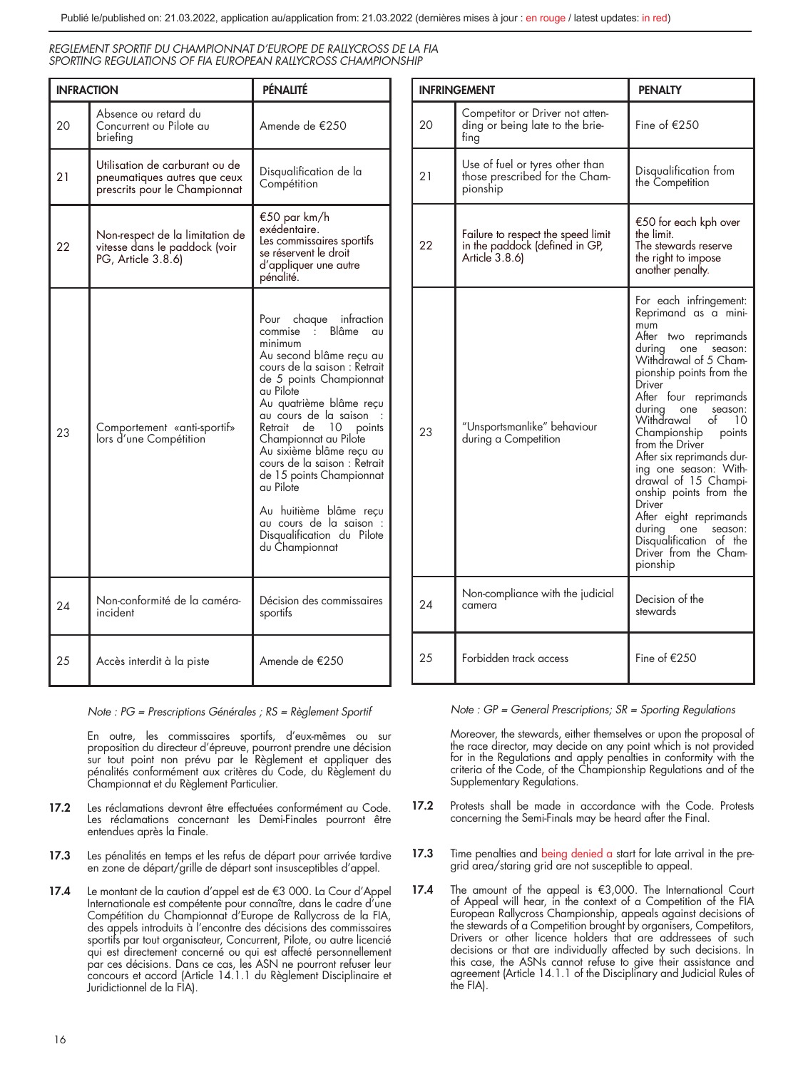*REGLEMENT SPORTIF DU CHAMPIONNAT D'EUROPE DE RALLYCROSS DE LA FIA*
*SPORTING REGULATIONS OF FIA EUROPEAN RALLYCROSS CHAMPIONSHIP*

| INFRACTION | | PÉNALITÉ |
|---|---|---|
| 20 | Absence ou retard du Concurrent ou Pilote au briefing | Amende de €250 |
| 21 | Utilisation de carburant ou de pneumatiques autres que ceux prescrits pour le Championnat | Disqualification de la Compétition |
| 22 | Non-respect de la limitation de vitesse dans le paddock (voir PG, Article 3.8.6) | €50 par km/h exédentaire. Les commissaires sportifs se réservent le droit d'appliquer une autre pénalité. |
| 23 | Comportement «anti-sportif» lors d'une Compétition | Pour chaque infraction commise : Blâme au minimum<br>Au second blâme reçu au cours de la saison : Retrait de 5 points Championnat au Pilote<br>Au quatrième blâme reçu au cours de la saison : Retrait de 10 points Championnat au Pilote<br>Au sixième blâme reçu au cours de la saison : Retrait de 15 points Championnat au Pilote<br>Au huitième blâme reçu au cours de la saison : Disqualification du Pilote du Championnat |
| 24 | Non-conformité de la caméra-incident | Décision des commissaires sportifs |
| 25 | Accès interdit à la piste | Amende de €250 |

*Note : PG = Prescriptions Générales ; RS = Règlement Sportif*

En outre, les commissaires sportifs, d'eux-mêmes ou sur proposition du directeur d'épreuve, pourront prendre une décision sur tout point non prévu par le Règlement et appliquer des pénalités conformément aux critères du Code, du Règlement du Championnat et du Règlement Particulier.

**17.2** Les réclamations devront être effectuées conformément au Code. Les réclamations concernant les Demi-Finales pourront être entendues après la Finale.

**17.3** Les pénalités en temps et les refus de départ pour arrivée tardive en zone de départ/grille de départ sont insusceptibles d'appel.

**17.4** Le montant de la caution d'appel est de €3 000. La Cour d'Appel Internationale est compétente pour connaître, dans le cadre d'une Compétition du Championnat d'Europe de Rallycross de la FIA, des appels introduits à l'encontre des décisions des commissaires sportifs par tout organisateur, Concurrent, Pilote, ou autre licencié qui est directement concerné ou qui est affecté personnellement par ces décisions. Dans ce cas, les ASN ne pourront refuser leur concours et accord (Article 14.1.1 du Règlement Disciplinaire et Juridictionnel de la FIA).

| INFRINGEMENT | | PENALTY |
|---|---|---|
| 20 | Competitor or Driver not attending or being late to the briefing | Fine of €250 |
| 21 | Use of fuel or tyres other than those prescribed for the Championship | Disqualification from the Competition |
| 22 | Failure to respect the speed limit in the paddock (defined in GP, Article 3.8.6) | €50 for each kph over the limit. The stewards reserve the right to impose another penalty. |
| 23 | "Unsportsmanlike" behaviour during a Competition | For each infringement: Reprimand as a minimum<br>After two reprimands during one season: Withdrawal of 5 Championship points from the Driver<br>After four reprimands during one season: Withdrawal of 10 Championship points from the Driver<br>After six reprimands during one season: Withdrawal of 15 Championship points from the Driver<br>After eight reprimands during one season: Disqualification of the Driver from the Championship |
| 24 | Non-compliance with the judicial camera | Decision of the stewards |
| 25 | Forbidden track access | Fine of €250 |

*Note : GP = General Prescriptions; SR = Sporting Regulations*

Moreover, the stewards, either themselves or upon the proposal of the race director, may decide on any point which is not provided for in the Regulations and apply penalties in conformity with the criteria of the Code, of the Championship Regulations and of the Supplementary Regulations.

**17.2** Protests shall be made in accordance with the Code. Protests concerning the Semi-Finals may be heard after the Final.

**17.3** Time penalties and being denied a start for late arrival in the pre-grid area/staring grid are not susceptible to appeal.

**17.4** The amount of the appeal is €3,000. The International Court of Appeal will hear, in the context of a Competition of the FIA European Rallycross Championship, appeals against decisions of the stewards of a Competition brought by organisers, Competitors, Drivers or other licence holders that are addressees of such decisions or that are individually affected by such decisions. In this case, the ASNs cannot refuse to give their assistance and agreement (Article 14.1.1 of the Disciplinary and Judicial Rules of the FIA).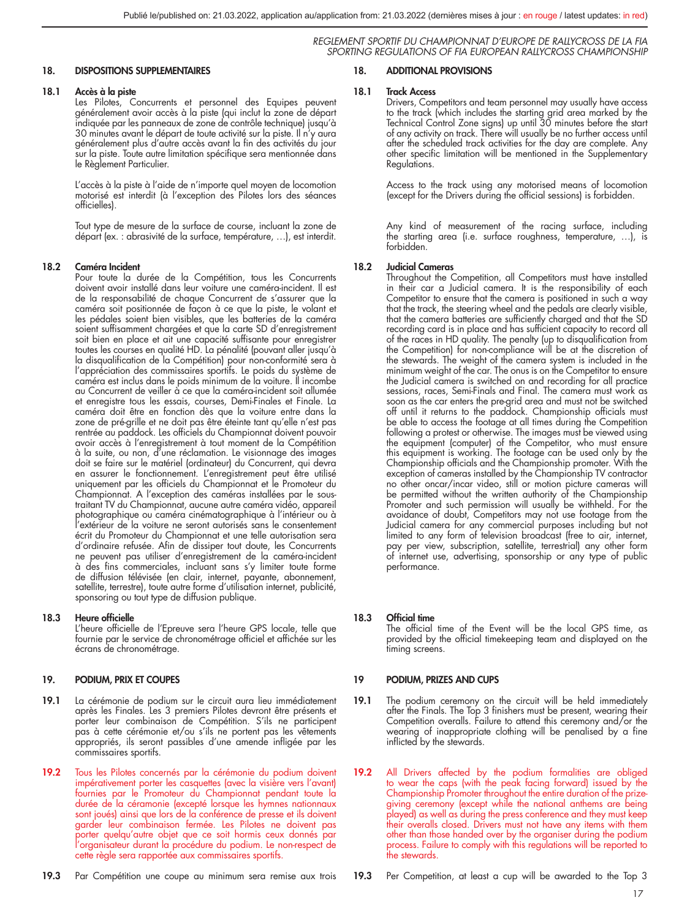## 18. DISPOSITIONS SUPPLEMENTAIRES

### 18.1 Accès à la piste

Les Pilotes, Concurrents et personnel des Equipes peuvent généralement avoir accès à la piste (qui inclut la zone de départ indiquée par les panneaux de zone de contrôle technique) jusqu'à 30 minutes avant le départ de toute activité sur la piste. Il n'y aura généralement plus d'autre accès avant la fin des activités du jour sur la piste. Toute autre limitation spécifique sera mentionnée dans le Règlement Particulier.

L'accès à la piste à l'aide de n'importe quel moyen de locomotion motorisé est interdit (à l'exception des Pilotes lors des séances officielles).

Tout type de mesure de la surface de course, incluant la zone de départ (ex. : abrasivité de la surface, température, …), est interdit.

### 18.2 Caméra Incident

Pour toute la durée de la Compétition, tous les Concurrents doivent avoir installé dans leur voiture une caméra-incident. Il est de la responsabilité de chaque Concurrent de s'assurer que la caméra soit positionnée de façon à ce que la piste, le volant et les pédales soient bien visibles, que les batteries de la caméra soient suffisamment chargées et que la carte SD d'enregistrement soit bien en place et ait une capacité suffisante pour enregistrer toutes les courses en qualité HD. La pénalité (pouvant aller jusqu'à la disqualification de la Compétition) pour non-conformité sera à l'appréciation des commissaires sportifs. Le poids du système de caméra est inclus dans le poids minimum de la voiture. Il incombe au Concurrent de veiller à ce que la caméra-incident soit allumée et enregistre tous les essais, courses, Demi-Finales et Finale. La caméra doit être en fonction dès que la voiture entre dans la zone de pré-grille et ne doit pas être éteinte tant qu'elle n'est pas rentrée au paddock. Les officiels du Championnat doivent pouvoir avoir accès à l'enregistrement à tout moment de la Compétition à la suite, ou non, d'une réclamation. Le visionnage des images doit se faire sur le matériel (ordinateur) du Concurrent, qui devra en assurer le fonctionnement. L'enregistrement peut être utilisé uniquement par les officiels du Championnat et le Promoteur du Championnat. A l'exception des caméras installées par le sous-traitant TV du Championnat, aucune autre caméra vidéo, appareil photographique ou caméra cinématographique à l'intérieur ou à l'extérieur de la voiture ne seront autorisés sans le consentement écrit du Promoteur du Championnat et une telle autorisation sera d'ordinaire refusée. Afin de dissiper tout doute, les Concurrents ne peuvent pas utiliser d'enregistrement de la caméra-incident à des fins commerciales, incluant sans s'y limiter toute forme de diffusion télévisée (en clair, internet, payante, abonnement, satellite, terrestre), toute autre forme d'utilisation internet, publicité, sponsoring ou tout type de diffusion publique.

### 18.3 Heure officielle

L'heure officielle de l'Epreuve sera l'heure GPS locale, telle que fournie par le service de chronométrage officiel et affichée sur les écrans de chronométrage.

## 19. PODIUM, PRIX ET COUPES

**19.1** La cérémonie de podium sur le circuit aura lieu immédiatement après les Finales. Les 3 premiers Pilotes devront être présents et porter leur combinaison de Compétition. S'ils ne participent pas à cette cérémonie et/ou s'ils ne portent pas les vêtements appropriés, ils seront passibles d'une amende infligée par les commissaires sportifs.

**19.2** Tous les Pilotes concernés par la cérémonie du podium doivent impérativement porter les casquettes (avec la visière vers l'avant) fournies par le Promoteur du Championnat pendant toute la durée de la céramonie (excepté lorsque les hymnes nationnaux sont joués) ainsi que lors de la conférence de presse et ils doivent garder leur combinaison fermée. Les Pilotes ne doivent pas porter quelqu'autre objet que ce soit hormis ceux donnés par l'organisateur durant la procédure du podium. Le non-respect de cette règle sera rapportée aux commissaires sportifs.

**19.3** Par Compétition une coupe au minimum sera remise aux trois

## 18. ADDITIONAL PROVISIONS

### 18.1 Track Access

Drivers, Competitors and team personnel may usually have access to the track (which includes the starting grid area marked by the Technical Control Zone signs) up until 30 minutes before the start of any activity on track. There will usually be no further access until after the scheduled track activities for the day are complete. Any other specific limitation will be mentioned in the Supplementary Regulations.

Access to the track using any motorised means of locomotion (except for the Drivers during the official sessions) is forbidden.

Any kind of measurement of the racing surface, including the starting area (i.e. surface roughness, temperature, …), is forbidden.

### 18.2 Judicial Cameras

Throughout the Competition, all Competitors must have installed in their car a Judicial camera. It is the responsibility of each Competitor to ensure that the camera is positioned in such a way that the track, the steering wheel and the pedals are clearly visible, that the camera batteries are sufficiently charged and that the SD recording card is in place and has sufficient capacity to record all of the races in HD quality. The penalty (up to disqualification from the Competition) for non-compliance will be at the discretion of the stewards. The weight of the camera system is included in the minimum weight of the car. The onus is on the Competitor to ensure the Judicial camera is switched on and recording for all practice sessions, races, Semi-Finals and Final. The camera must work as soon as the car enters the pre-grid area and must not be switched off until it returns to the paddock. Championship officials must be able to access the footage at all times during the Competition following a protest or otherwise. The images must be viewed using the equipment (computer) of the Competitor, who must ensure this equipment is working. The footage can be used only by the Championship officials and the Championship promoter. With the exception of cameras installed by the Championship TV contractor no other oncar/incar video, still or motion picture cameras will be permitted without the written authority of the Championship Promoter and such permission will usually be withheld. For the avoidance of doubt, Competitors may not use footage from the Judicial camera for any commercial purposes including but not limited to any form of television broadcast (free to air, internet, pay per view, subscription, satellite, terrestrial) any other form of internet use, advertising, sponsorship or any type of public performance.

### 18.3 Official time

The official time of the Event will be the local GPS time, as provided by the official timekeeping team and displayed on the timing screens.

## 19 PODIUM, PRIZES AND CUPS

**19.1** The podium ceremony on the circuit will be held immediately after the Finals. The Top 3 finishers must be present, wearing their Competition overalls. Failure to attend this ceremony and/or the wearing of inappropriate clothing will be penalised by a fine inflicted by the stewards.

**19.2** All Drivers affected by the podium formalities are obliged to wear the caps (with the peak facing forward) issued by the Championship Promoter throughout the entire duration of the prize-giving ceremony (except while the national anthems are being played) as well as during the press conference and they must keep their overalls closed. Drivers must not have any items with them other than those handed over by the organiser during the podium process. Failure to comply with this regulations will be reported to the stewards.

**19.3** Per Competition, at least a cup will be awarded to the Top 3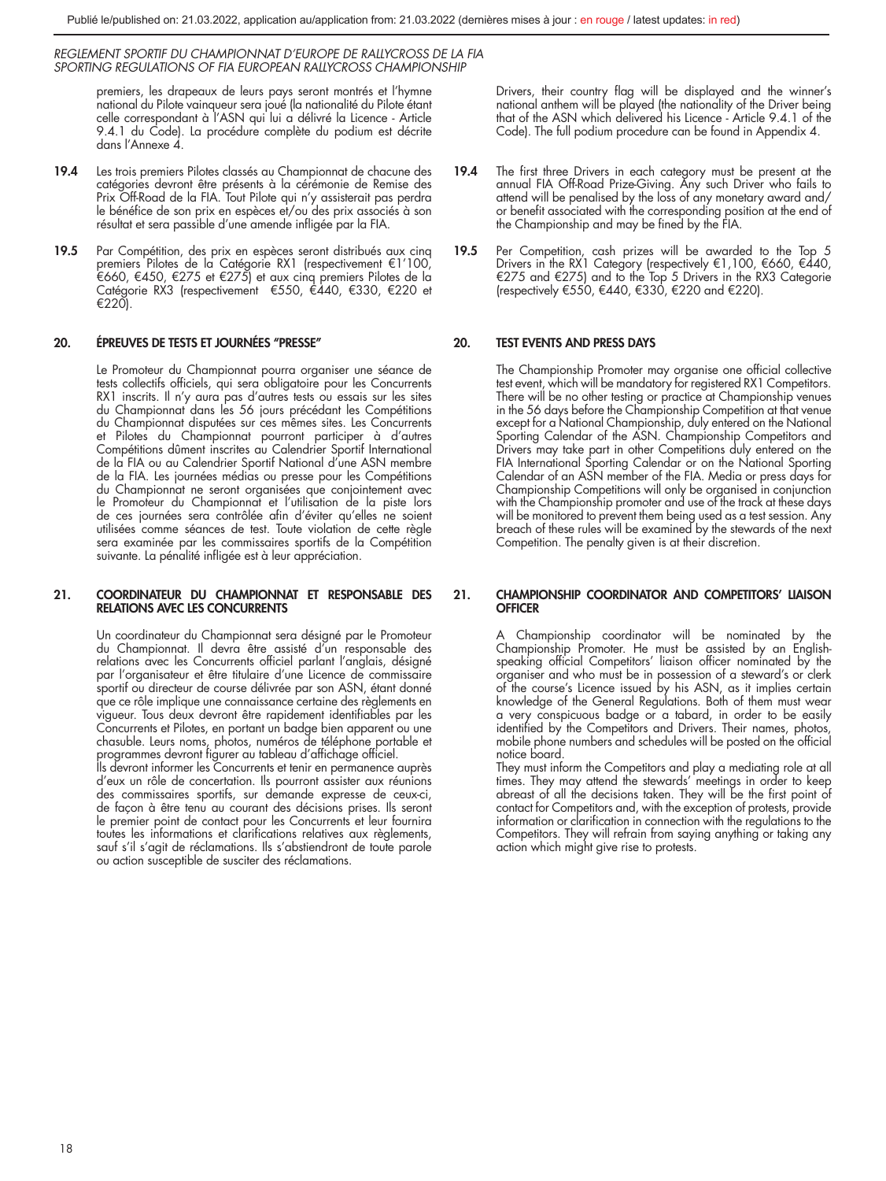premiers, les drapeaux de leurs pays seront montrés et l'hymne national du Pilote vainqueur sera joué (la nationalité du Pilote étant celle correspondant à l'ASN qui lui a délivré la Licence - Article 9.4.1 du Code). La procédure complète du podium est décrite dans l'Annexe 4.

**19.4** Les trois premiers Pilotes classés au Championnat de chacune des catégories devront être présents à la cérémonie de Remise des Prix Off-Road de la FIA. Tout Pilote qui n'y assisterait pas perdra le bénéfice de son prix en espèces et/ou des prix associés à son résultat et sera passible d'une amende infligée par la FIA.

**19.5** Par Compétition, des prix en espèces seront distribués aux cinq premiers Pilotes de la Catégorie RX1 (respectivement €1'100, €660, €450, €275 et €275) et aux cinq premiers Pilotes de la Catégorie RX3 (respectivement €550, €440, €330, €220 et €220).

## 20. ÉPREUVES DE TESTS ET JOURNÉES "PRESSE"

Le Promoteur du Championnat pourra organiser une séance de tests collectifs officiels, qui sera obligatoire pour les Concurrents RX1 inscrits. Il n'y aura pas d'autres tests ou essais sur les sites du Championnat dans les 56 jours précédant les Compétitions du Championnat disputées sur ces mêmes sites. Les Concurrents et Pilotes du Championnat pourront participer à d'autres Compétitions dûment inscrites au Calendrier Sportif International de la FIA ou au Calendrier Sportif National d'une ASN membre de la FIA. Les journées médias ou presse pour les Compétitions du Championnat ne seront organisées que conjointement avec le Promoteur du Championnat et l'utilisation de la piste lors de ces journées sera contrôlée afin d'éviter qu'elles ne soient utilisées comme séances de test. Toute violation de cette règle sera examinée par les commissaires sportifs de la Compétition suivante. La pénalité infligée est à leur appréciation.

## 21. COORDINATEUR DU CHAMPIONNAT ET RESPONSABLE DES RELATIONS AVEC LES CONCURRENTS

Un coordinateur du Championnat sera désigné par le Promoteur du Championnat. Il devra être assisté d'un responsable des relations avec les Concurrents officiel parlant l'anglais, désigné par l'organisateur et être titulaire d'une Licence de commissaire sportif ou directeur de course délivrée par son ASN, étant donné que ce rôle implique une connaissance certaine des règlements en vigueur. Tous deux devront être rapidement identifiables par les Concurrents et Pilotes, en portant un badge bien apparent ou une chasuble. Leurs noms, photos, numéros de téléphone portable et programmes devront figurer au tableau d'affichage officiel.

Ils devront informer les Concurrents et tenir en permanence auprès d'eux un rôle de concertation. Ils pourront assister aux réunions des commissaires sportifs, sur demande expresse de ceux-ci, de façon à être tenu au courant des décisions prises. Ils seront le premier point de contact pour les Concurrents et leur fournira toutes les informations et clarifications relatives aux règlements, sauf s'il s'agit de réclamations. Ils s'abstiendront de toute parole ou action susceptible de susciter des réclamations.

---

Drivers, their country flag will be displayed and the winner's national anthem will be played (the nationality of the Driver being that of the ASN which delivered his Licence - Article 9.4.1 of the Code). The full podium procedure can be found in Appendix 4.

**19.4** The first three Drivers in each category must be present at the annual FIA Off-Road Prize-Giving. Any such Driver who fails to attend will be penalised by the loss of any monetary award and/or benefit associated with the corresponding position at the end of the Championship and may be fined by the FIA.

**19.5** Per Competition, cash prizes will be awarded to the Top 5 Drivers in the RX1 Category (respectively €1,100, €660, €440, €275 and €275) and to the Top 5 Drivers in the RX3 Categorie (respectively €550, €440, €330, €220 and €220).

## 20. TEST EVENTS AND PRESS DAYS

The Championship Promoter may organise one official collective test event, which will be mandatory for registered RX1 Competitors. There will be no other testing or practice at Championship venues in the 56 days before the Championship Competition at that venue except for a National Championship, duly entered on the National Sporting Calendar of the ASN. Championship Competitors and Drivers may take part in other Competitions duly entered on the FIA International Sporting Calendar or on the National Sporting Calendar of an ASN member of the FIA. Media or press days for Championship Competitions will only be organised in conjunction with the Championship promoter and use of the track at these days will be monitored to prevent them being used as a test session. Any breach of these rules will be examined by the stewards of the next Competition. The penalty given is at their discretion.

## 21. CHAMPIONSHIP COORDINATOR AND COMPETITORS' LIAISON OFFICER

A Championship coordinator will be nominated by the Championship Promoter. He must be assisted by an English-speaking official Competitors' liaison officer nominated by the organiser and who must be in possession of a steward's or clerk of the course's Licence issued by his ASN, as it implies certain knowledge of the General Regulations. Both of them must wear a very conspicuous badge or a tabard, in order to be easily identified by the Competitors and Drivers. Their names, photos, mobile phone numbers and schedules will be posted on the official notice board.

They must inform the Competitors and play a mediating role at all times. They may attend the stewards' meetings in order to keep abreast of all the decisions taken. They will be the first point of contact for Competitors and, with the exception of protests, provide information or clarification in connection with the regulations to the Competitors. They will refrain from saying anything or taking any action which might give rise to protests.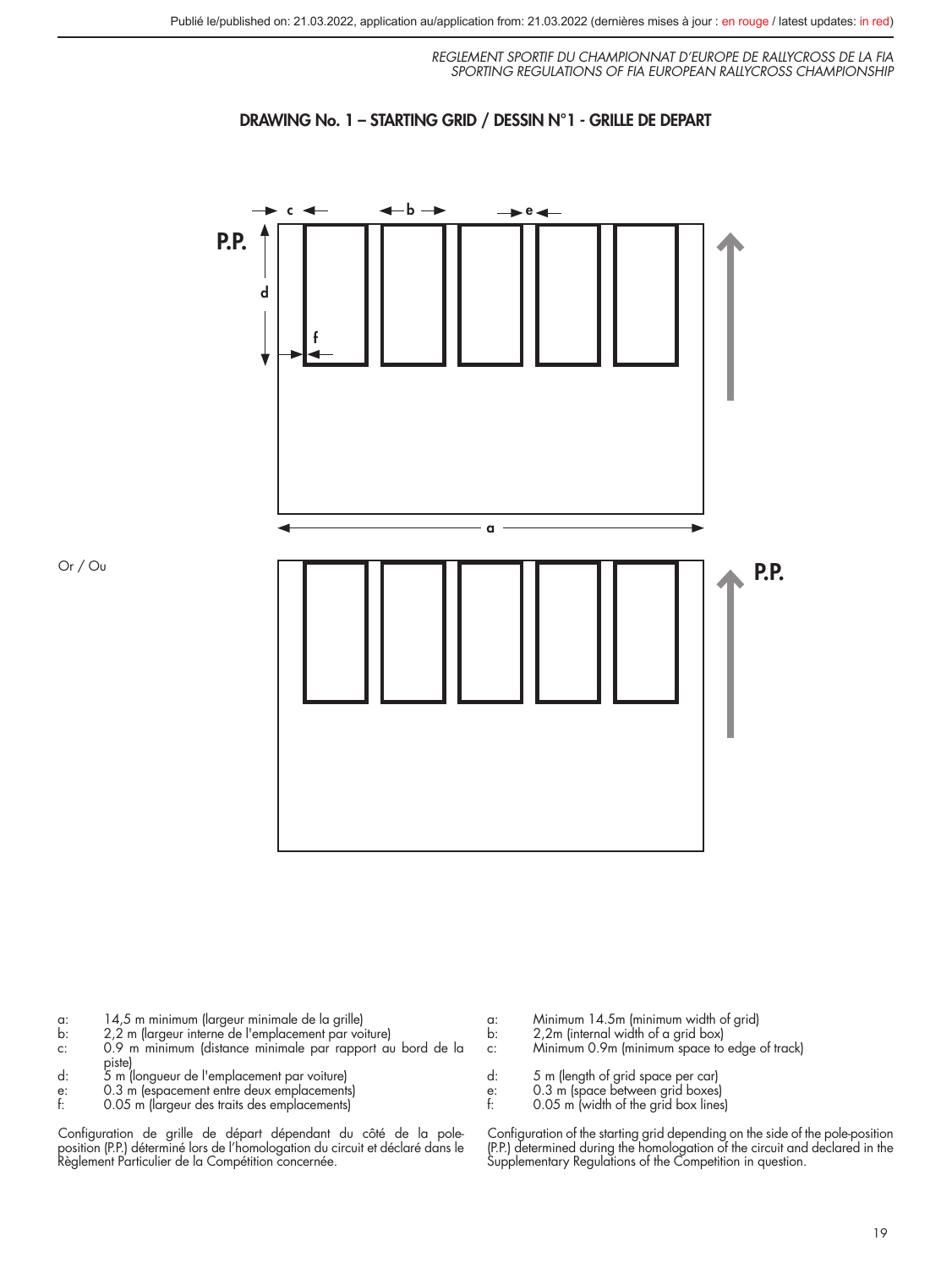### DRAWING No. 1 – STARTING GRID / DESSIN N°1 - GRILLE DE DEPART

Or / Ou

a: 14,5 m minimum (largeur minimale de la grille)
b: 2,2 m (largeur interne de l'emplacement par voiture)
c: 0.9 m minimum (distance minimale par rapport au bord de la piste)
d: 5 m (longueur de l'emplacement par voiture)
e: 0.3 m (espacement entre deux emplacements)
f: 0.05 m (largeur des traits des emplacements)

Configuration de grille de départ dépendant du côté de la pole-position (P.P.) déterminé lors de l'homologation du circuit et déclaré dans le Règlement Particulier de la Compétition concernée.

a: Minimum 14.5m (minimum width of grid)
b: 2,2m (internal width of a grid box)
c: Minimum 0.9m (minimum space to edge of track)
d: 5 m (length of grid space per car)
e: 0.3 m (space between grid boxes)
f: 0.05 m (width of the grid box lines)

Configuration of the starting grid depending on the side of the pole-position (P.P.) determined during the homologation of the circuit and declared in the Supplementary Regulations of the Competition in question.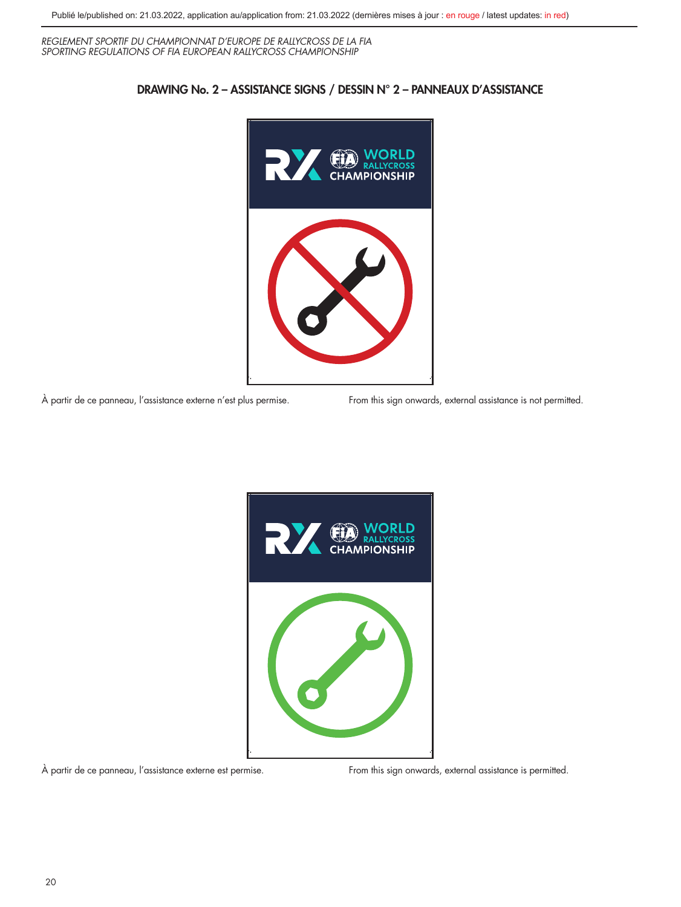## DRAWING No. 2 – ASSISTANCE SIGNS / DESSIN N° 2 – PANNEAUX D'ASSISTANCE

À partir de ce panneau, l'assistance externe n'est plus permise.

From this sign onwards, external assistance is not permitted.

À partir de ce panneau, l'assistance externe est permise.

From this sign onwards, external assistance is permitted.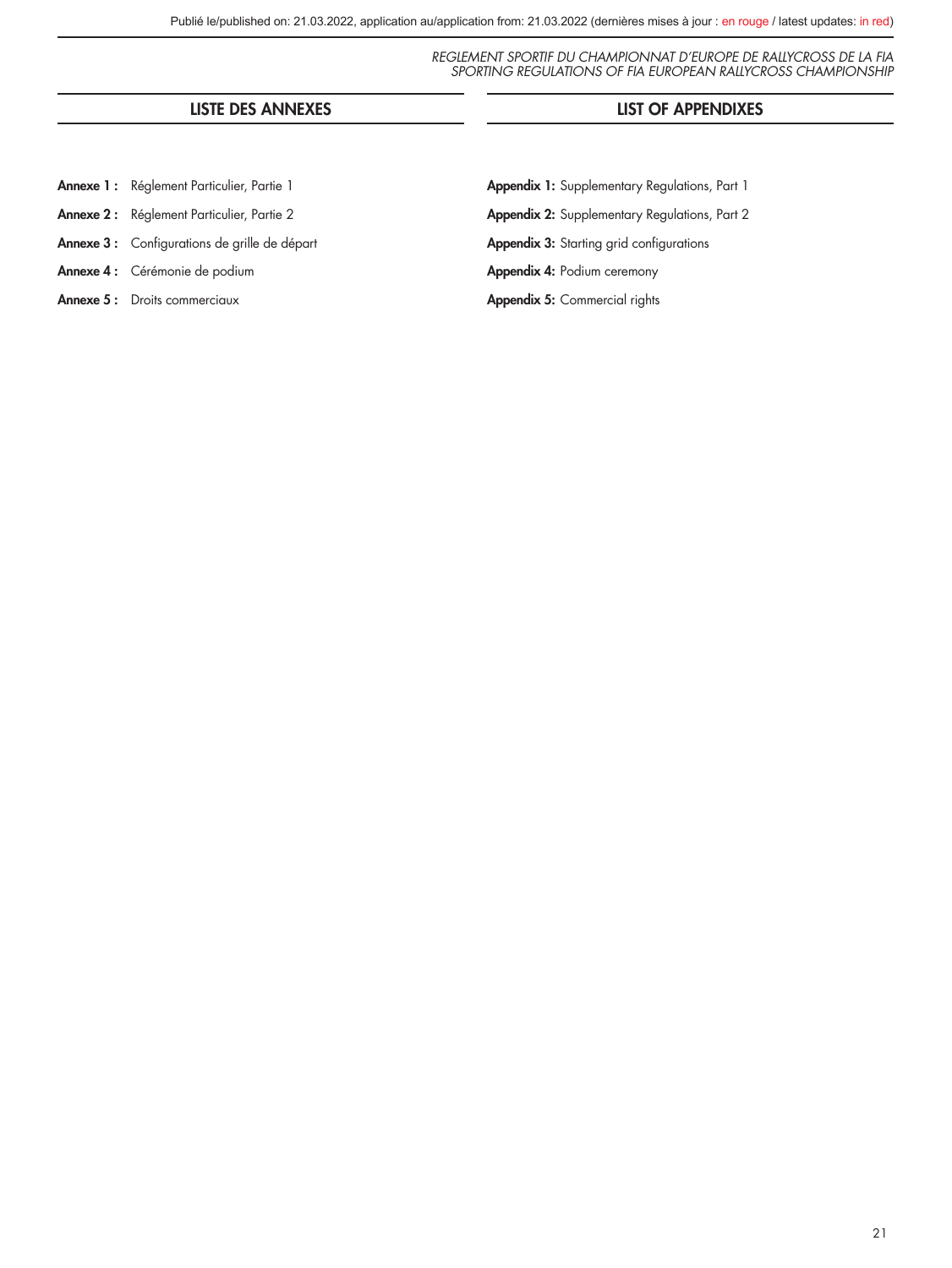## LISTE DES ANNEXES

**Annexe 1 :** Réglement Particulier, Partie 1

**Annexe 2 :** Réglement Particulier, Partie 2

**Annexe 3 :** Configurations de grille de départ

**Annexe 4 :** Cérémonie de podium

**Annexe 5 :** Droits commerciaux

## LIST OF APPENDIXES

**Appendix 1:** Supplementary Regulations, Part 1

**Appendix 2:** Supplementary Regulations, Part 2

**Appendix 3:** Starting grid configurations

**Appendix 4:** Podium ceremony

**Appendix 5:** Commercial rights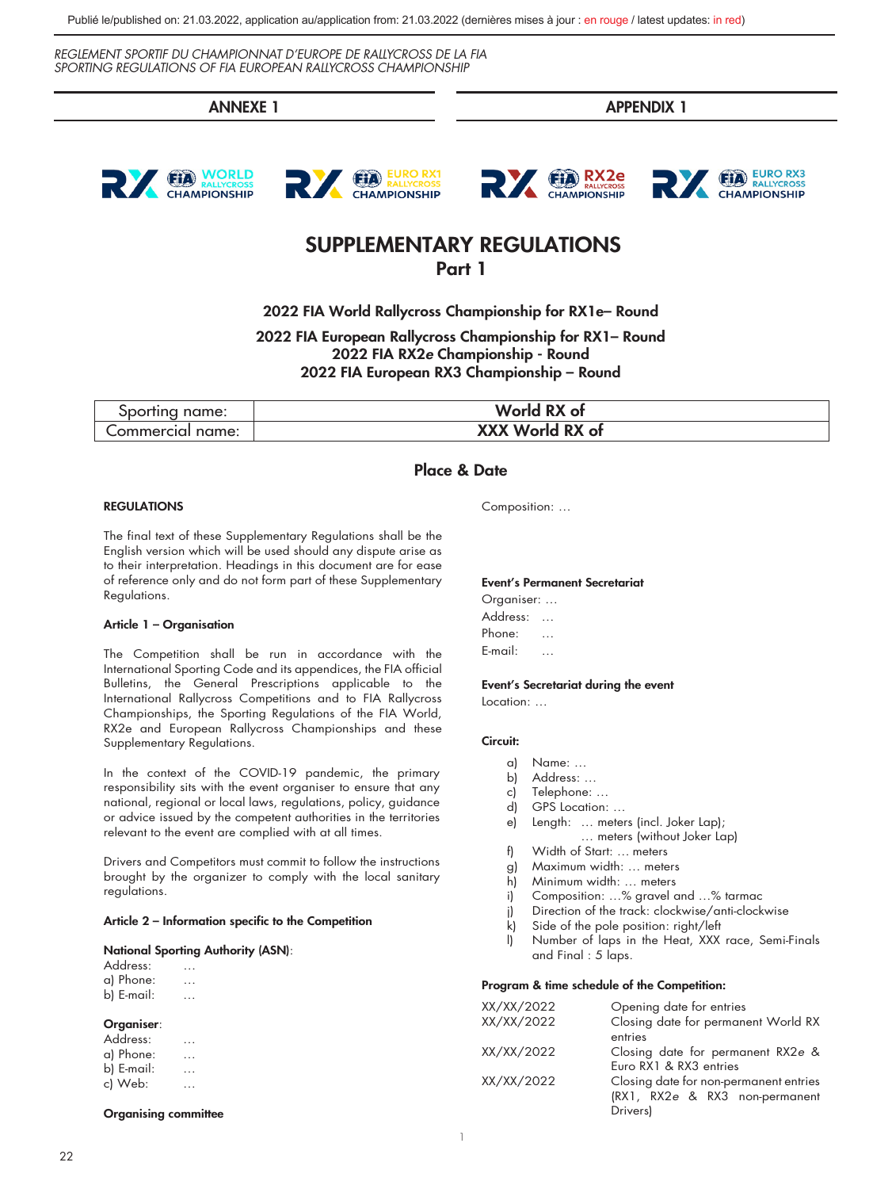Publié le/published on: 21.03.2022, application au/application from: 21.03.2022 (dernières mises à jour : en rouge / latest updates: in red)

*REGLEMENT SPORTIF DU CHAMPIONNAT D'EUROPE DE RALLYCROSS DE LA FIA*
*SPORTING REGULATIONS OF FIA EUROPEAN RALLYCROSS CHAMPIONSHIP*

| ANNEXE 1 | APPENDIX 1 |
|---|---|

# SUPPLEMENTARY REGULATIONS
## Part 1

**2022 FIA World Rallycross Championship for RX1e– Round**

**2022 FIA European Rallycross Championship for RX1– Round**
**2022 FIA RX2*e* Championship - Round**
**2022 FIA European RX3 Championship – Round**

| Sporting name: | **World RX of** |
|---|---|
| Commercial name: | **XXX World RX of** |

### Place & Date

**REGULATIONS**

The final text of these Supplementary Regulations shall be the English version which will be used should any dispute arise as to their interpretation. Headings in this document are for ease of reference only and do not form part of these Supplementary Regulations.

**Article 1 – Organisation**

The Competition shall be run in accordance with the International Sporting Code and its appendices, the FIA official Bulletins, the General Prescriptions applicable to the International Rallycross Competitions and to FIA Rallycross Championships, the Sporting Regulations of the FIA World, RX2e and European Rallycross Championships and these Supplementary Regulations.

In the context of the COVID-19 pandemic, the primary responsibility sits with the event organiser to ensure that any national, regional or local laws, regulations, policy, guidance or advice issued by the competent authorities in the territories relevant to the event are complied with at all times.

Drivers and Competitors must commit to follow the instructions brought by the organizer to comply with the local sanitary regulations.

**Article 2 – Information specific to the Competition**

**National Sporting Authority (ASN)**:
Address: …
a) Phone: …
b) E-mail: …

**Organiser**:
Address: …
a) Phone: …
b) E-mail: …
c) Web: …

**Organising committee**

Composition: …

**Event's Permanent Secretariat**
Organiser: …
Address: …
Phone: …
E-mail: …

**Event's Secretariat during the event**
Location: …

**Circuit:**

a) Name: …
b) Address: …
c) Telephone: …
d) GPS Location: …
e) Length: … meters (incl. Joker Lap);
… meters (without Joker Lap)
f) Width of Start: … meters
g) Maximum width: … meters
h) Minimum width: … meters
i) Composition: …% gravel and …% tarmac
j) Direction of the track: clockwise/anti-clockwise
k) Side of the pole position: right/left
l) Number of laps in the Heat, XXX race, Semi-Finals and Final : 5 laps.

**Program & time schedule of the Competition:**

| | |
|---|---|
| XX/XX/2022 | Opening date for entries |
| XX/XX/2022 | Closing date for permanent World RX entries |
| XX/XX/2022 | Closing date for permanent RX2*e* & Euro RX1 & RX3 entries |
| XX/XX/2022 | Closing date for non-permanent entries (RX1, RX2*e* & RX3 non-permanent Drivers) |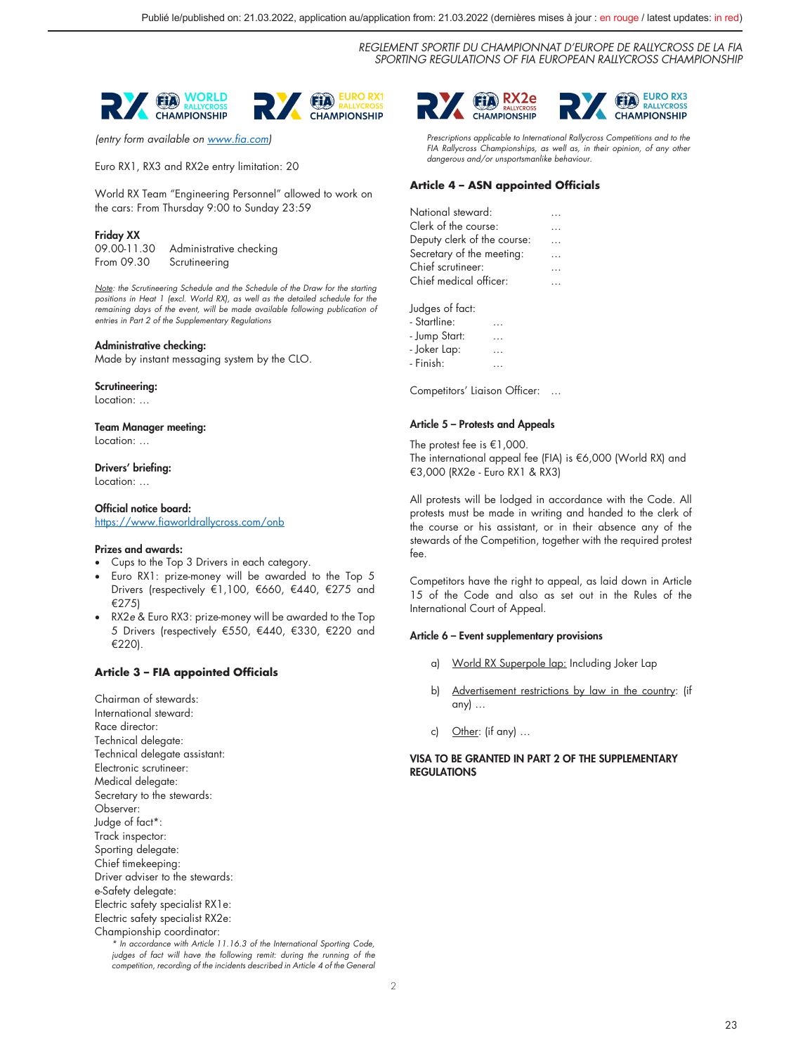(entry form available on [www.fia.com](www.fia.com))

Euro RX1, RX3 and RX2e entry limitation: 20

World RX Team "Engineering Personnel" allowed to work on the cars: From Thursday 9:00 to Sunday 23:59

**Friday XX**

09.00-11.30 Administrative checking
From 09.30 Scrutineering

*Note: the Scrutineering Schedule and the Schedule of the Draw for the starting positions in Heat 1 (excl. World RX), as well as the detailed schedule for the remaining days of the event, will be made available following publication of entries in Part 2 of the Supplementary Regulations*

**Administrative checking:**
Made by instant messaging system by the CLO.

**Scrutineering:**
Location: …

**Team Manager meeting:**
Location: …

**Drivers' briefing:**
Location: …

**Official notice board:**
[https://www.fiaworldrallycross.com/onb](https://www.fiaworldrallycross.com/onb)

**Prizes and awards:**

- Cups to the Top 3 Drivers in each category.
- Euro RX1: prize-money will be awarded to the Top 5 Drivers (respectively €1,100, €660, €440, €275 and €275)
- RX2e & Euro RX3: prize-money will be awarded to the Top 5 Drivers (respectively €550, €440, €330, €220 and €220).

## Article 3 – FIA appointed Officials

Chairman of stewards:
International steward:
Race director:
Technical delegate:
Technical delegate assistant:
Electronic scrutineer:
Medical delegate:
Secretary to the stewards:
Observer:
Judge of fact*:
Track inspector:
Sporting delegate:
Chief timekeeping:
Driver adviser to the stewards:
e-Safety delegate:
Electric safety specialist RX1e:
Electric safety specialist RX2e:
Championship coordinator:

*\* In accordance with Article 11.16.3 of the International Sporting Code, judges of fact will have the following remit: during the running of the competition, recording of the incidents described in Article 4 of the General Prescriptions applicable to International Rallycross Competitions and to the FIA Rallycross Championships, as well as, in their opinion, of any other dangerous and/or unsportsmanlike behaviour.*

## Article 4 – ASN appointed Officials

National steward: …
Clerk of the course: …
Deputy clerk of the course: …
Secretary of the meeting: …
Chief scrutineer: …
Chief medical officer: …

Judges of fact:
- Startline: …
- Jump Start: …
- Joker Lap: …
- Finish: …

Competitors' Liaison Officer: …

## Article 5 – Protests and Appeals

The protest fee is €1,000.
The international appeal fee (FIA) is €6,000 (World RX) and €3,000 (RX2e - Euro RX1 & RX3)

All protests will be lodged in accordance with the Code. All protests must be made in writing and handed to the clerk of the course or his assistant, or in their absence any of the stewards of the Competition, together with the required protest fee.

Competitors have the right to appeal, as laid down in Article 15 of the Code and also as set out in the Rules of the International Court of Appeal.

## Article 6 – Event supplementary provisions

a) World RX Superpole lap: Including Joker Lap

b) Advertisement restrictions by law in the country: (if any) …

c) Other: (if any) …

**VISA TO BE GRANTED IN PART 2 OF THE SUPPLEMENTARY REGULATIONS**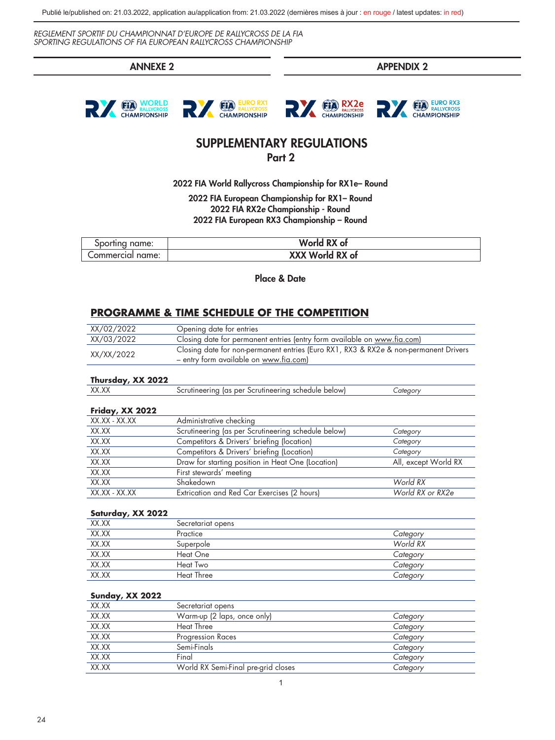*REGLEMENT SPORTIF DU CHAMPIONNAT D'EUROPE DE RALLYCROSS DE LA FIA*
*SPORTING REGULATIONS OF FIA EUROPEAN RALLYCROSS CHAMPIONSHIP*

| ANNEXE 2 | APPENDIX 2 |
|---|---|

# SUPPLEMENTARY REGULATIONS
## Part 2

**2022 FIA World Rallycross Championship for RX1e– Round**

**2022 FIA European Championship for RX1– Round**
**2022 FIA RX2*e* Championship - Round**
**2022 FIA European RX3 Championship – Round**

| Sporting name: | **World RX of** |
|---|---|
| Commercial name: | **XXX World RX of** |

**Place & Date**

## PROGRAMME & TIME SCHEDULE OF THE COMPETITION

| | |
|---|---|
| XX/02/2022 | Opening date for entries |
| XX/03/2022 | Closing date for permanent entries (entry form available on www.fia.com) |
| XX/XX/2022 | Closing date for non-permanent entries (Euro RX1, RX3 & RX2*e* & non-permanent Drivers – entry form available on www.fia.com) |

**Thursday, XX 2022**

| | | |
|---|---|---|
| XX.XX | Scrutineering (as per Scrutineering schedule below) | *Category* |

**Friday, XX 2022**

| | | |
|---|---|---|
| XX.XX - XX.XX | Administrative checking | |
| XX.XX | Scrutineering (as per Scrutineering schedule below) | *Category* |
| XX.XX | Competitors & Drivers' briefing (location) | *Category* |
| XX.XX | Competitors & Drivers' briefing (Location) | *Category* |
| XX.XX | Draw for starting position in Heat One (Location) | All, except World RX |
| XX.XX | First stewards' meeting | |
| XX.XX | Shakedown | *World RX* |
| XX.XX - XX.XX | Extrication and Red Car Exercises (2 hours) | *World RX or RX2e* |

**Saturday, XX 2022**

| | | |
|---|---|---|
| XX.XX | Secretariat opens | |
| XX.XX | Practice | *Category* |
| XX.XX | Superpole | *World RX* |
| XX.XX | Heat One | *Category* |
| XX.XX | Heat Two | *Category* |
| XX.XX | Heat Three | *Category* |

**Sunday, XX 2022**

| | | |
|---|---|---|
| XX.XX | Secretariat opens | |
| XX.XX | Warm-up (2 laps, once only) | *Category* |
| XX.XX | Heat Three | *Category* |
| XX.XX | Progression Races | *Category* |
| XX.XX | Semi-Finals | *Category* |
| XX.XX | Final | *Category* |
| XX.XX | World RX Semi-Final pre-grid closes | *Category* |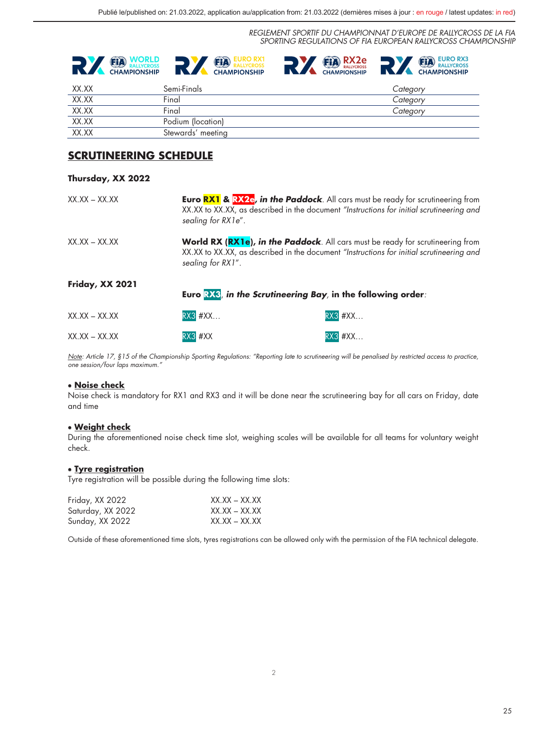| | | |
|---|---|---|
| XX.XX | Semi-Finals | *Category* |
| XX.XX | Final | *Category* |
| XX.XX | Final | *Category* |
| XX.XX | Podium (location) | |
| XX.XX | Stewards' meeting | |

## SCRUTINEERING SCHEDULE

**Thursday, XX 2022**

XX.XX – XX.XX — **Euro RX1 & RX2e, *in the Paddock***. All cars must be ready for scrutineering from XX.XX to XX.XX, as described in the document *"Instructions for initial scrutineering and sealing for RX1e"*.

XX.XX – XX.XX — **World RX (RX1e), *in the Paddock***. All cars must be ready for scrutineering from XX.XX to XX.XX, as described in the document *"Instructions for initial scrutineering and sealing for RX1"*.

**Friday, XX 2021**

**Euro RX3, *in the Scrutineering Bay*, in the following order**:

| | | |
|---|---|---|
| XX.XX – XX.XX | RX3 #XX… | RX3 #XX… |
| XX.XX – XX.XX | RX3 #XX | RX3 #XX… |

*Note: Article 17, §15 of the Championship Sporting Regulations: "Reporting late to scrutineering will be penalised by restricted access to practice, one session/four laps maximum."*

- **Noise check**

Noise check is mandatory for RX1 and RX3 and it will be done near the scrutineering bay for all cars on Friday, date and time

- **Weight check**

During the aforementioned noise check time slot, weighing scales will be available for all teams for voluntary weight check.

- **Tyre registration**

Tyre registration will be possible during the following time slots:

| | |
|---|---|
| Friday, XX 2022 | XX.XX – XX.XX |
| Saturday, XX 2022 | XX.XX – XX.XX |
| Sunday, XX 2022 | XX.XX – XX.XX |

Outside of these aforementioned time slots, tyres registrations can be allowed only with the permission of the FIA technical delegate.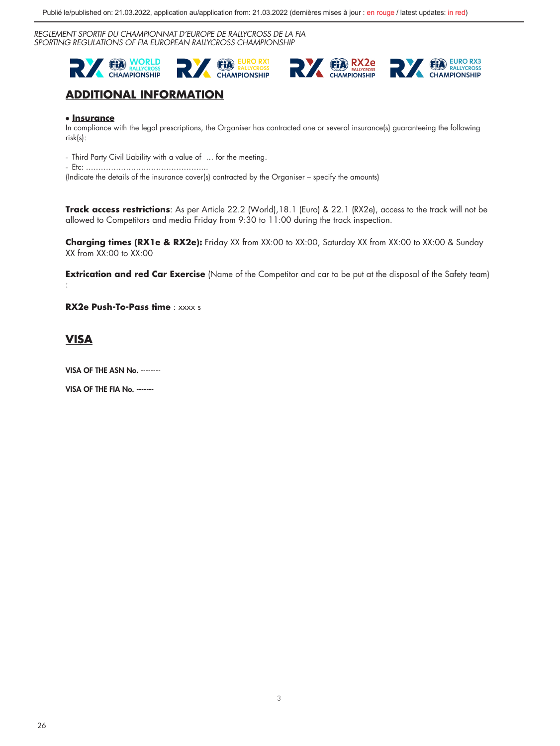## ADDITIONAL INFORMATION

• **Insurance**

In compliance with the legal prescriptions, the Organiser has contracted one or several insurance(s) guaranteeing the following risk(s):

- Third Party Civil Liability with a value of … for the meeting.
- Etc: ………………………………………….

(Indicate the details of the insurance cover(s) contracted by the Organiser – specify the amounts)

**Track access restrictions**: As per Article 22.2 (World),18.1 (Euro) & 22.1 (RX2e), access to the track will not be allowed to Competitors and media Friday from 9:30 to 11:00 during the track inspection.

**Charging times (RX1e & RX2e):** Friday XX from XX:00 to XX:00, Saturday XX from XX:00 to XX:00 & Sunday XX from XX:00 to XX:00

**Extrication and red Car Exercise** (Name of the Competitor and car to be put at the disposal of the Safety team) :

**RX2e Push-To-Pass time** : xxxx s

## VISA

**VISA OF THE ASN No.** --------

**VISA OF THE FIA No. -------**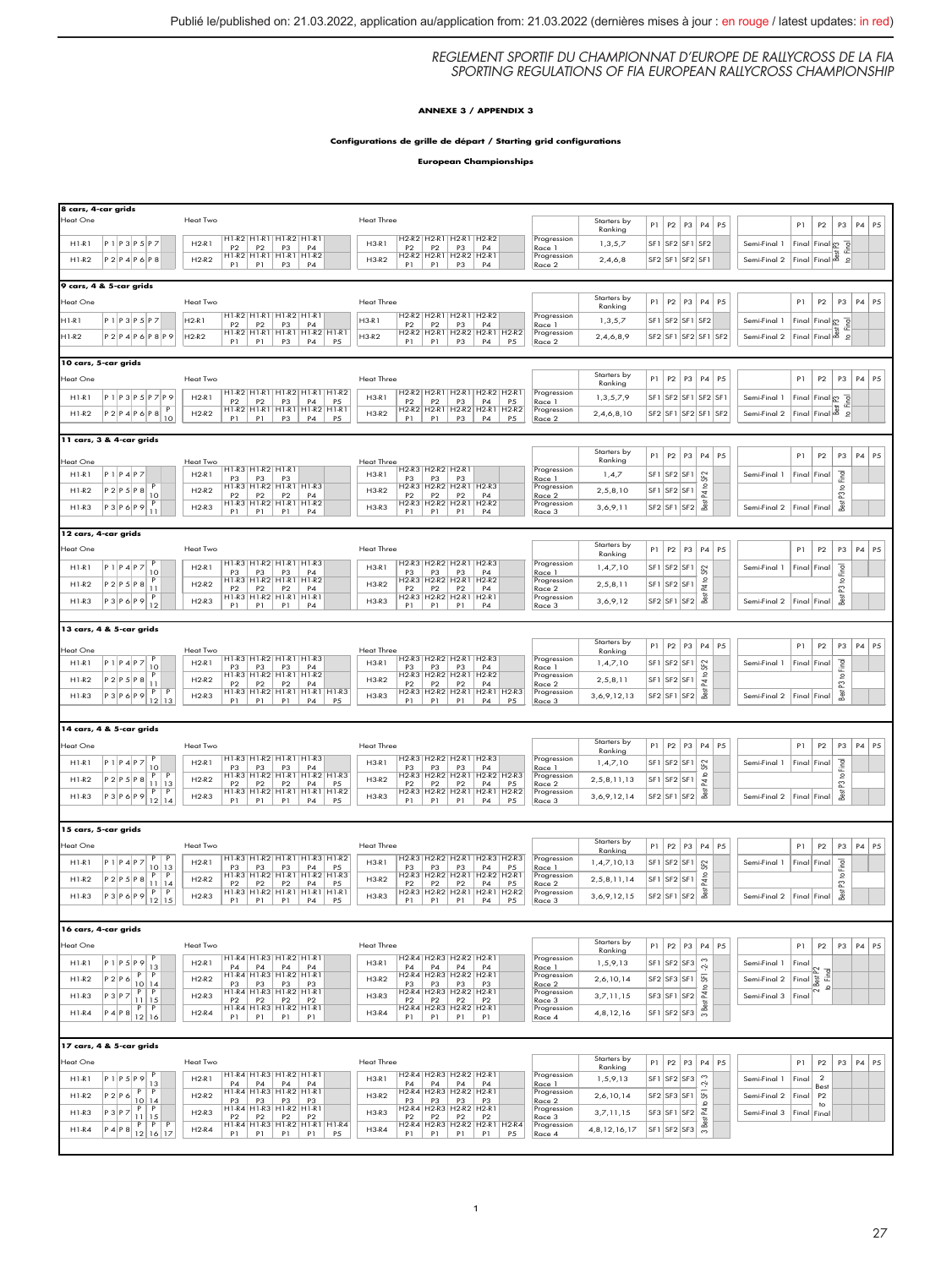Publié le/published on: 21.03.2022, application au/application from: 21.03.2022 (dernières mises à jour : en rouge / latest updates: in red)

*REGLEMENT SPORTIF DU CHAMPIONNAT D'EUROPE DE RALLYCROSS DE LA FIA*
*SPORTING REGULATIONS OF FIA EUROPEAN RALLYCROSS CHAMPIONSHIP*

**ANNEXE 3 / APPENDIX 3**

**Configurations de grille de départ / Starting grid configurations**

**European Championships**

### 8 cars, 4-car grids

**Heat One**

| Race | Grid |
|---|---|
| H1-R1 | P1 P3 P5 P7 |
| H1-R2 | P2 P4 P6 P8 |

**Heat Two**

| Race | 1 | 2 | 3 | 4 | 5 |
|---|---|---|---|---|---|
| H2-R1 | H1-R2 P2 | H1-R1 P2 | H1-R2 P3 | H1-R1 P4 | |
| H2-R2 | H1-R2 P1 | H1-R1 P1 | H1-R1 P3 | H1-R2 P4 | |

**Heat Three**

| Race | 1 | 2 | 3 | 4 | 5 |
|---|---|---|---|---|---|
| H3-R1 | H2-R2 P2 | H2-R1 P2 | H2-R1 P3 | H2-R2 P4 | |
| H3-R2 | H2-R2 P1 | H2-R1 P1 | H2-R2 P3 | H2-R1 P4 | |

**Progression**

| | Starters by Ranking | P1 | P2 | P3 | P4 | P5 |
|---|---|---|---|---|---|---|
| Progression Race 1 | 1,3,5,7 | SF1 | SF2 | SF1 | SF2 | |
| Progression Race 2 | 2,4,6,8 | SF2 | SF1 | SF2 | SF1 | |

**Semi-Finals**

| | P1 | P2 | P3 | P4 | P5 |
|---|---|---|---|---|---|
| Semi-Final 1 | Final | Final | Best P3 to Final | | |
| Semi-Final 2 | Final | Final | | | |

### 9 cars, 4 & 5-car grids

**Heat One**

| Race | Grid |
|---|---|
| H1-R1 | P1 P3 P5 P7 |
| H1-R2 | P2 P4 P6 P8 P9 |

**Heat Two**

| Race | 1 | 2 | 3 | 4 | 5 |
|---|---|---|---|---|---|
| H2-R1 | H1-R2 P2 | H1-R1 P2 | H1-R2 P3 | H1-R1 P4 | |
| H2-R2 | H1-R2 P1 | H1-R1 P1 | H1-R1 P3 | H1-R2 P4 | H1-R1 P5 |

**Heat Three**

| Race | 1 | 2 | 3 | 4 | 5 |
|---|---|---|---|---|---|
| H3-R1 | H2-R2 P2 | H2-R1 P2 | H2-R1 P3 | H2-R2 P4 | |
| H3-R2 | H2-R2 P1 | H2-R1 P1 | H2-R2 P3 | H2-R1 P4 | H2-R2 P5 |

**Progression**

| | Starters by Ranking | P1 | P2 | P3 | P4 | P5 |
|---|---|---|---|---|---|---|
| Progression Race 1 | 1,3,5,7 | SF1 | SF2 | SF1 | SF2 | |
| Progression Race 2 | 2,4,6,8,9 | SF2 | SF1 | SF2 | SF1 | SF2 |

**Semi-Finals**

| | P1 | P2 | P3 | P4 | P5 |
|---|---|---|---|---|---|
| Semi-Final 1 | Final | Final | Best P3 to Final | | |
| Semi-Final 2 | Final | Final | | | |

### 10 cars, 5-car grids

**Heat One**

| Race | Grid |
|---|---|
| H1-R1 | P1 P3 P5 P7 P9 |
| H1-R2 | P2 P4 P6 P8 P10 |

**Heat Two**

| Race | 1 | 2 | 3 | 4 | 5 |
|---|---|---|---|---|---|
| H2-R1 | H1-R2 P2 | H1-R1 P2 | H1-R2 P3 | H1-R1 P4 | H1-R2 P5 |
| H2-R2 | H1-R2 P1 | H1-R1 P1 | H1-R1 P3 | H1-R2 P4 | H1-R1 P5 |

**Heat Three**

| Race | 1 | 2 | 3 | 4 | 5 |
|---|---|---|---|---|---|
| H3-R1 | H2-R2 P2 | H2-R1 P2 | H2-R1 P3 | H2-R2 P4 | H2-R1 P5 |
| H3-R2 | H2-R2 P1 | H2-R1 P1 | H2-R2 P3 | H2-R1 P4 | H2-R2 P5 |

**Progression**

| | Starters by Ranking | P1 | P2 | P3 | P4 | P5 |
|---|---|---|---|---|---|---|
| Progression Race 1 | 1,3,5,7,9 | SF1 | SF2 | SF1 | SF2 | SF1 |
| Progression Race 2 | 2,4,6,8,10 | SF2 | SF1 | SF2 | SF1 | SF2 |

**Semi-Finals**

| | P1 | P2 | P3 | P4 | P5 |
|---|---|---|---|---|---|
| Semi-Final 1 | Final | Final | Best P3 to Final | | |
| Semi-Final 2 | Final | Final | | | |

### 11 cars, 3 & 4-car grids

**Heat One**

| Race | Grid |
|---|---|
| H1-R1 | P1 P4 P7 |
| H1-R2 | P2 P5 P8 P10 |
| H1-R3 | P3 P6 P9 P11 |

**Heat Two**

| Race | 1 | 2 | 3 | 4 | 5 |
|---|---|---|---|---|---|
| H2-R1 | H1-R3 P3 | H1-R2 P3 | H1-R1 P3 | | |
| H2-R2 | H1-R3 P2 | H1-R2 P2 | H1-R1 P2 | H1-R3 P4 | |
| H2-R3 | H1-R3 P1 | H1-R2 P1 | H1-R1 P1 | H1-R2 P4 | |

**Heat Three**

| Race | 1 | 2 | 3 | 4 | 5 |
|---|---|---|---|---|---|
| H3-R1 | H2-R3 P3 | H2-R2 P3 | H2-R1 P3 | | |
| H3-R2 | H2-R3 P2 | H2-R2 P2 | H2-R1 P2 | H2-R3 P4 | |
| H3-R3 | H2-R3 P1 | H2-R2 P1 | H2-R1 P1 | H2-R2 P4 | |

**Progression**

| | Starters by Ranking | P1 | P2 | P3 | P4 | P5 |
|---|---|---|---|---|---|---|
| Progression Race 1 | 1,4,7 | SF1 | SF2 | SF1 | Best P4 to SF2 | |
| Progression Race 2 | 2,5,8,10 | SF1 | SF2 | SF1 | | |
| Progression Race 3 | 3,6,9,11 | SF2 | SF1 | SF2 | | |

**Semi-Finals**

| | P1 | P2 | P3 | P4 | P5 |
|---|---|---|---|---|---|
| Semi-Final 1 | Final | Final | Best P3 to Final | | |
| Semi-Final 2 | Final | Final | | | |

### 12 cars, 4-car grids

**Heat One**

| Race | Grid |
|---|---|
| H1-R1 | P1 P4 P7 P10 |
| H1-R2 | P2 P5 P8 P11 |
| H1-R3 | P3 P6 P9 P12 |

**Heat Two**

| Race | 1 | 2 | 3 | 4 | 5 |
|---|---|---|---|---|---|
| H2-R1 | H1-R3 P3 | H1-R2 P3 | H1-R1 P3 | H1-R3 P4 | |
| H2-R2 | H1-R3 P2 | H1-R2 P2 | H1-R1 P2 | H1-R2 P4 | |
| H2-R3 | H1-R3 P1 | H1-R2 P1 | H1-R1 P1 | H1-R1 P4 | |

**Heat Three**

| Race | 1 | 2 | 3 | 4 | 5 |
|---|---|---|---|---|---|
| H3-R1 | H2-R3 P3 | H2-R2 P3 | H2-R1 P3 | H2-R3 P4 | |
| H3-R2 | H2-R3 P2 | H2-R2 P2 | H2-R1 P2 | H2-R2 P4 | |
| H3-R3 | H2-R3 P1 | H2-R2 P1 | H2-R1 P1 | H2-R1 P4 | |

**Progression**

| | Starters by Ranking | P1 | P2 | P3 | P4 | P5 |
|---|---|---|---|---|---|---|
| Progression Race 1 | 1,4,7,10 | SF1 | SF2 | SF1 | Best P4 to SF2 | |
| Progression Race 2 | 2,5,8,11 | SF1 | SF2 | SF1 | | |
| Progression Race 3 | 3,6,9,12 | SF2 | SF1 | SF2 | | |

**Semi-Finals**

| | P1 | P2 | P3 | P4 | P5 |
|---|---|---|---|---|---|
| Semi-Final 1 | Final | Final | Best P3 to Final | | |
| Semi-Final 2 | Final | Final | | | |

### 13 cars, 4 & 5-car grids

**Heat One**

| Race | Grid |
|---|---|
| H1-R1 | P1 P4 P7 P10 |
| H1-R2 | P2 P5 P8 P11 |
| H1-R3 | P3 P6 P9 P12 P13 |

**Heat Two**

| Race | 1 | 2 | 3 | 4 | 5 |
|---|---|---|---|---|---|
| H2-R1 | H1-R3 P3 | H1-R2 P3 | H1-R1 P3 | H1-R3 P4 | |
| H2-R2 | H1-R3 P2 | H1-R2 P2 | H1-R1 P2 | H1-R2 P4 | |
| H2-R3 | H1-R3 P1 | H1-R2 P1 | H1-R1 P1 | H1-R1 P4 | H1-R3 P5 |

**Heat Three**

| Race | 1 | 2 | 3 | 4 | 5 |
|---|---|---|---|---|---|
| H3-R1 | H2-R3 P3 | H2-R2 P3 | H2-R1 P3 | H2-R3 P4 | |
| H3-R2 | H2-R3 P2 | H2-R2 P2 | H2-R1 P2 | H2-R2 P4 | |
| H3-R3 | H2-R3 P1 | H2-R2 P1 | H2-R1 P1 | H2-R1 P4 | H2-R3 P5 |

**Progression**

| | Starters by Ranking | P1 | P2 | P3 | P4 | P5 |
|---|---|---|---|---|---|---|
| Progression Race 1 | 1,4,7,10 | SF1 | SF2 | SF1 | Best P4 to SF2 | |
| Progression Race 2 | 2,5,8,11 | SF1 | SF2 | SF1 | | |
| Progression Race 3 | 3,6,9,12,13 | SF2 | SF1 | SF2 | | |

**Semi-Finals**

| | P1 | P2 | P3 | P4 | P5 |
|---|---|---|---|---|---|
| Semi-Final 1 | Final | Final | Best P3 to Final | | |
| Semi-Final 2 | Final | Final | | | |

### 14 cars, 4 & 5-car grids

**Heat One**

| Race | Grid |
|---|---|
| H1-R1 | P1 P4 P7 P10 |
| H1-R2 | P2 P5 P8 P11 P13 |
| H1-R3 | P3 P6 P9 P12 P14 |

**Heat Two**

| Race | 1 | 2 | 3 | 4 | 5 |
|---|---|---|---|---|---|
| H2-R1 | H1-R3 P3 | H1-R2 P3 | H1-R1 P3 | H1-R3 P4 | |
| H2-R2 | H1-R3 P2 | H1-R2 P2 | H1-R1 P2 | H1-R2 P4 | H1-R3 P5 |
| H2-R3 | H1-R3 P1 | H1-R2 P1 | H1-R1 P1 | H1-R1 P4 | H1-R2 P5 |

**Heat Three**

| Race | 1 | 2 | 3 | 4 | 5 |
|---|---|---|---|---|---|
| H3-R1 | H2-R3 P3 | H2-R2 P3 | H2-R1 P3 | H2-R3 P4 | |
| H3-R2 | H2-R3 P2 | H2-R2 P2 | H2-R1 P2 | H2-R2 P4 | H2-R3 P5 |
| H3-R3 | H2-R3 P1 | H2-R2 P1 | H2-R1 P1 | H2-R1 P4 | H2-R2 P5 |

**Progression**

| | Starters by Ranking | P1 | P2 | P3 | P4 | P5 |
|---|---|---|---|---|---|---|
| Progression Race 1 | 1,4,7,10 | SF1 | SF2 | SF1 | Best P4 to SF2 | |
| Progression Race 2 | 2,5,8,11,13 | SF1 | SF2 | SF1 | | |
| Progression Race 3 | 3,6,9,12,14 | SF2 | SF1 | SF2 | | |

**Semi-Finals**

| | P1 | P2 | P3 | P4 | P5 |
|---|---|---|---|---|---|
| Semi-Final 1 | Final | Final | Best P3 to Final | | |
| Semi-Final 2 | Final | Final | | | |

### 15 cars, 5-car grids

**Heat One**

| Race | Grid |
|---|---|
| H1-R1 | P1 P4 P7 P10 P13 |
| H1-R2 | P2 P5 P8 P11 P14 |
| H1-R3 | P3 P6 P9 P12 P15 |

**Heat Two**

| Race | 1 | 2 | 3 | 4 | 5 |
|---|---|---|---|---|---|
| H2-R1 | H1-R3 P3 | H1-R2 P3 | H1-R1 P3 | H1-R3 P4 | H1-R2 P5 |
| H2-R2 | H1-R3 P2 | H1-R2 P2 | H1-R1 P2 | H1-R2 P4 | H1-R3 P5 |
| H2-R3 | H1-R3 P1 | H1-R2 P1 | H1-R1 P1 | H1-R1 P4 | H1-R1 P5 |

**Heat Three**

| Race | 1 | 2 | 3 | 4 | 5 |
|---|---|---|---|---|---|
| H3-R1 | H2-R3 P3 | H2-R2 P3 | H2-R1 P3 | H2-R3 P4 | H2-R3 P5 |
| H3-R2 | H2-R3 P2 | H2-R2 P2 | H2-R1 P2 | H2-R2 P4 | H2-R1 P5 |
| H3-R3 | H2-R3 P1 | H2-R2 P1 | H2-R1 P1 | H2-R1 P4 | H2-R2 P5 |

**Progression**

| | Starters by Ranking | P1 | P2 | P3 | P4 | P5 |
|---|---|---|---|---|---|---|
| Progression Race 1 | 1,4,7,10,13 | SF1 | SF2 | SF1 | Best P4 to SF2 | |
| Progression Race 2 | 2,5,8,11,14 | SF1 | SF2 | SF1 | | |
| Progression Race 3 | 3,6,9,12,15 | SF2 | SF1 | SF2 | | |

**Semi-Finals**

| | P1 | P2 | P3 | P4 | P5 |
|---|---|---|---|---|---|
| Semi-Final 1 | Final | Final | Best P3 to Final | | |
| Semi-Final 2 | Final | Final | | | |

### 16 cars, 4-car grids

**Heat One**

| Race | Grid |
|---|---|
| H1-R1 | P1 P5 P9 P13 |
| H1-R2 | P2 P6 P10 P14 |
| H1-R3 | P3 P7 P11 P15 |
| H1-R4 | P4 P8 P12 P16 |

**Heat Two**

| Race | 1 | 2 | 3 | 4 | 5 |
|---|---|---|---|---|---|
| H2-R1 | H1-R4 P4 | H1-R3 P4 | H1-R2 P4 | H1-R1 P4 | |
| H2-R2 | H1-R4 P3 | H1-R3 P3 | H1-R2 P3 | H1-R1 P3 | |
| H2-R3 | H1-R4 P2 | H1-R3 P2 | H1-R2 P2 | H1-R1 P2 | |
| H2-R4 | H1-R4 P1 | H1-R3 P1 | H1-R2 P1 | H1-R1 P1 | |

**Heat Three**

| Race | 1 | 2 | 3 | 4 | 5 |
|---|---|---|---|---|---|
| H3-R1 | H2-R4 P4 | H2-R3 P4 | H2-R2 P4 | H2-R1 P4 | |
| H3-R2 | H2-R4 P3 | H2-R3 P3 | H2-R2 P3 | H2-R1 P3 | |
| H3-R3 | H2-R4 P2 | H2-R3 P2 | H2-R2 P2 | H2-R1 P2 | |
| H3-R4 | H2-R4 P1 | H2-R3 P1 | H2-R2 P1 | H2-R1 P1 | |

**Progression**

| | Starters by Ranking | P1 | P2 | P3 | P4 | P5 |
|---|---|---|---|---|---|---|
| Progression Race 1 | 1,5,9,13 | SF1 | SF2 | SF3 | 3 Best P4 to SF1-2-3 | |
| Progression Race 2 | 2,6,10,14 | SF2 | SF3 | SF1 | | |
| Progression Race 3 | 3,7,11,15 | SF3 | SF1 | SF2 | | |
| Progression Race 4 | 4,8,12,16 | SF1 | SF2 | SF3 | | |

**Semi-Finals**

| | P1 | P2 | P3 | P4 | P5 |
|---|---|---|---|---|---|
| Semi-Final 1 | Final | 2 Best P2 to Final | | | |
| Semi-Final 2 | Final | | | | |
| Semi-Final 3 | Final | | | | |

### 17 cars, 4 & 5-car grids

**Heat One**

| Race | Grid |
|---|---|
| H1-R1 | P1 P5 P9 P13 |
| H1-R2 | P2 P6 P10 P14 |
| H1-R3 | P3 P7 P11 P15 |
| H1-R4 | P4 P8 P12 P16 P17 |

**Heat Two**

| Race | 1 | 2 | 3 | 4 | 5 |
|---|---|---|---|---|---|
| H2-R1 | H1-R4 P4 | H1-R3 P4 | H1-R2 P4 | H1-R1 P4 | |
| H2-R2 | H1-R4 P3 | H1-R3 P3 | H1-R2 P3 | H1-R1 P3 | |
| H2-R3 | H1-R4 P2 | H1-R3 P2 | H1-R2 P2 | H1-R1 P2 | |
| H2-R4 | H1-R4 P1 | H1-R3 P1 | H1-R2 P1 | H1-R1 P1 | H1-R4 P5 |

**Heat Three**

| Race | 1 | 2 | 3 | 4 | 5 |
|---|---|---|---|---|---|
| H3-R1 | H2-R4 P4 | H2-R3 P4 | H2-R2 P4 | H2-R1 P4 | |
| H3-R2 | H2-R4 P3 | H2-R3 P3 | H2-R2 P3 | H2-R1 P3 | |
| H3-R3 | H2-R4 P2 | H2-R3 P2 | H2-R2 P2 | H2-R1 P2 | |
| H3-R4 | H2-R4 P1 | H2-R3 P1 | H2-R2 P1 | H2-R1 P1 | H2-R4 P5 |

**Progression**

| | Starters by Ranking | P1 | P2 | P3 | P4 | P5 |
|---|---|---|---|---|---|---|
| Progression Race 1 | 1,5,9,13 | SF1 | SF2 | SF3 | 3 Best P4 to SF1-2-3 | |
| Progression Race 2 | 2,6,10,14 | SF2 | SF3 | SF1 | | |
| Progression Race 3 | 3,7,11,15 | SF3 | SF1 | SF2 | | |
| Progression Race 4 | 4,8,12,16,17 | SF1 | SF2 | SF3 | | |

**Semi-Finals**

| | P1 | P2 | P3 | P4 | P5 |
|---|---|---|---|---|---|
| Semi-Final 1 | Final | 2 Best P2 to Final | | | |
| Semi-Final 2 | Final | | | | |
| Semi-Final 3 | Final | Final | | | |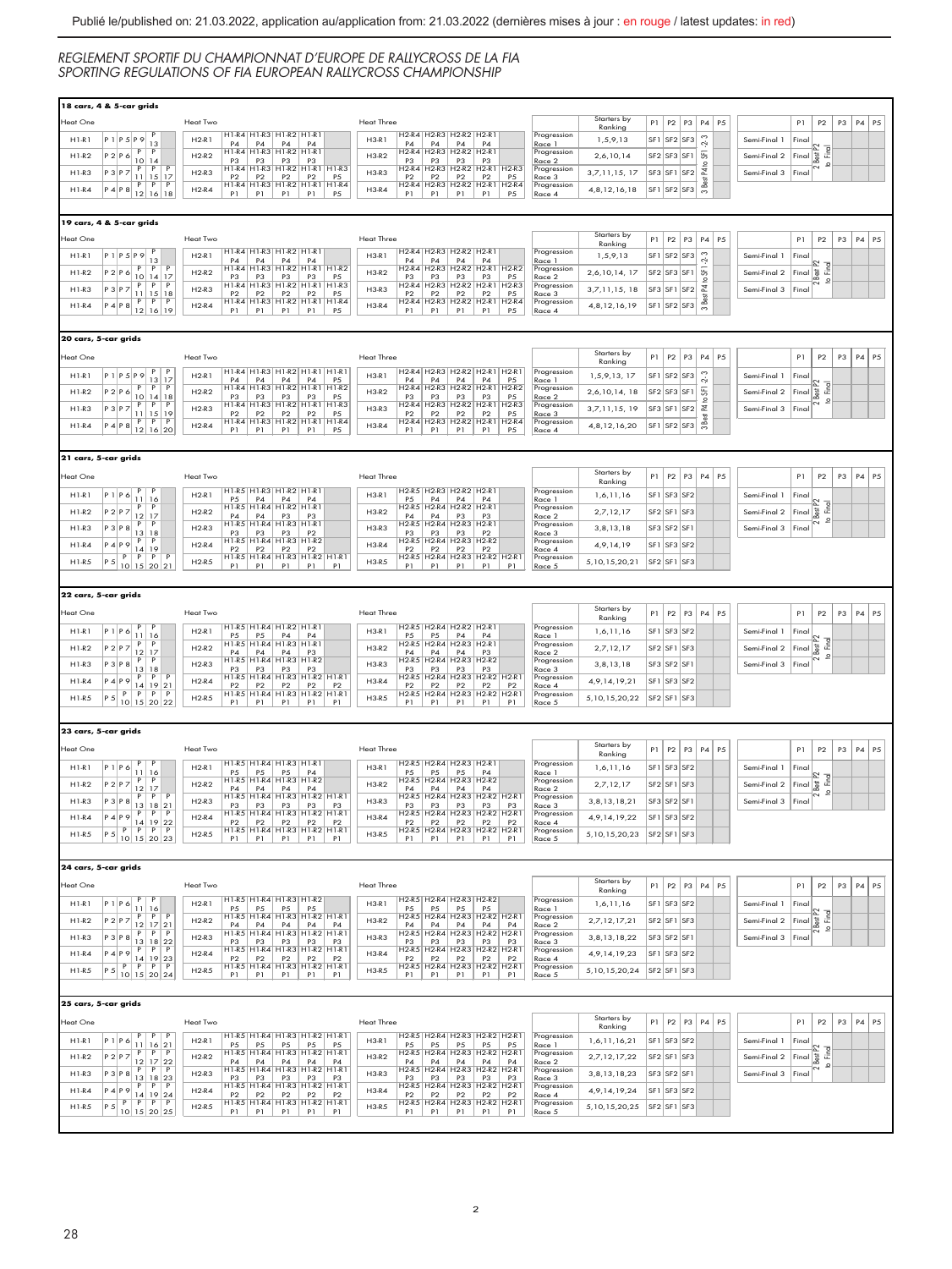## 18 cars, 4 & 5-car grids

| Heat One | | Heat Two | | Heat Three | | | Starters by Ranking | P1 | P2 | P3 | P4 | P5 |
|---|---|---|---|---|---|---|---|---|---|---|---|---|
| H1-R1 | P1, P5, P9, P13 | H2-R1 | H1-R4 P4, H1-R3 P4, H1-R2 P4, H1-R1 P4 | H3-R1 | H2-R4 P4, H2-R3 P4, H2-R2 P4, H2-R1 P4 | Progression Race 1 | 1,5,9,13 | SF1 | SF2 | SF3 | 3 Best P4 to SF1-2-3 | |
| H1-R2 | P2, P6, P10, P14 | H2-R2 | H1-R4 P3, H1-R3 P3, H1-R2 P3, H1-R1 P3 | H3-R2 | H2-R4 P3, H2-R3 P3, H2-R2 P3, H2-R1 P3 | Progression Race 2 | 2,6,10,14 | SF2 | SF3 | SF1 | | |
| H1-R3 | P3, P7, P11, P15, P17 | H2-R3 | H1-R4 P2, H1-R3 P2, H1-R2 P2, H1-R1 P2, H1-R3 P5 | H3-R3 | H2-R4 P2, H2-R3 P2, H2-R2 P2, H2-R1 P2, H2-R3 P5 | Progression Race 3 | 3,7,11,15,17 | SF3 | SF1 | SF2 | | |
| H1-R4 | P4, P8, P12, P16, P18 | H2-R4 | H1-R4 P1, H1-R3 P1, H1-R2 P1, H1-R1 P1, H1-R4 P5 | H3-R4 | H2-R4 P1, H2-R3 P1, H2-R2 P1, H2-R1 P1, H2-R4 P5 | Progression Race 4 | 4,8,12,16,18 | SF1 | SF2 | SF3 | | |

| | P1 | P2 | P3 | P4 | P5 |
|---|---|---|---|---|---|
| Semi-Final 1 | Final | 2 Best P2 to Final | | | |
| Semi-Final 2 | Final | | | | |
| Semi-Final 3 | Final | | | | |

## 19 cars, 4 & 5-car grids

| Heat One | | Heat Two | | Heat Three | | | Starters by Ranking | P1 | P2 | P3 | P4 | P5 |
|---|---|---|---|---|---|---|---|---|---|---|---|---|
| H1-R1 | P1, P5, P9, P13 | H2-R1 | H1-R4 P4, H1-R3 P4, H1-R2 P4, H1-R1 P4 | H3-R1 | H2-R4 P4, H2-R3 P4, H2-R2 P4, H2-R1 P4 | Progression Race 1 | 1,5,9,13 | SF1 | SF2 | SF3 | 3 Best P4 to SF1-2-3 | |
| H1-R2 | P2, P6, P10, P14, P17 | H2-R2 | H1-R4 P3, H1-R3 P3, H1-R2 P3, H1-R1 P3, H1-R2 P5 | H3-R2 | H2-R4 P3, H2-R3 P3, H2-R2 P3, H2-R1 P3, H2-R2 P5 | Progression Race 2 | 2,6,10,14,17 | SF2 | SF3 | SF1 | | |
| H1-R3 | P3, P7, P11, P15, P18 | H2-R3 | H1-R4 P2, H1-R3 P2, H1-R2 P2, H1-R1 P2, H1-R3 P5 | H3-R3 | H2-R4 P2, H2-R3 P2, H2-R2 P2, H2-R1 P2, H2-R3 P5 | Progression Race 3 | 3,7,11,15,18 | SF3 | SF1 | SF2 | | |
| H1-R4 | P4, P8, P12, P16, P19 | H2-R4 | H1-R4 P1, H1-R3 P1, H1-R2 P1, H1-R1 P1, H1-R4 P5 | H3-R4 | H2-R4 P1, H2-R3 P1, H2-R2 P1, H2-R1 P1, H2-R4 P5 | Progression Race 4 | 4,8,12,16,19 | SF1 | SF2 | SF3 | | |

| | P1 | P2 | P3 | P4 | P5 |
|---|---|---|---|---|---|
| Semi-Final 1 | Final | 2 Best P2 to Final | | | |
| Semi-Final 2 | Final | | | | |
| Semi-Final 3 | Final | | | | |

## 20 cars, 5-car grids

| Heat One | | Heat Two | | Heat Three | | | Starters by Ranking | P1 | P2 | P3 | P4 | P5 |
|---|---|---|---|---|---|---|---|---|---|---|---|---|
| H1-R1 | P1, P5, P9, P13, P17 | H2-R1 | H1-R4 P4, H1-R3 P4, H1-R2 P4, H1-R1 P4, H1-R1 P5 | H3-R1 | H2-R4 P4, H2-R3 P4, H2-R2 P4, H2-R1 P4, H2-R1 P5 | Progression Race 1 | 1,5,9,13,17 | SF1 | SF2 | SF3 | 3 Best P4 to SF1-2-3 | |
| H1-R2 | P2, P6, P10, P14, P18 | H2-R2 | H1-R4 P3, H1-R3 P3, H1-R2 P3, H1-R1 P3, H1-R2 P5 | H3-R2 | H2-R4 P3, H2-R3 P3, H2-R2 P3, H2-R1 P3, H2-R2 P5 | Progression Race 2 | 2,6,10,14,18 | SF2 | SF3 | SF1 | | |
| H1-R3 | P3, P7, P11, P15, P19 | H2-R3 | H1-R4 P2, H1-R3 P2, H1-R2 P2, H1-R1 P2, H1-R3 P5 | H3-R3 | H2-R4 P2, H2-R3 P2, H2-R2 P2, H2-R1 P2, H2-R3 P5 | Progression Race 3 | 3,7,11,15,19 | SF3 | SF1 | SF2 | | |
| H1-R4 | P4, P8, P12, P16, P20 | H2-R4 | H1-R4 P1, H1-R3 P1, H1-R2 P1, H1-R1 P1, H1-R4 P5 | H3-R4 | H2-R4 P1, H2-R3 P1, H2-R2 P1, H2-R1 P1, H2-R4 P5 | Progression Race 4 | 4,8,12,16,20 | SF1 | SF2 | SF3 | | |

| | P1 | P2 | P3 | P4 | P5 |
|---|---|---|---|---|---|
| Semi-Final 1 | Final | 2 Best P2 to Final | | | |
| Semi-Final 2 | Final | | | | |
| Semi-Final 3 | Final | | | | |

## 21 cars, 5-car grids

| Heat One | | Heat Two | | Heat Three | | | Starters by Ranking | P1 | P2 | P3 | P4 | P5 |
|---|---|---|---|---|---|---|---|---|---|---|---|---|
| H1-R1 | P1, P6, P11, P16 | H2-R1 | H1-R5 P5, H1-R3 P4, H1-R2 P4, H1-R1 P4 | H3-R1 | H2-R5 P5, H2-R3 P4, H2-R2 P4, H2-R1 P4 | Progression Race 1 | 1,6,11,16 | SF1 | SF3 | SF2 | | |
| H1-R2 | P2, P7, P12, P17 | H2-R2 | H1-R5 P4, H1-R4 P4, H1-R2 P3, H1-R1 P3 | H3-R2 | H2-R5 P4, H2-R4 P4, H2-R2 P3, H2-R1 P3 | Progression Race 2 | 2,7,12,17 | SF2 | SF1 | SF3 | | |
| H1-R3 | P3, P8, P13, P18 | H2-R3 | H1-R5 P3, H1-R4 P3, H1-R3 P3, H1-R1 P2 | H3-R3 | H2-R5 P3, H2-R4 P3, H2-R3 P3, H2-R1 P2 | Progression Race 3 | 3,8,13,18 | SF3 | SF2 | SF1 | | |
| H1-R4 | P4, P9, P14, P19 | H2-R4 | H1-R5 P2, H1-R4 P2, H1-R3 P2, H1-R2 P2 | H3-R4 | H2-R5 P2, H2-R4 P2, H2-R3 P2, H2-R2 P2 | Progression Race 4 | 4,9,14,19 | SF1 | SF3 | SF2 | | |
| H1-R5 | P5, P10, P15, P20, P21 | H2-R5 | H1-R5 P1, H1-R4 P1, H1-R3 P1, H1-R2 P1, H1-R1 P1 | H3-R5 | H2-R5 P1, H2-R4 P1, H2-R3 P1, H2-R2 P1, H2-R1 P1 | Progression Race 5 | 5,10,15,20,21 | SF2 | SF1 | SF3 | | |

| | P1 | P2 | P3 | P4 | P5 |
|---|---|---|---|---|---|
| Semi-Final 1 | Final | 2 Best P2 to Final | | | |
| Semi-Final 2 | Final | | | | |
| Semi-Final 3 | Final | | | | |

## 22 cars, 5-car grids

| Heat One | | Heat Two | | Heat Three | | | Starters by Ranking | P1 | P2 | P3 | P4 | P5 |
|---|---|---|---|---|---|---|---|---|---|---|---|---|
| H1-R1 | P1, P6, P11, P16 | H2-R1 | H1-R5 P5, H1-R4 P5, H1-R2 P4, H1-R1 P4 | H3-R1 | H2-R5 P5, H2-R4 P5, H2-R2 P4, H2-R1 P4 | Progression Race 1 | 1,6,11,16 | SF1 | SF3 | SF2 | | |
| H1-R2 | P2, P7, P12, P17 | H2-R2 | H1-R5 P4, H1-R4 P4, H1-R3 P4, H1-R1 P3 | H3-R2 | H2-R5 P4, H2-R4 P4, H2-R3 P4, H2-R1 P3 | Progression Race 2 | 2,7,12,17 | SF2 | SF1 | SF3 | | |
| H1-R3 | P3, P8, P13, P18 | H2-R3 | H1-R5 P3, H1-R4 P3, H1-R3 P3, H1-R2 P3 | H3-R3 | H2-R5 P3, H2-R4 P3, H2-R3 P3, H2-R2 P3 | Progression Race 3 | 3,8,13,18 | SF3 | SF2 | SF1 | | |
| H1-R4 | P4, P9, P14, P19, P21 | H2-R4 | H1-R5 P2, H1-R4 P2, H1-R3 P2, H1-R2 P2, H1-R1 P2 | H3-R4 | H2-R5 P2, H2-R4 P2, H2-R3 P2, H2-R2 P2, H2-R1 P2 | Progression Race 4 | 4,9,14,19,21 | SF1 | SF3 | SF2 | | |
| H1-R5 | P5, P10, P15, P20, P22 | H2-R5 | H1-R5 P1, H1-R4 P1, H1-R3 P1, H1-R2 P1, H1-R1 P1 | H3-R5 | H2-R5 P1, H2-R4 P1, H2-R3 P1, H2-R2 P1, H2-R1 P1 | Progression Race 5 | 5,10,15,20,22 | SF2 | SF1 | SF3 | | |

| | P1 | P2 | P3 | P4 | P5 |
|---|---|---|---|---|---|
| Semi-Final 1 | Final | 2 Best P2 to Final | | | |
| Semi-Final 2 | Final | | | | |
| Semi-Final 3 | Final | | | | |

## 23 cars, 5-car grids

| Heat One | | Heat Two | | Heat Three | | | Starters by Ranking | P1 | P2 | P3 | P4 | P5 |
|---|---|---|---|---|---|---|---|---|---|---|---|---|
| H1-R1 | P1, P6, P11, P16 | H2-R1 | H1-R5 P5, H1-R4 P5, H1-R3 P5, H1-R1 P4 | H3-R1 | H2-R5 P5, H2-R4 P5, H2-R3 P5, H2-R1 P4 | Progression Race 1 | 1,6,11,16 | SF1 | SF3 | SF2 | | |
| H1-R2 | P2, P7, P12, P17 | H2-R2 | H1-R5 P4, H1-R4 P4, H1-R3 P4, H1-R2 P4 | H3-R2 | H2-R5 P4, H2-R4 P4, H2-R3 P4, H2-R2 P4 | Progression Race 2 | 2,7,12,17 | SF2 | SF1 | SF3 | | |
| H1-R3 | P3, P8, P13, P18, P21 | H2-R3 | H1-R5 P3, H1-R4 P3, H1-R3 P3, H1-R2 P3, H1-R1 P3 | H3-R3 | H2-R5 P3, H2-R4 P3, H2-R3 P3, H2-R2 P3, H2-R1 P3 | Progression Race 3 | 3,8,13,18,21 | SF3 | SF2 | SF1 | | |
| H1-R4 | P4, P9, P14, P19, P22 | H2-R4 | H1-R5 P2, H1-R4 P2, H1-R3 P2, H1-R2 P2, H1-R1 P2 | H3-R4 | H2-R5 P2, H2-R4 P2, H2-R3 P2, H2-R2 P2, H2-R1 P2 | Progression Race 4 | 4,9,14,19,22 | SF1 | SF3 | SF2 | | |
| H1-R5 | P5, P10, P15, P20, P23 | H2-R5 | H1-R5 P1, H1-R4 P1, H1-R3 P1, H1-R2 P1, H1-R1 P1 | H3-R5 | H2-R5 P1, H2-R4 P1, H2-R3 P1, H2-R2 P1, H2-R1 P1 | Progression Race 5 | 5,10,15,20,23 | SF2 | SF1 | SF3 | | |

| | P1 | P2 | P3 | P4 | P5 |
|---|---|---|---|---|---|
| Semi-Final 1 | Final | 2 Best P2 to Final | | | |
| Semi-Final 2 | Final | | | | |
| Semi-Final 3 | Final | | | | |

## 24 cars, 5-car grids

| Heat One | | Heat Two | | Heat Three | | | Starters by Ranking | P1 | P2 | P3 | P4 | P5 |
|---|---|---|---|---|---|---|---|---|---|---|---|---|
| H1-R1 | P1, P6, P11, P16 | H2-R1 | H1-R5 P5, H1-R4 P5, H1-R3 P5, H1-R2 P5 | H3-R1 | H2-R5 P5, H2-R4 P5, H2-R3 P5, H2-R2 P5 | Progression Race 1 | 1,6,11,16 | SF1 | SF3 | SF2 | | |
| H1-R2 | P2, P7, P12, P17, P21 | H2-R2 | H1-R5 P4, H1-R4 P4, H1-R3 P4, H1-R2 P4, H1-R1 P4 | H3-R2 | H2-R5 P4, H2-R4 P4, H2-R3 P4, H2-R2 P4, H2-R1 P4 | Progression Race 2 | 2,7,12,17,21 | SF2 | SF1 | SF3 | | |
| H1-R3 | P3, P8, P13, P18, P22 | H2-R3 | H1-R5 P3, H1-R4 P3, H1-R3 P3, H1-R2 P3, H1-R1 P3 | H3-R3 | H2-R5 P3, H2-R4 P3, H2-R3 P3, H2-R2 P3, H2-R1 P3 | Progression Race 3 | 3,8,13,18,22 | SF3 | SF2 | SF1 | | |
| H1-R4 | P4, P9, P14, P19, P23 | H2-R4 | H1-R5 P2, H1-R4 P2, H1-R3 P2, H1-R2 P2, H1-R1 P2 | H3-R4 | H2-R5 P2, H2-R4 P2, H2-R3 P2, H2-R2 P2, H2-R1 P2 | Progression Race 4 | 4,9,14,19,23 | SF1 | SF3 | SF2 | | |
| H1-R5 | P5, P10, P15, P20, P24 | H2-R5 | H1-R5 P1, H1-R4 P1, H1-R3 P1, H1-R2 P1, H1-R1 P1 | H3-R5 | H2-R5 P1, H2-R4 P1, H2-R3 P1, H2-R2 P1, H2-R1 P1 | Progression Race 5 | 5,10,15,20,24 | SF2 | SF1 | SF3 | | |

| | P1 | P2 | P3 | P4 | P5 |
|---|---|---|---|---|---|
| Semi-Final 1 | Final | 2 Best P2 to Final | | | |
| Semi-Final 2 | Final | | | | |
| Semi-Final 3 | Final | | | | |

## 25 cars, 5-car grids

| Heat One | | Heat Two | | Heat Three | | | Starters by Ranking | P1 | P2 | P3 | P4 | P5 |
|---|---|---|---|---|---|---|---|---|---|---|---|---|
| H1-R1 | P1, P6, P11, P16, P21 | H2-R1 | H1-R5 P5, H1-R4 P5, H1-R3 P5, H1-R2 P5, H1-R1 P5 | H3-R1 | H2-R5 P5, H2-R4 P5, H2-R3 P5, H2-R2 P5, H2-R1 P5 | Progression Race 1 | 1,6,11,16,21 | SF1 | SF3 | SF2 | | |
| H1-R2 | P2, P7, P12, P17, P22 | H2-R2 | H1-R5 P4, H1-R4 P4, H1-R3 P4, H1-R2 P4, H1-R1 P4 | H3-R2 | H2-R5 P4, H2-R4 P4, H2-R3 P4, H2-R2 P4, H2-R1 P4 | Progression Race 2 | 2,7,12,17,22 | SF2 | SF1 | SF3 | | |
| H1-R3 | P3, P8, P13, P18, P23 | H2-R3 | H1-R5 P3, H1-R4 P3, H1-R3 P3, H1-R2 P3, H1-R1 P3 | H3-R3 | H2-R5 P3, H2-R4 P3, H2-R3 P3, H2-R2 P3, H2-R1 P3 | Progression Race 3 | 3,8,13,18,23 | SF3 | SF2 | SF1 | | |
| H1-R4 | P4, P9, P14, P19, P24 | H2-R4 | H1-R5 P2, H1-R4 P2, H1-R3 P2, H1-R2 P2, H1-R1 P2 | H3-R4 | H2-R5 P2, H2-R4 P2, H2-R3 P2, H2-R2 P2, H2-R1 P2 | Progression Race 4 | 4,9,14,19,24 | SF1 | SF3 | SF2 | | |
| H1-R5 | P5, P10, P15, P20, P25 | H2-R5 | H1-R5 P1, H1-R4 P1, H1-R3 P1, H1-R2 P1, H1-R1 P1 | H3-R5 | H2-R5 P1, H2-R4 P1, H2-R3 P1, H2-R2 P1, H2-R1 P1 | Progression Race 5 | 5,10,15,20,25 | SF2 | SF1 | SF3 | | |

| | P1 | P2 | P3 | P4 | P5 |
|---|---|---|---|---|---|
| Semi-Final 1 | Final | 2 Best P2 to Final | | | |
| Semi-Final 2 | Final | | | | |
| Semi-Final 3 | Final | | | | |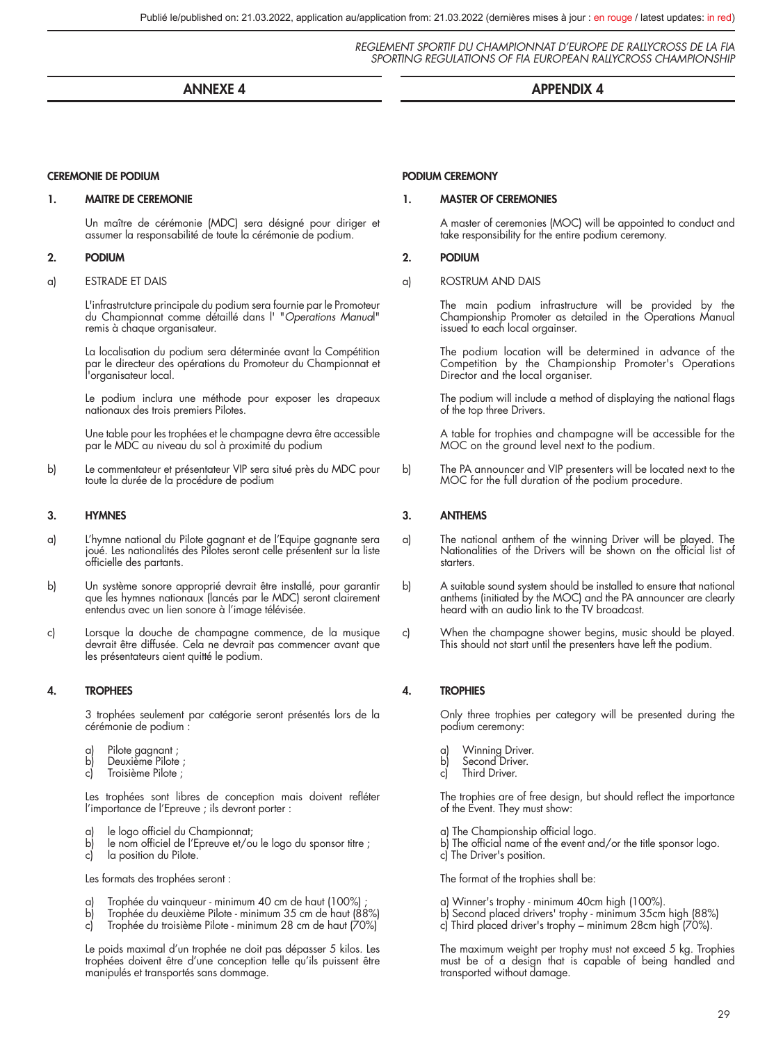# ANNEXE 4

## CEREMONIE DE PODIUM

### 1. MAITRE DE CEREMONIE

Un maître de cérémonie (MDC) sera désigné pour diriger et assumer la responsabilité de toute la cérémonie de podium.

### 2. PODIUM

a) ESTRADE ET DAIS

L'infrastrutcture principale du podium sera fournie par le Promoteur du Championnat comme détaillé dans l' "*Operations Manual*" remis à chaque organisateur.

La localisation du podium sera déterminée avant la Compétition par le directeur des opérations du Promoteur du Championnat et l'organisateur local.

Le podium inclura une méthode pour exposer les drapeaux nationaux des trois premiers Pilotes.

Une table pour les trophées et le champagne devra être accessible par le MDC au niveau du sol à proximité du podium

b) Le commentateur et présentateur VIP sera situé près du MDC pour toute la durée de la procédure de podium

### 3. HYMNES

a) L'hymne national du Pilote gagnant et de l'Equipe gagnante sera joué. Les nationalités des Pilotes seront celle présentent sur la liste officielle des partants.

b) Un système sonore approprié devrait être installé, pour garantir que les hymnes nationaux (lancés par le MDC) seront clairement entendus avec un lien sonore à l'image télévisée.

c) Lorsque la douche de champagne commence, de la musique devrait être diffusée. Cela ne devrait pas commencer avant que les présentateurs aient quitté le podium.

### 4. TROPHEES

3 trophées seulement par catégorie seront présentés lors de la cérémonie de podium :

a) Pilote gagnant ;
b) Deuxième Pilote ;
c) Troisième Pilote ;

Les trophées sont libres de conception mais doivent refléter l'importance de l'Epreuve ; ils devront porter :

a) le logo officiel du Championnat;
b) le nom officiel de l'Epreuve et/ou le logo du sponsor titre ;
c) la position du Pilote.

Les formats des trophées seront :

a) Trophée du vainqueur - minimum 40 cm de haut (100%) ;
b) Trophée du deuxième Pilote - minimum 35 cm de haut (88%)
c) Trophée du troisième Pilote - minimum 28 cm de haut (70%)

Le poids maximal d'un trophée ne doit pas dépasser 5 kilos. Les trophées doivent être d'une conception telle qu'ils puissent être manipulés et transportés sans dommage.

# APPENDIX 4

## PODIUM CEREMONY

### 1. MASTER OF CEREMONIES

A master of ceremonies (MOC) will be appointed to conduct and take responsibility for the entire podium ceremony.

### 2. PODIUM

a) ROSTRUM AND DAIS

The main podium infrastructure will be provided by the Championship Promoter as detailed in the Operations Manual issued to each local orgainser.

The podium location will be determined in advance of the Competition by the Championship Promoter's Operations Director and the local organiser.

The podium will include a method of displaying the national flags of the top three Drivers.

A table for trophies and champagne will be accessible for the MOC on the ground level next to the podium.

b) The PA announcer and VIP presenters will be located next to the MOC for the full duration of the podium procedure.

### 3. ANTHEMS

a) The national anthem of the winning Driver will be played. The Nationalities of the Drivers will be shown on the official list of starters.

b) A suitable sound system should be installed to ensure that national anthems (initiated by the MOC) and the PA announcer are clearly heard with an audio link to the TV broadcast.

c) When the champagne shower begins, music should be played. This should not start until the presenters have left the podium.

### 4. TROPHIES

Only three trophies per category will be presented during the podium ceremony:

a) Winning Driver.
b) Second Driver.
c) Third Driver.

The trophies are of free design, but should reflect the importance of the Event. They must show:

a) The Championship official logo.
b) The official name of the event and/or the title sponsor logo.
c) The Driver's position.

The format of the trophies shall be:

a) Winner's trophy - minimum 40cm high (100%).
b) Second placed drivers' trophy - minimum 35cm high (88%)
c) Third placed driver's trophy – minimum 28cm high (70%).

The maximum weight per trophy must not exceed 5 kg. Trophies must be of a design that is capable of being handled and transported without damage.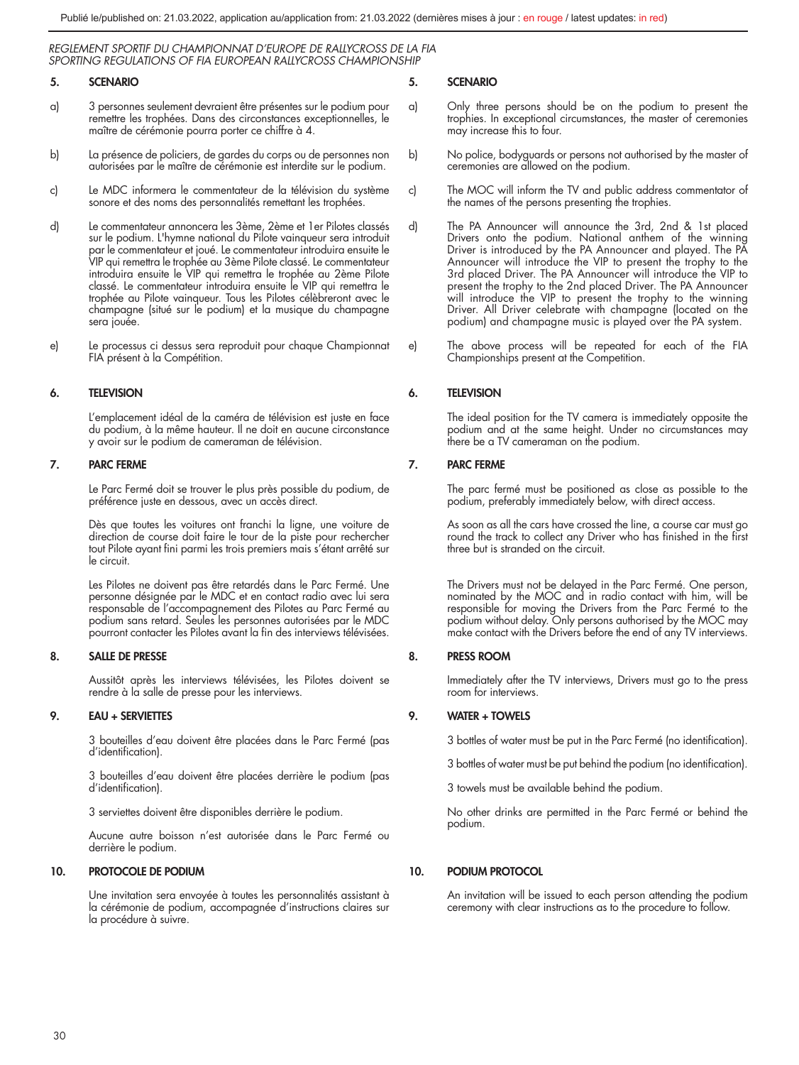## 5. SCENARIO

a) 3 personnes seulement devraient être présentes sur le podium pour remettre les trophées. Dans des circonstances exceptionnelles, le maître de cérémonie pourra porter ce chiffre à 4.

b) La présence de policiers, de gardes du corps ou de personnes non autorisées par le maître de cérémonie est interdite sur le podium.

c) Le MDC informera le commentateur de la télévision du système sonore et des noms des personnalités remettant les trophées.

d) Le commentateur annoncera les 3ème, 2ème et 1er Pilotes classés sur le podium. L'hymne national du Pilote vainqueur sera introduit par le commentateur et joué. Le commentateur introduira ensuite le VIP qui remettra le trophée au 3ème Pilote classé. Le commentateur introduira ensuite le VIP qui remettra le trophée au 2ème Pilote classé. Le commentateur introduira ensuite le VIP qui remettra le trophée au Pilote vainqueur. Tous les Pilotes célèbreront avec le champagne (situé sur le podium) et la musique du champagne sera jouée.

e) Le processus ci dessus sera reproduit pour chaque Championnat FIA présent à la Compétition.

## 6. TELEVISION

L'emplacement idéal de la caméra de télévision est juste en face du podium, à la même hauteur. Il ne doit en aucune circonstance y avoir sur le podium de cameraman de télévision.

## 7. PARC FERME

Le Parc Fermé doit se trouver le plus près possible du podium, de préférence juste en dessous, avec un accès direct.

Dès que toutes les voitures ont franchi la ligne, une voiture de direction de course doit faire le tour de la piste pour rechercher tout Pilote ayant fini parmi les trois premiers mais s'étant arrêté sur le circuit.

Les Pilotes ne doivent pas être retardés dans le Parc Fermé. Une personne désignée par le MDC et en contact radio avec lui sera responsable de l'accompagnement des Pilotes au Parc Fermé au podium sans retard. Seules les personnes autorisées par le MDC pourront contacter les Pilotes avant la fin des interviews télévisées.

## 8. SALLE DE PRESSE

Aussitôt après les interviews télévisées, les Pilotes doivent se rendre à la salle de presse pour les interviews.

## 9. EAU + SERVIETTES

3 bouteilles d'eau doivent être placées dans le Parc Fermé (pas d'identification).

3 bouteilles d'eau doivent être placées derrière le podium (pas d'identification).

3 serviettes doivent être disponibles derrière le podium.

Aucune autre boisson n'est autorisée dans le Parc Fermé ou derrière le podium.

## 10. PROTOCOLE DE PODIUM

Une invitation sera envoyée à toutes les personnalités assistant à la cérémonie de podium, accompagnée d'instructions claires sur la procédure à suivre.

## 5. SCENARIO

a) Only three persons should be on the podium to present the trophies. In exceptional circumstances, the master of ceremonies may increase this to four.

b) No police, bodyguards or persons not authorised by the master of ceremonies are allowed on the podium.

c) The MOC will inform the TV and public address commentator of the names of the persons presenting the trophies.

d) The PA Announcer will announce the 3rd, 2nd & 1st placed Drivers onto the podium. National anthem of the winning Driver is introduced by the PA Announcer and played. The PA Announcer will introduce the VIP to present the trophy to the 3rd placed Driver. The PA Announcer will introduce the VIP to present the trophy to the 2nd placed Driver. The PA Announcer will introduce the VIP to present the trophy to the winning Driver. All Driver celebrate with champagne (located on the podium) and champagne music is played over the PA system.

e) The above process will be repeated for each of the FIA Championships present at the Competition.

## 6. TELEVISION

The ideal position for the TV camera is immediately opposite the podium and at the same height. Under no circumstances may there be a TV cameraman on the podium.

## 7. PARC FERME

The parc fermé must be positioned as close as possible to the podium, preferably immediately below, with direct access.

As soon as all the cars have crossed the line, a course car must go round the track to collect any Driver who has finished in the first three but is stranded on the circuit.

The Drivers must not be delayed in the Parc Fermé. One person, nominated by the MOC and in radio contact with him, will be responsible for moving the Drivers from the Parc Fermé to the podium without delay. Only persons authorised by the MOC may make contact with the Drivers before the end of any TV interviews.

## 8. PRESS ROOM

Immediately after the TV interviews, Drivers must go to the press room for interviews.

## 9. WATER + TOWELS

3 bottles of water must be put in the Parc Fermé (no identification).

3 bottles of water must be put behind the podium (no identification).

3 towels must be available behind the podium.

No other drinks are permitted in the Parc Fermé or behind the podium.

## 10. PODIUM PROTOCOL

An invitation will be issued to each person attending the podium ceremony with clear instructions as to the procedure to follow.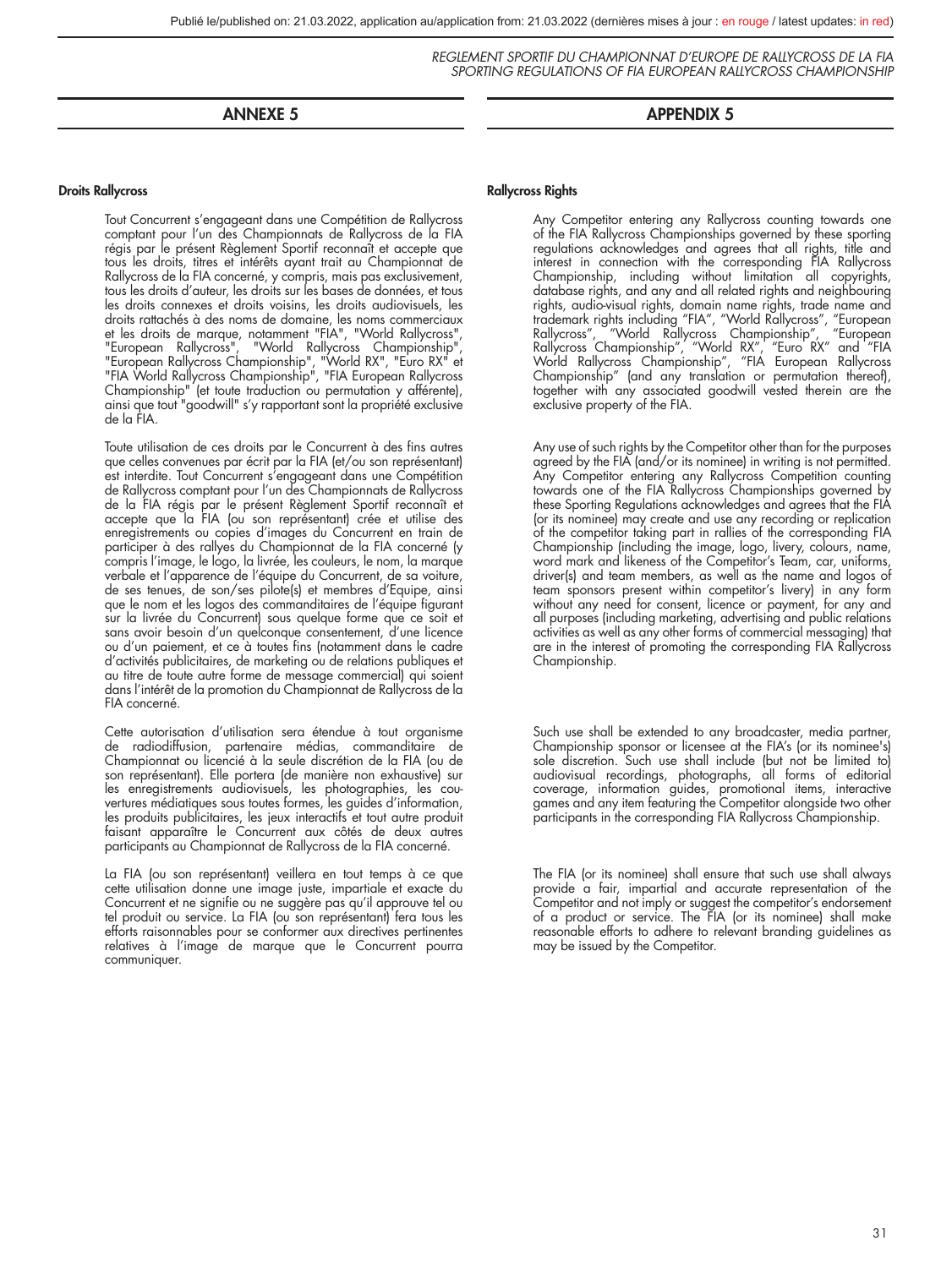## ANNEXE 5

### Droits Rallycross

Tout Concurrent s'engageant dans une Compétition de Rallycross comptant pour l'un des Championnats de Rallycross de la FIA régis par le présent Règlement Sportif reconnaît et accepte que tous les droits, titres et intérêts ayant trait au Championnat de Rallycross de la FIA concerné, y compris, mais pas exclusivement, tous les droits d'auteur, les droits sur les bases de données, et tous les droits connexes et droits voisins, les droits audiovisuels, les droits rattachés à des noms de domaine, les noms commerciaux et les droits de marque, notamment "FIA", "World Rallycross", "European Rallycross", "World Rallycross Championship", "European Rallycross Championship", "World RX", "Euro RX" et "FIA World Rallycross Championship", "FIA European Rallycross Championship" (et toute traduction ou permutation y afférente), ainsi que tout "goodwill" s'y rapportant sont la propriété exclusive de la FIA.

Toute utilisation de ces droits par le Concurrent à des fins autres que celles convenues par écrit par la FIA (et/ou son représentant) est interdite. Tout Concurrent s'engageant dans une Compétition de Rallycross comptant pour l'un des Championnats de Rallycross de la FIA régis par le présent Règlement Sportif reconnaît et accepte que la FIA (ou son représentant) crée et utilise des enregistrements ou copies d'images du Concurrent en train de participer à des rallyes du Championnat de la FIA concerné (y compris l'image, le logo, la livrée, les couleurs, le nom, la marque verbale et l'apparence de l'équipe du Concurrent, de sa voiture, de ses tenues, de son/ses pilote(s) et membres d'Equipe, ainsi que le nom et les logos des commanditaires de l'équipe figurant sur la livrée du Concurrent) sous quelque forme que ce soit et sans avoir besoin d'un quelconque consentement, d'une licence ou d'un paiement, et ce à toutes fins (notamment dans le cadre d'activités publicitaires, de marketing ou de relations publiques et au titre de toute autre forme de message commercial) qui soient dans l'intérêt de la promotion du Championnat de Rallycross de la FIA concerné.

Cette autorisation d'utilisation sera étendue à tout organisme de radiodiffusion, partenaire médias, commanditaire de Championnat ou licencié à la seule discrétion de la FIA (ou de son représentant). Elle portera (de manière non exhaustive) sur les enregistrements audiovisuels, les photographies, les couvertures médiatiques sous toutes formes, les guides d'information, les produits publicitaires, les jeux interactifs et tout autre produit faisant apparaître le Concurrent aux côtés de deux autres participants au Championnat de Rallycross de la FIA concerné.

La FIA (ou son représentant) veillera en tout temps à ce que cette utilisation donne une image juste, impartiale et exacte du Concurrent et ne signifie ou ne suggère pas qu'il approuve tel ou tel produit ou service. La FIA (ou son représentant) fera tous les efforts raisonnables pour se conformer aux directives pertinentes relatives à l'image de marque que le Concurrent pourra communiquer.

## APPENDIX 5

### Rallycross Rights

Any Competitor entering any Rallycross counting towards one of the FIA Rallycross Championships governed by these sporting regulations acknowledges and agrees that all rights, title and interest in connection with the corresponding FIA Rallycross Championship, including without limitation all copyrights, database rights, and any and all related rights and neighbouring rights, audio-visual rights, domain name rights, trade name and trademark rights including "FIA", "World Rallycross", "European Rallycross", "World Rallycross Championship", "European Rallycross Championship", "World RX", "Euro RX" and "FIA World Rallycross Championship", "FIA European Rallycross Championship" (and any translation or permutation thereof), together with any associated goodwill vested therein are the exclusive property of the FIA.

Any use of such rights by the Competitor other than for the purposes agreed by the FIA (and/or its nominee) in writing is not permitted. Any Competitor entering any Rallycross Competition counting towards one of the FIA Rallycross Championships governed by these Sporting Regulations acknowledges and agrees that the FIA (or its nominee) may create and use any recording or replication of the competitor taking part in rallies of the corresponding FIA Championship (including the image, logo, livery, colours, name, word mark and likeness of the Competitor's Team, car, uniforms, driver(s) and team members, as well as the name and logos of team sponsors present within competitor's livery) in any form without any need for consent, licence or payment, for any and all purposes (including marketing, advertising and public relations activities as well as any other forms of commercial messaging) that are in the interest of promoting the corresponding FIA Rallycross Championship.

Such use shall be extended to any broadcaster, media partner, Championship sponsor or licensee at the FIA's (or its nominee's) sole discretion. Such use shall include (but not be limited to) audiovisual recordings, photographs, all forms of editorial coverage, information guides, promotional items, interactive games and any item featuring the Competitor alongside two other participants in the corresponding FIA Rallycross Championship.

The FIA (or its nominee) shall ensure that such use shall always provide a fair, impartial and accurate representation of the Competitor and not imply or suggest the competitor's endorsement of a product or service. The FIA (or its nominee) shall make reasonable efforts to adhere to relevant branding guidelines as may be issued by the Competitor.